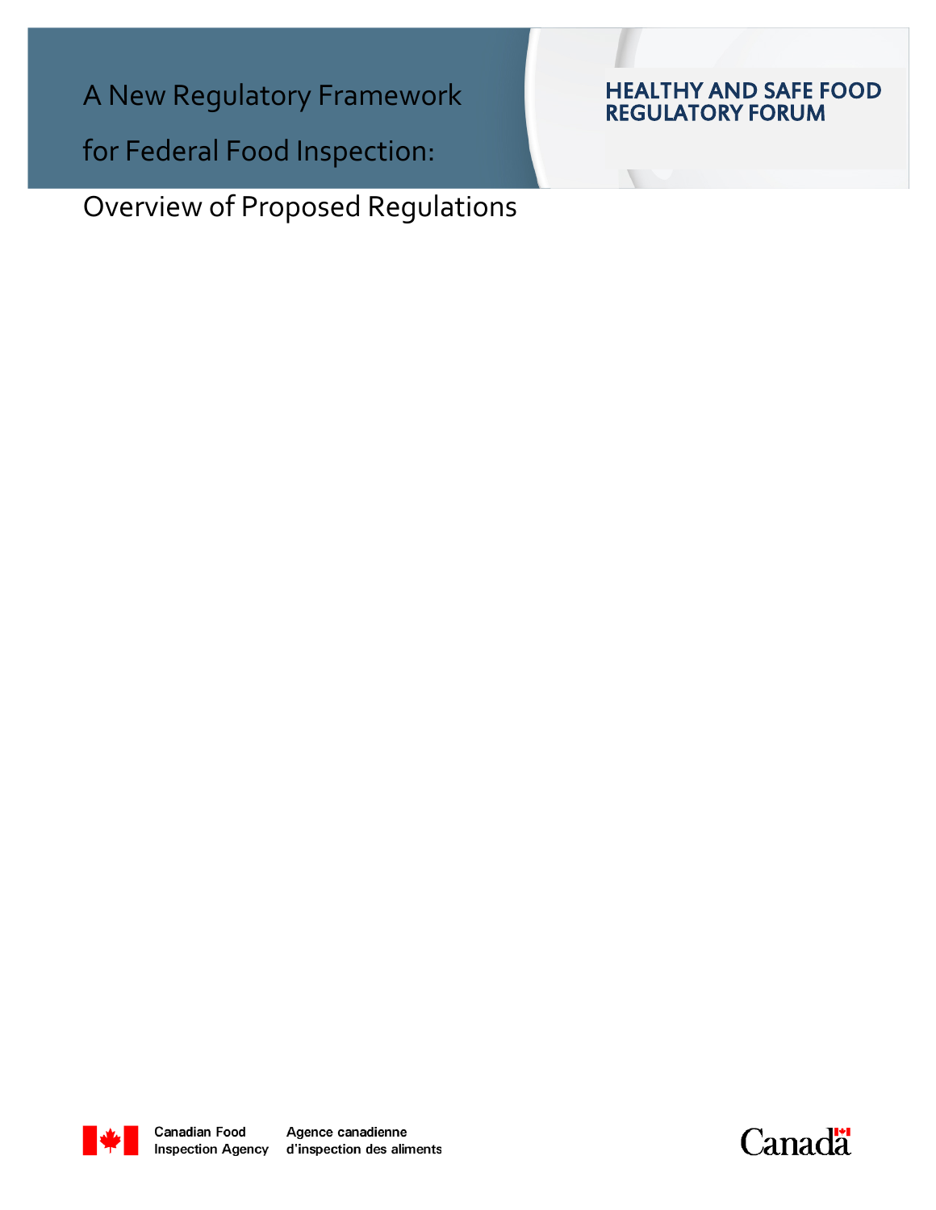# A New Regulatory Framework for Federal Food Inspection: Overview of Proposed Regulations

**HEALTHY AND SAFE FOOD REGULATORY FORUM**

Canadian Food Inspection Agency | Agence canadienne d'inspection des aliments

Canada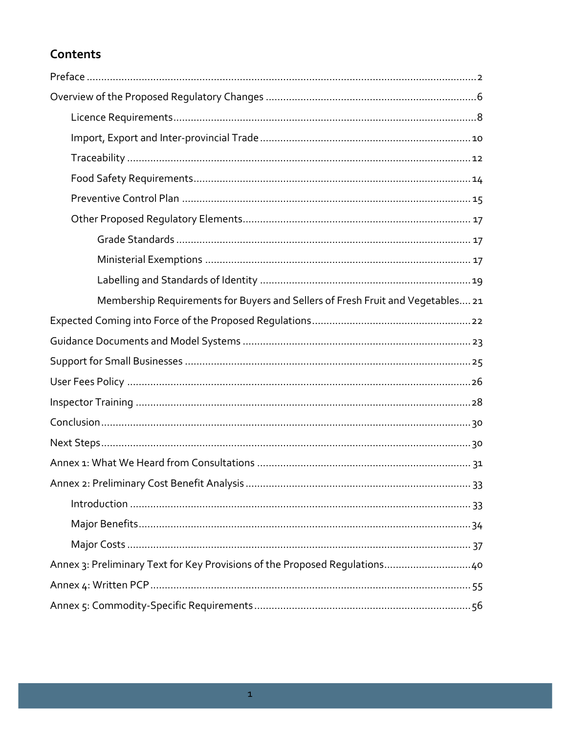## Contents

- Preface ........ 2
- Overview of the Proposed Regulatory Changes ........ 6
  - Licence Requirements ........ 8
  - Import, Export and Inter-provincial Trade ........ 10
  - Traceability ........ 12
  - Food Safety Requirements ........ 14
  - Preventive Control Plan ........ 15
  - Other Proposed Regulatory Elements ........ 17
    - Grade Standards ........ 17
    - Ministerial Exemptions ........ 17
    - Labelling and Standards of Identity ........ 19
    - Membership Requirements for Buyers and Sellers of Fresh Fruit and Vegetables ........ 21
- Expected Coming into Force of the Proposed Regulations ........ 22
- Guidance Documents and Model Systems ........ 23
- Support for Small Businesses ........ 25
- User Fees Policy ........ 26
- Inspector Training ........ 28
- Conclusion ........ 30
- Next Steps ........ 30
- Annex 1: What We Heard from Consultations ........ 31
- Annex 2: Preliminary Cost Benefit Analysis ........ 33
  - Introduction ........ 33
  - Major Benefits ........ 34
  - Major Costs ........ 37
- Annex 3: Preliminary Text for Key Provisions of the Proposed Regulations ........ 40
- Annex 4: Written PCP ........ 55
- Annex 5: Commodity-Specific Requirements ........ 56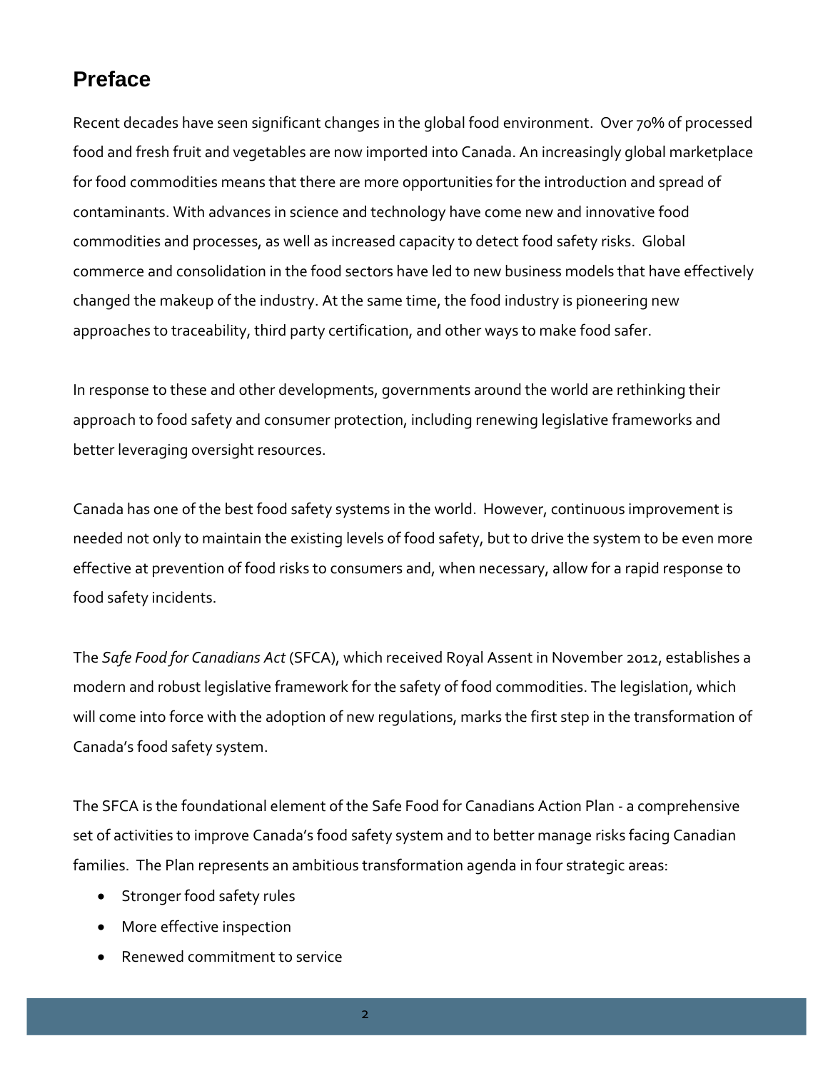# Preface

Recent decades have seen significant changes in the global food environment. Over 70% of processed food and fresh fruit and vegetables are now imported into Canada. An increasingly global marketplace for food commodities means that there are more opportunities for the introduction and spread of contaminants. With advances in science and technology have come new and innovative food commodities and processes, as well as increased capacity to detect food safety risks. Global commerce and consolidation in the food sectors have led to new business models that have effectively changed the makeup of the industry. At the same time, the food industry is pioneering new approaches to traceability, third party certification, and other ways to make food safer.

In response to these and other developments, governments around the world are rethinking their approach to food safety and consumer protection, including renewing legislative frameworks and better leveraging oversight resources.

Canada has one of the best food safety systems in the world. However, continuous improvement is needed not only to maintain the existing levels of food safety, but to drive the system to be even more effective at prevention of food risks to consumers and, when necessary, allow for a rapid response to food safety incidents.

The *Safe Food for Canadians Act* (SFCA), which received Royal Assent in November 2012, establishes a modern and robust legislative framework for the safety of food commodities. The legislation, which will come into force with the adoption of new regulations, marks the first step in the transformation of Canada's food safety system.

The SFCA is the foundational element of the Safe Food for Canadians Action Plan - a comprehensive set of activities to improve Canada's food safety system and to better manage risks facing Canadian families. The Plan represents an ambitious transformation agenda in four strategic areas:

- Stronger food safety rules
- More effective inspection
- Renewed commitment to service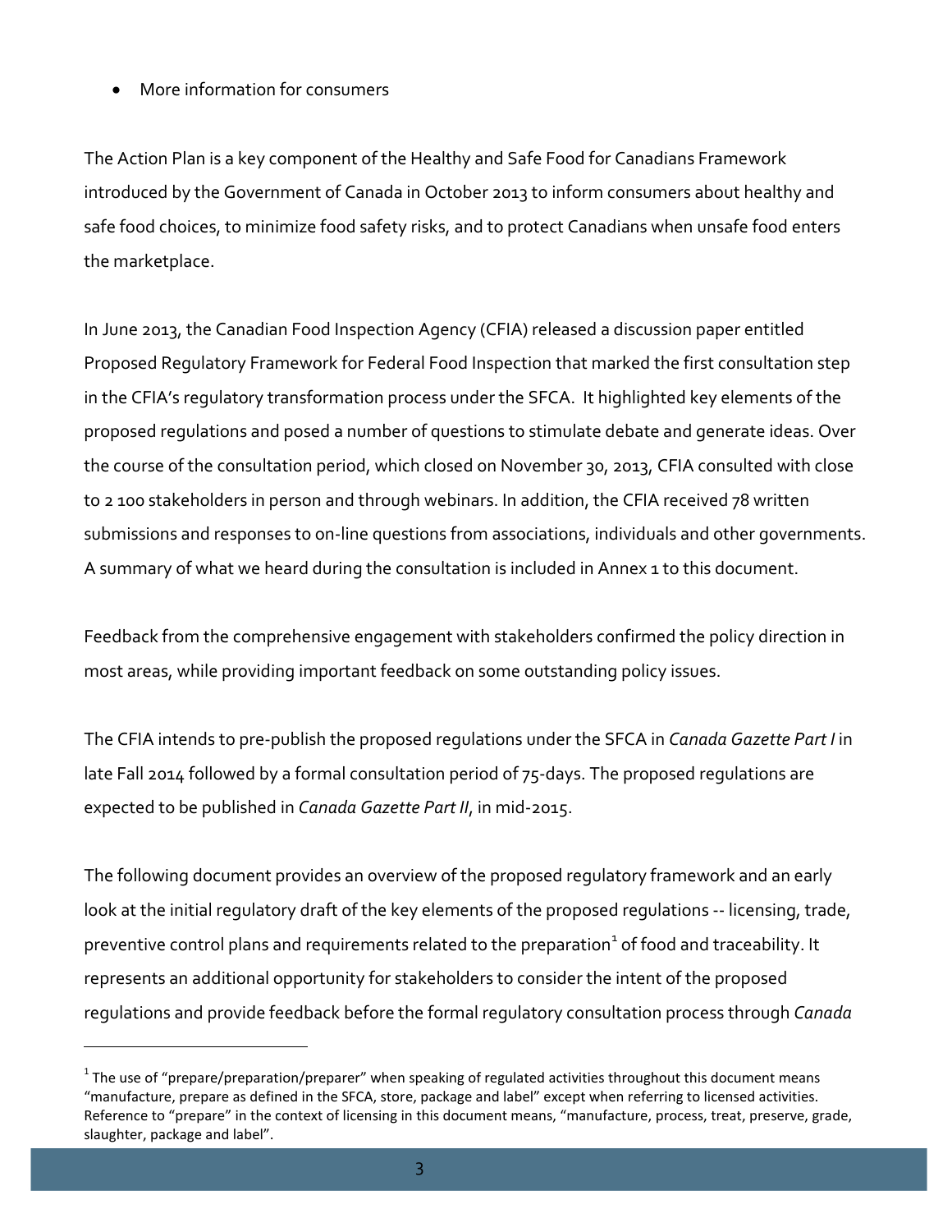- More information for consumers

The Action Plan is a key component of the Healthy and Safe Food for Canadians Framework introduced by the Government of Canada in October 2013 to inform consumers about healthy and safe food choices, to minimize food safety risks, and to protect Canadians when unsafe food enters the marketplace.

In June 2013, the Canadian Food Inspection Agency (CFIA) released a discussion paper entitled Proposed Regulatory Framework for Federal Food Inspection that marked the first consultation step in the CFIA's regulatory transformation process under the SFCA. It highlighted key elements of the proposed regulations and posed a number of questions to stimulate debate and generate ideas. Over the course of the consultation period, which closed on November 30, 2013, CFIA consulted with close to 2 100 stakeholders in person and through webinars. In addition, the CFIA received 78 written submissions and responses to on-line questions from associations, individuals and other governments. A summary of what we heard during the consultation is included in Annex 1 to this document.

Feedback from the comprehensive engagement with stakeholders confirmed the policy direction in most areas, while providing important feedback on some outstanding policy issues.

The CFIA intends to pre-publish the proposed regulations under the SFCA in *Canada Gazette Part I* in late Fall 2014 followed by a formal consultation period of 75-days. The proposed regulations are expected to be published in *Canada Gazette Part II*, in mid-2015.

The following document provides an overview of the proposed regulatory framework and an early look at the initial regulatory draft of the key elements of the proposed regulations -- licensing, trade, preventive control plans and requirements related to the preparation[1] of food and traceability. It represents an additional opportunity for stakeholders to consider the intent of the proposed regulations and provide feedback before the formal regulatory consultation process through *Canada*

[1] The use of "prepare/preparation/preparer" when speaking of regulated activities throughout this document means "manufacture, prepare as defined in the SFCA, store, package and label" except when referring to licensed activities. Reference to "prepare" in the context of licensing in this document means, "manufacture, process, treat, preserve, grade, slaughter, package and label".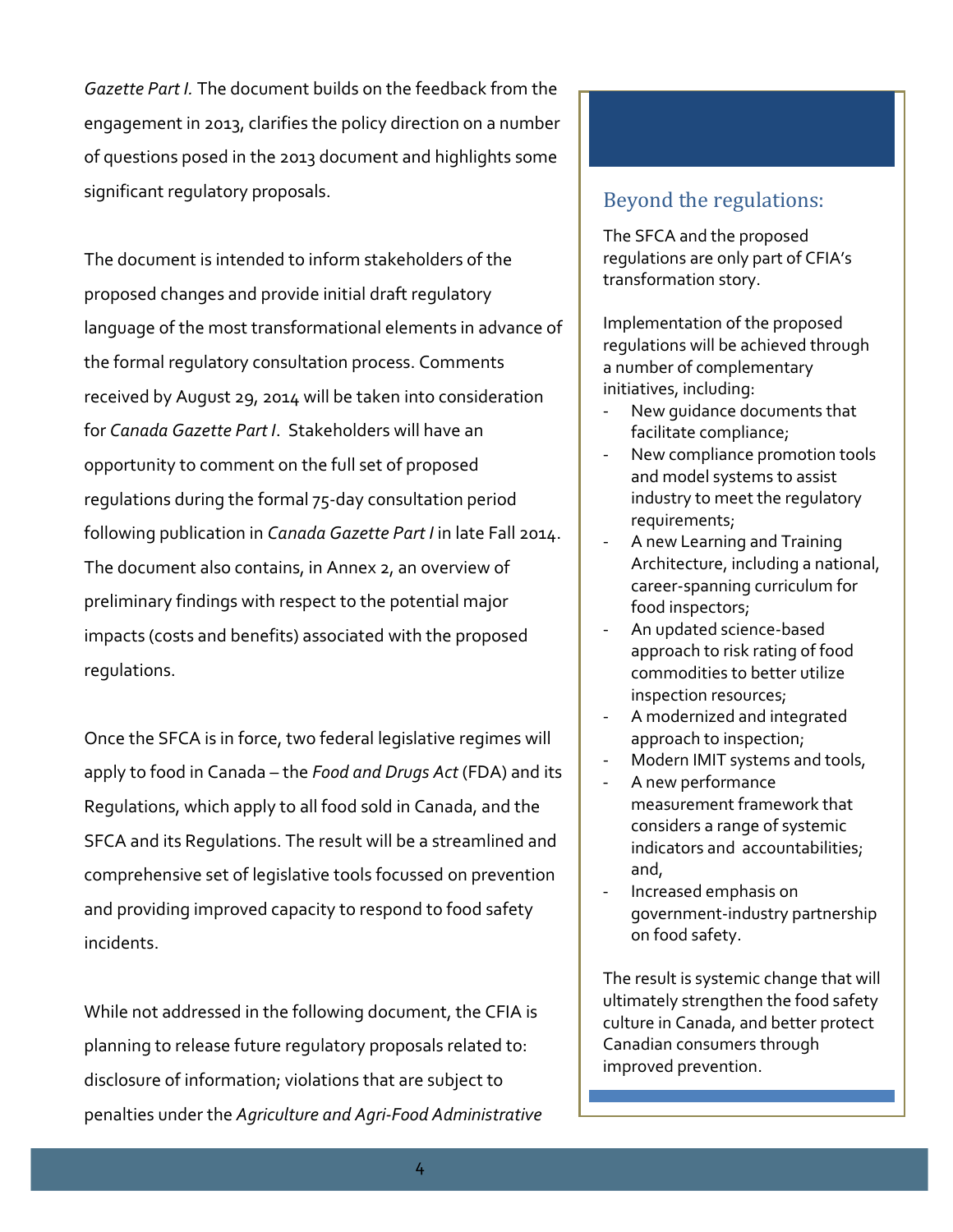*Gazette Part I.* The document builds on the feedback from the engagement in 2013, clarifies the policy direction on a number of questions posed in the 2013 document and highlights some significant regulatory proposals.

The document is intended to inform stakeholders of the proposed changes and provide initial draft regulatory language of the most transformational elements in advance of the formal regulatory consultation process. Comments received by August 29, 2014 will be taken into consideration for *Canada Gazette Part I*. Stakeholders will have an opportunity to comment on the full set of proposed regulations during the formal 75-day consultation period following publication in *Canada Gazette Part I* in late Fall 2014. The document also contains, in Annex 2, an overview of preliminary findings with respect to the potential major impacts (costs and benefits) associated with the proposed regulations.

Once the SFCA is in force, two federal legislative regimes will apply to food in Canada – the *Food and Drugs Act* (FDA) and its Regulations, which apply to all food sold in Canada, and the SFCA and its Regulations. The result will be a streamlined and comprehensive set of legislative tools focussed on prevention and providing improved capacity to respond to food safety incidents.

While not addressed in the following document, the CFIA is planning to release future regulatory proposals related to: disclosure of information; violations that are subject to penalties under the *Agriculture and Agri-Food Administrative*

## Beyond the regulations:

The SFCA and the proposed regulations are only part of CFIA's transformation story.

Implementation of the proposed regulations will be achieved through a number of complementary initiatives, including:

- New guidance documents that facilitate compliance;
- New compliance promotion tools and model systems to assist industry to meet the regulatory requirements;
- A new Learning and Training Architecture, including a national, career-spanning curriculum for food inspectors;
- An updated science-based approach to risk rating of food commodities to better utilize inspection resources;
- A modernized and integrated approach to inspection;
- Modern IMIT systems and tools,
- A new performance measurement framework that considers a range of systemic indicators and accountabilities; and,
- Increased emphasis on government-industry partnership on food safety.

The result is systemic change that will ultimately strengthen the food safety culture in Canada, and better protect Canadian consumers through improved prevention.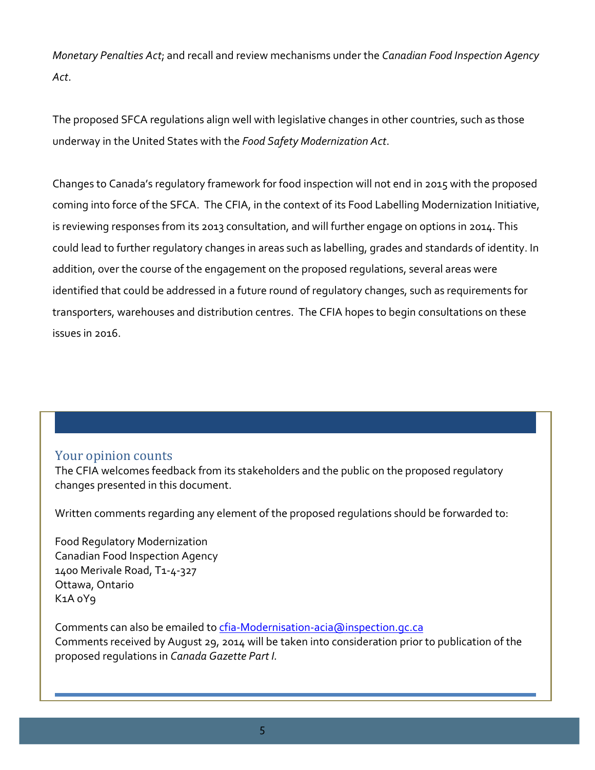*Monetary Penalties Act*; and recall and review mechanisms under the *Canadian Food Inspection Agency Act*.

The proposed SFCA regulations align well with legislative changes in other countries, such as those underway in the United States with the *Food Safety Modernization Act*.

Changes to Canada's regulatory framework for food inspection will not end in 2015 with the proposed coming into force of the SFCA. The CFIA, in the context of its Food Labelling Modernization Initiative, is reviewing responses from its 2013 consultation, and will further engage on options in 2014. This could lead to further regulatory changes in areas such as labelling, grades and standards of identity. In addition, over the course of the engagement on the proposed regulations, several areas were identified that could be addressed in a future round of regulatory changes, such as requirements for transporters, warehouses and distribution centres. The CFIA hopes to begin consultations on these issues in 2016.

## Your opinion counts

The CFIA welcomes feedback from its stakeholders and the public on the proposed regulatory changes presented in this document.

Written comments regarding any element of the proposed regulations should be forwarded to:

Food Regulatory Modernization
Canadian Food Inspection Agency
1400 Merivale Road, T1-4-327
Ottawa, Ontario
K1A 0Y9

Comments can also be emailed to cfia-Modernisation-acia@inspection.gc.ca
Comments received by August 29, 2014 will be taken into consideration prior to publication of the proposed regulations in *Canada Gazette Part I.*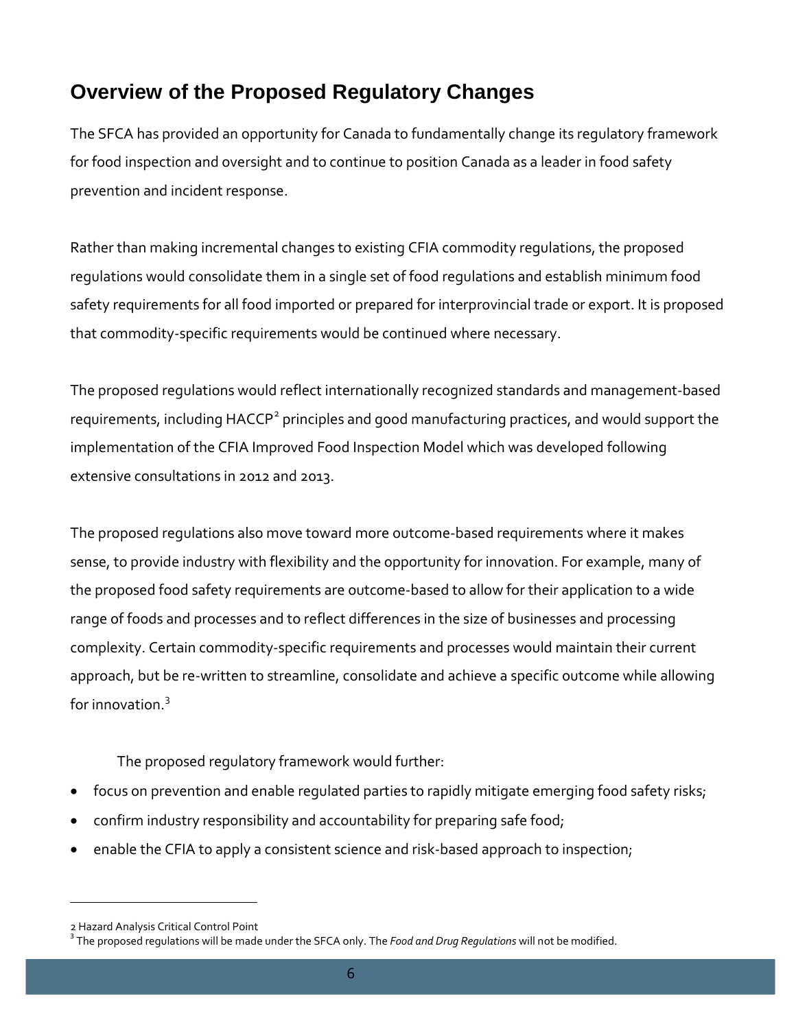## Overview of the Proposed Regulatory Changes

The SFCA has provided an opportunity for Canada to fundamentally change its regulatory framework for food inspection and oversight and to continue to position Canada as a leader in food safety prevention and incident response.

Rather than making incremental changes to existing CFIA commodity regulations, the proposed regulations would consolidate them in a single set of food regulations and establish minimum food safety requirements for all food imported or prepared for interprovincial trade or export. It is proposed that commodity-specific requirements would be continued where necessary.

The proposed regulations would reflect internationally recognized standards and management-based requirements, including HACCP[2] principles and good manufacturing practices, and would support the implementation of the CFIA Improved Food Inspection Model which was developed following extensive consultations in 2012 and 2013.

The proposed regulations also move toward more outcome-based requirements where it makes sense, to provide industry with flexibility and the opportunity for innovation. For example, many of the proposed food safety requirements are outcome-based to allow for their application to a wide range of foods and processes and to reflect differences in the size of businesses and processing complexity. Certain commodity-specific requirements and processes would maintain their current approach, but be re-written to streamline, consolidate and achieve a specific outcome while allowing for innovation.[3]

The proposed regulatory framework would further:

- focus on prevention and enable regulated parties to rapidly mitigate emerging food safety risks;
- confirm industry responsibility and accountability for preparing safe food;
- enable the CFIA to apply a consistent science and risk-based approach to inspection;

---

2 Hazard Analysis Critical Control Point

3 The proposed regulations will be made under the SFCA only. The *Food and Drug Regulations* will not be modified.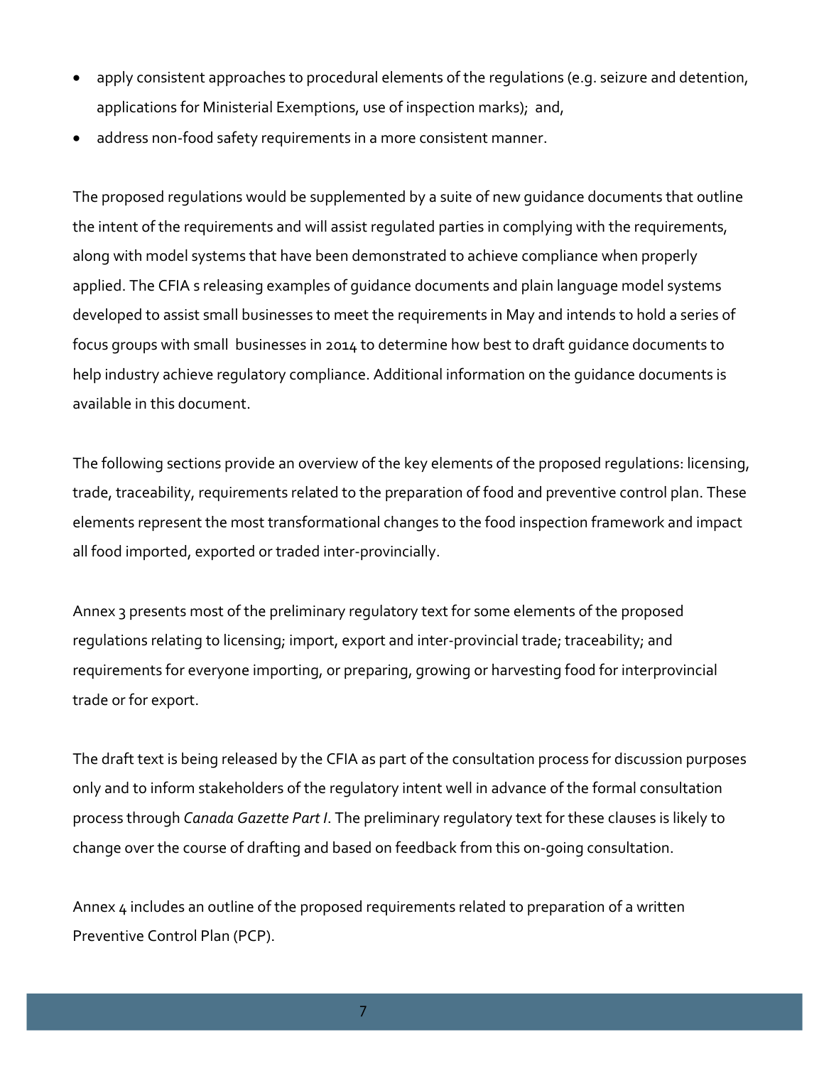- apply consistent approaches to procedural elements of the regulations (e.g. seizure and detention, applications for Ministerial Exemptions, use of inspection marks); and,
- address non-food safety requirements in a more consistent manner.

The proposed regulations would be supplemented by a suite of new guidance documents that outline the intent of the requirements and will assist regulated parties in complying with the requirements, along with model systems that have been demonstrated to achieve compliance when properly applied. The CFIA s releasing examples of guidance documents and plain language model systems developed to assist small businesses to meet the requirements in May and intends to hold a series of focus groups with small businesses in 2014 to determine how best to draft guidance documents to help industry achieve regulatory compliance. Additional information on the guidance documents is available in this document.

The following sections provide an overview of the key elements of the proposed regulations: licensing, trade, traceability, requirements related to the preparation of food and preventive control plan. These elements represent the most transformational changes to the food inspection framework and impact all food imported, exported or traded inter-provincially.

Annex 3 presents most of the preliminary regulatory text for some elements of the proposed regulations relating to licensing; import, export and inter-provincial trade; traceability; and requirements for everyone importing, or preparing, growing or harvesting food for interprovincial trade or for export.

The draft text is being released by the CFIA as part of the consultation process for discussion purposes only and to inform stakeholders of the regulatory intent well in advance of the formal consultation process through *Canada Gazette Part I*. The preliminary regulatory text for these clauses is likely to change over the course of drafting and based on feedback from this on-going consultation.

Annex 4 includes an outline of the proposed requirements related to preparation of a written Preventive Control Plan (PCP).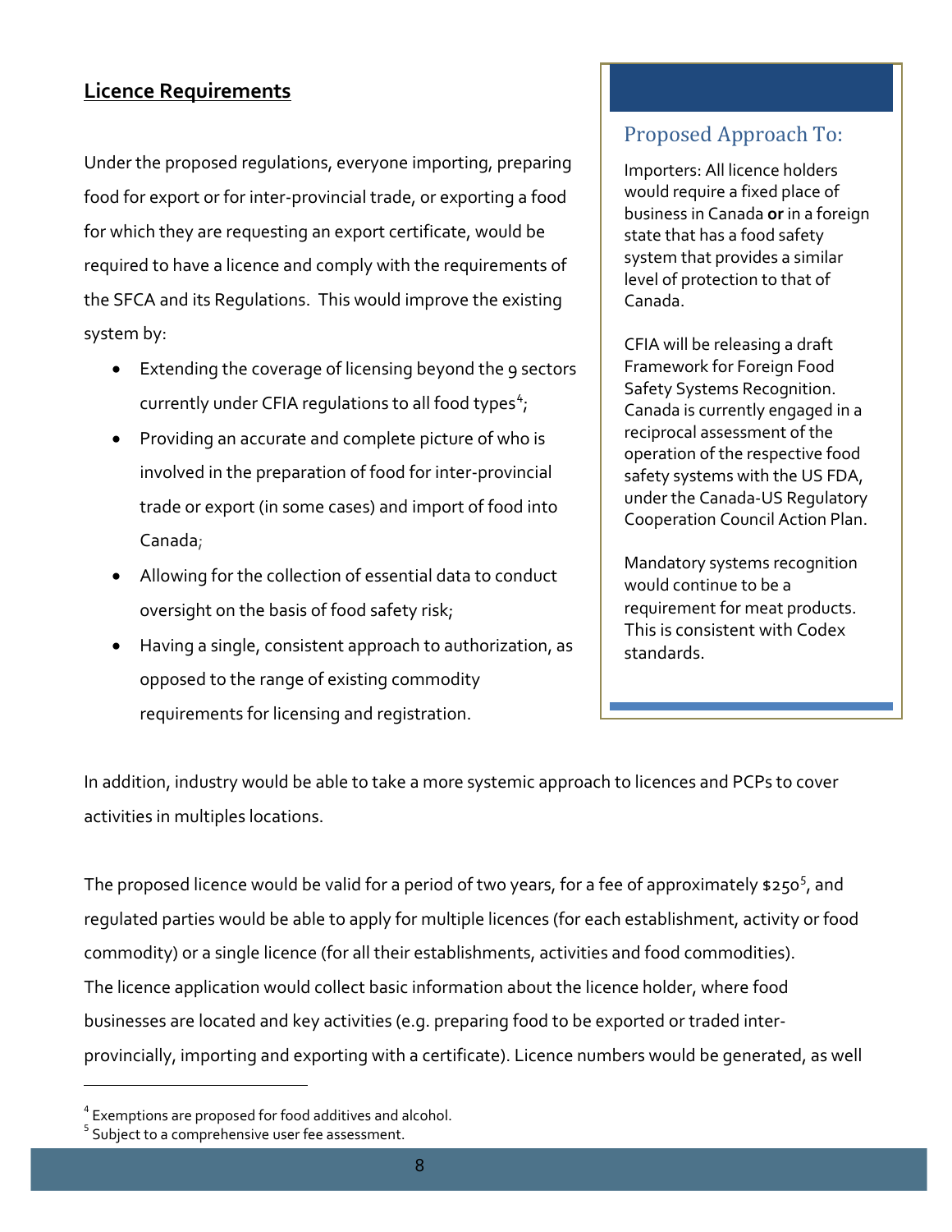## Licence Requirements

Under the proposed regulations, everyone importing, preparing food for export or for inter-provincial trade, or exporting a food for which they are requesting an export certificate, would be required to have a licence and comply with the requirements of the SFCA and its Regulations. This would improve the existing system by:

- Extending the coverage of licensing beyond the 9 sectors currently under CFIA regulations to all food types[4];
- Providing an accurate and complete picture of who is involved in the preparation of food for inter-provincial trade or export (in some cases) and import of food into Canada;
- Allowing for the collection of essential data to conduct oversight on the basis of food safety risk;
- Having a single, consistent approach to authorization, as opposed to the range of existing commodity requirements for licensing and registration.

> ### Proposed Approach To:
>
> Importers: All licence holders would require a fixed place of business in Canada **or** in a foreign state that has a food safety system that provides a similar level of protection to that of Canada.
>
> CFIA will be releasing a draft Framework for Foreign Food Safety Systems Recognition. Canada is currently engaged in a reciprocal assessment of the operation of the respective food safety systems with the US FDA, under the Canada-US Regulatory Cooperation Council Action Plan.
>
> Mandatory systems recognition would continue to be a requirement for meat products. This is consistent with Codex standards.

In addition, industry would be able to take a more systemic approach to licences and PCPs to cover activities in multiples locations.

The proposed licence would be valid for a period of two years, for a fee of approximately $250[5], and regulated parties would be able to apply for multiple licences (for each establishment, activity or food commodity) or a single licence (for all their establishments, activities and food commodities). The licence application would collect basic information about the licence holder, where food businesses are located and key activities (e.g. preparing food to be exported or traded inter-provincially, importing and exporting with a certificate). Licence numbers would be generated, as well

[4] Exemptions are proposed for food additives and alcohol.
[5] Subject to a comprehensive user fee assessment.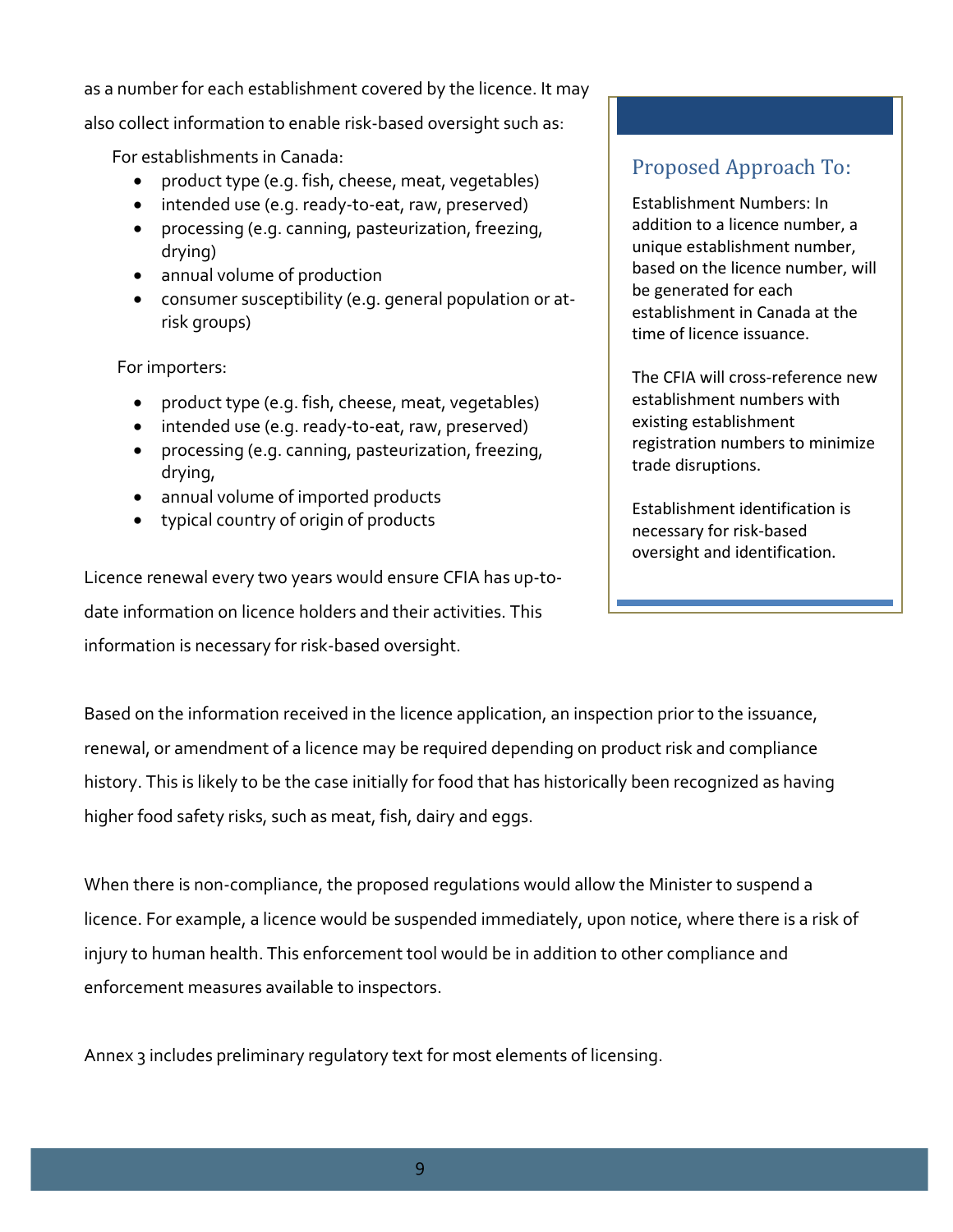as a number for each establishment covered by the licence. It may also collect information to enable risk-based oversight such as:

For establishments in Canada:

- product type (e.g. fish, cheese, meat, vegetables)
- intended use (e.g. ready-to-eat, raw, preserved)
- processing (e.g. canning, pasteurization, freezing, drying)
- annual volume of production
- consumer susceptibility (e.g. general population or at-risk groups)

For importers:

- product type (e.g. fish, cheese, meat, vegetables)
- intended use (e.g. ready-to-eat, raw, preserved)
- processing (e.g. canning, pasteurization, freezing, drying,
- annual volume of imported products
- typical country of origin of products

Licence renewal every two years would ensure CFIA has up-to-date information on licence holders and their activities. This information is necessary for risk-based oversight.

### Proposed Approach To:

Establishment Numbers: In addition to a licence number, a unique establishment number, based on the licence number, will be generated for each establishment in Canada at the time of licence issuance.

The CFIA will cross-reference new establishment numbers with existing establishment registration numbers to minimize trade disruptions.

Establishment identification is necessary for risk-based oversight and identification.

Based on the information received in the licence application, an inspection prior to the issuance, renewal, or amendment of a licence may be required depending on product risk and compliance history. This is likely to be the case initially for food that has historically been recognized as having higher food safety risks, such as meat, fish, dairy and eggs.

When there is non-compliance, the proposed regulations would allow the Minister to suspend a licence. For example, a licence would be suspended immediately, upon notice, where there is a risk of injury to human health. This enforcement tool would be in addition to other compliance and enforcement measures available to inspectors.

Annex 3 includes preliminary regulatory text for most elements of licensing.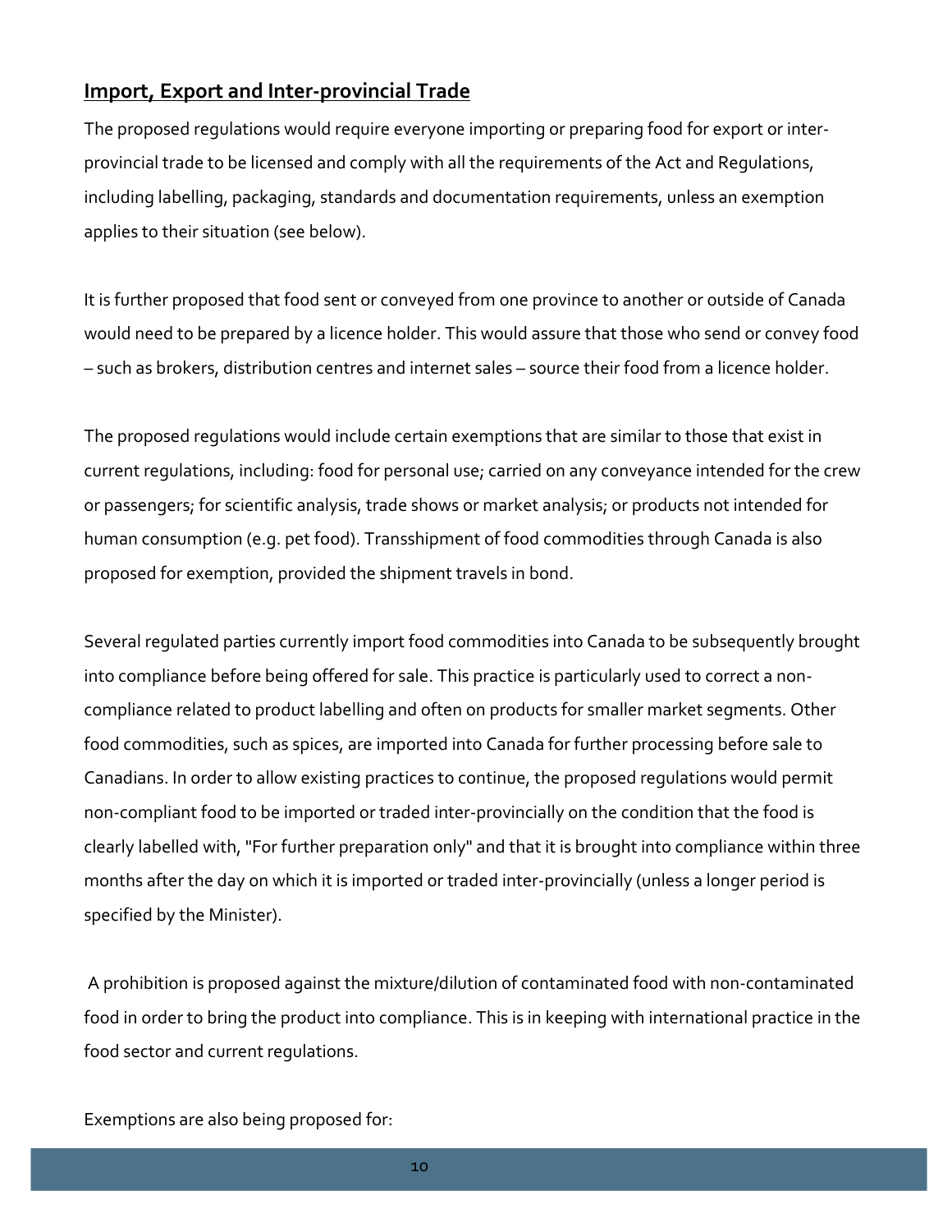## Import, Export and Inter-provincial Trade

The proposed regulations would require everyone importing or preparing food for export or inter-provincial trade to be licensed and comply with all the requirements of the Act and Regulations, including labelling, packaging, standards and documentation requirements, unless an exemption applies to their situation (see below).

It is further proposed that food sent or conveyed from one province to another or outside of Canada would need to be prepared by a licence holder. This would assure that those who send or convey food – such as brokers, distribution centres and internet sales – source their food from a licence holder.

The proposed regulations would include certain exemptions that are similar to those that exist in current regulations, including: food for personal use; carried on any conveyance intended for the crew or passengers; for scientific analysis, trade shows or market analysis; or products not intended for human consumption (e.g. pet food). Transshipment of food commodities through Canada is also proposed for exemption, provided the shipment travels in bond.

Several regulated parties currently import food commodities into Canada to be subsequently brought into compliance before being offered for sale. This practice is particularly used to correct a non-compliance related to product labelling and often on products for smaller market segments. Other food commodities, such as spices, are imported into Canada for further processing before sale to Canadians. In order to allow existing practices to continue, the proposed regulations would permit non-compliant food to be imported or traded inter-provincially on the condition that the food is clearly labelled with, "For further preparation only" and that it is brought into compliance within three months after the day on which it is imported or traded inter-provincially (unless a longer period is specified by the Minister).

A prohibition is proposed against the mixture/dilution of contaminated food with non-contaminated food in order to bring the product into compliance. This is in keeping with international practice in the food sector and current regulations.

Exemptions are also being proposed for: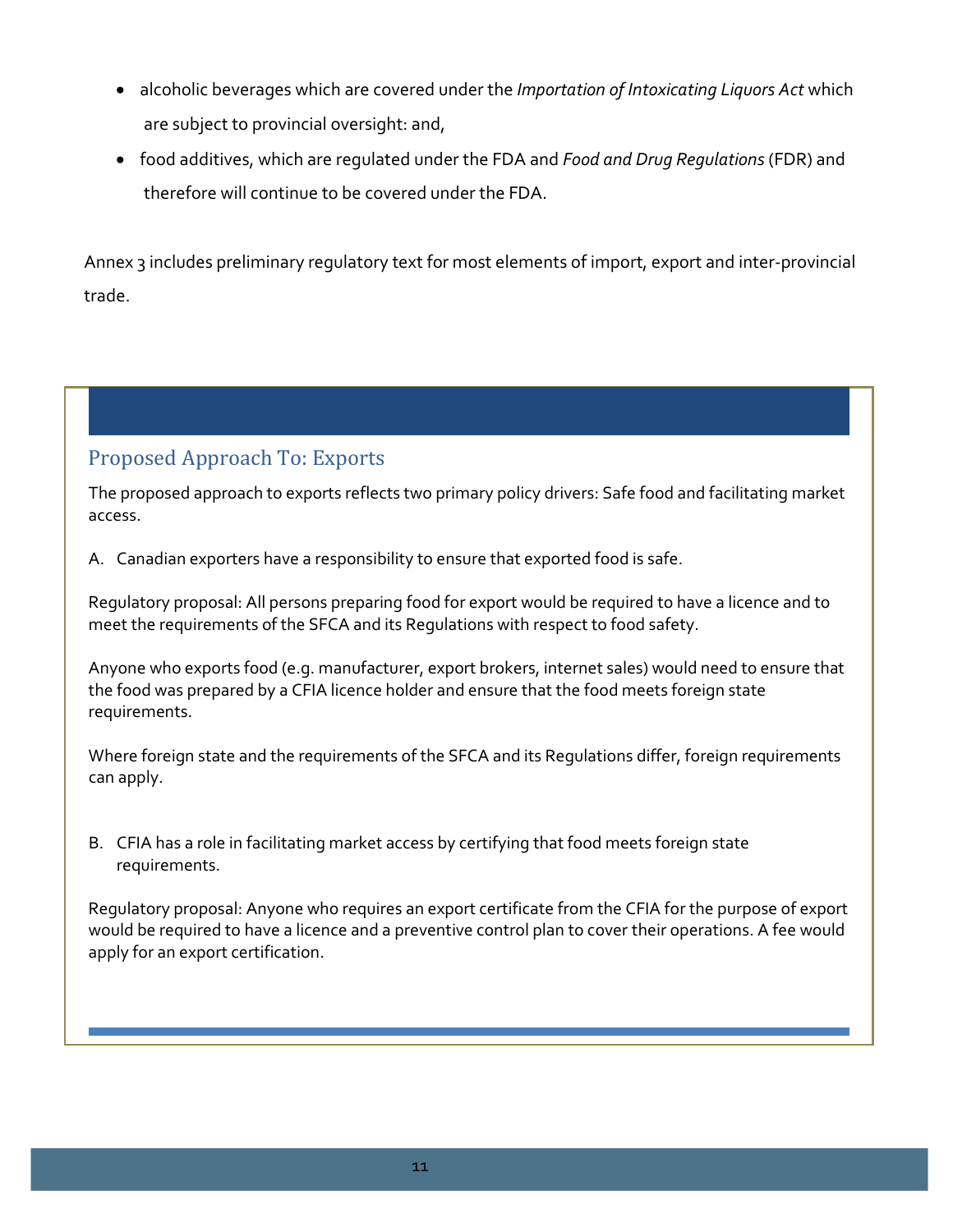- alcoholic beverages which are covered under the *Importation of Intoxicating Liquors Act* which are subject to provincial oversight: and,
- food additives, which are regulated under the FDA and *Food and Drug Regulations* (FDR) and therefore will continue to be covered under the FDA.

Annex 3 includes preliminary regulatory text for most elements of import, export and inter-provincial trade.

## Proposed Approach To: Exports

The proposed approach to exports reflects two primary policy drivers: Safe food and facilitating market access.

A. Canadian exporters have a responsibility to ensure that exported food is safe.

Regulatory proposal: All persons preparing food for export would be required to have a licence and to meet the requirements of the SFCA and its Regulations with respect to food safety.

Anyone who exports food (e.g. manufacturer, export brokers, internet sales) would need to ensure that the food was prepared by a CFIA licence holder and ensure that the food meets foreign state requirements.

Where foreign state and the requirements of the SFCA and its Regulations differ, foreign requirements can apply.

B. CFIA has a role in facilitating market access by certifying that food meets foreign state requirements.

Regulatory proposal: Anyone who requires an export certificate from the CFIA for the purpose of export would be required to have a licence and a preventive control plan to cover their operations. A fee would apply for an export certification.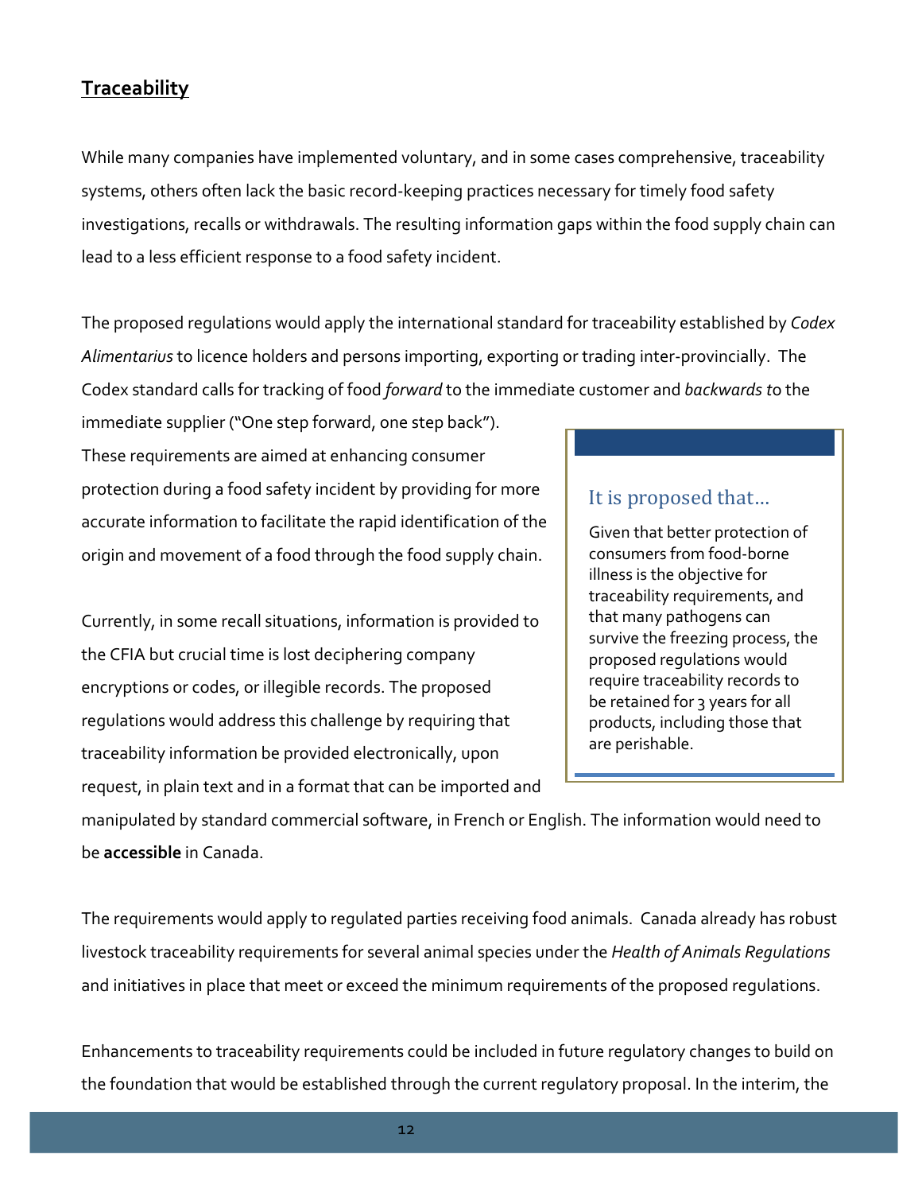## Traceability

While many companies have implemented voluntary, and in some cases comprehensive, traceability systems, others often lack the basic record-keeping practices necessary for timely food safety investigations, recalls or withdrawals. The resulting information gaps within the food supply chain can lead to a less efficient response to a food safety incident.

The proposed regulations would apply the international standard for traceability established by *Codex Alimentarius* to licence holders and persons importing, exporting or trading inter-provincially. The Codex standard calls for tracking of food *forward* to the immediate customer and *backwards t*o the immediate supplier ("One step forward, one step back"). These requirements are aimed at enhancing consumer protection during a food safety incident by providing for more accurate information to facilitate the rapid identification of the origin and movement of a food through the food supply chain.

Currently, in some recall situations, information is provided to the CFIA but crucial time is lost deciphering company encryptions or codes, or illegible records. The proposed regulations would address this challenge by requiring that traceability information be provided electronically, upon request, in plain text and in a format that can be imported and manipulated by standard commercial software, in French or English. The information would need to be **accessible** in Canada.

> ### It is proposed that...
>
> Given that better protection of consumers from food-borne illness is the objective for traceability requirements, and that many pathogens can survive the freezing process, the proposed regulations would require traceability records to be retained for 3 years for all products, including those that are perishable.

The requirements would apply to regulated parties receiving food animals. Canada already has robust livestock traceability requirements for several animal species under the *Health of Animals Regulations* and initiatives in place that meet or exceed the minimum requirements of the proposed regulations.

Enhancements to traceability requirements could be included in future regulatory changes to build on the foundation that would be established through the current regulatory proposal. In the interim, the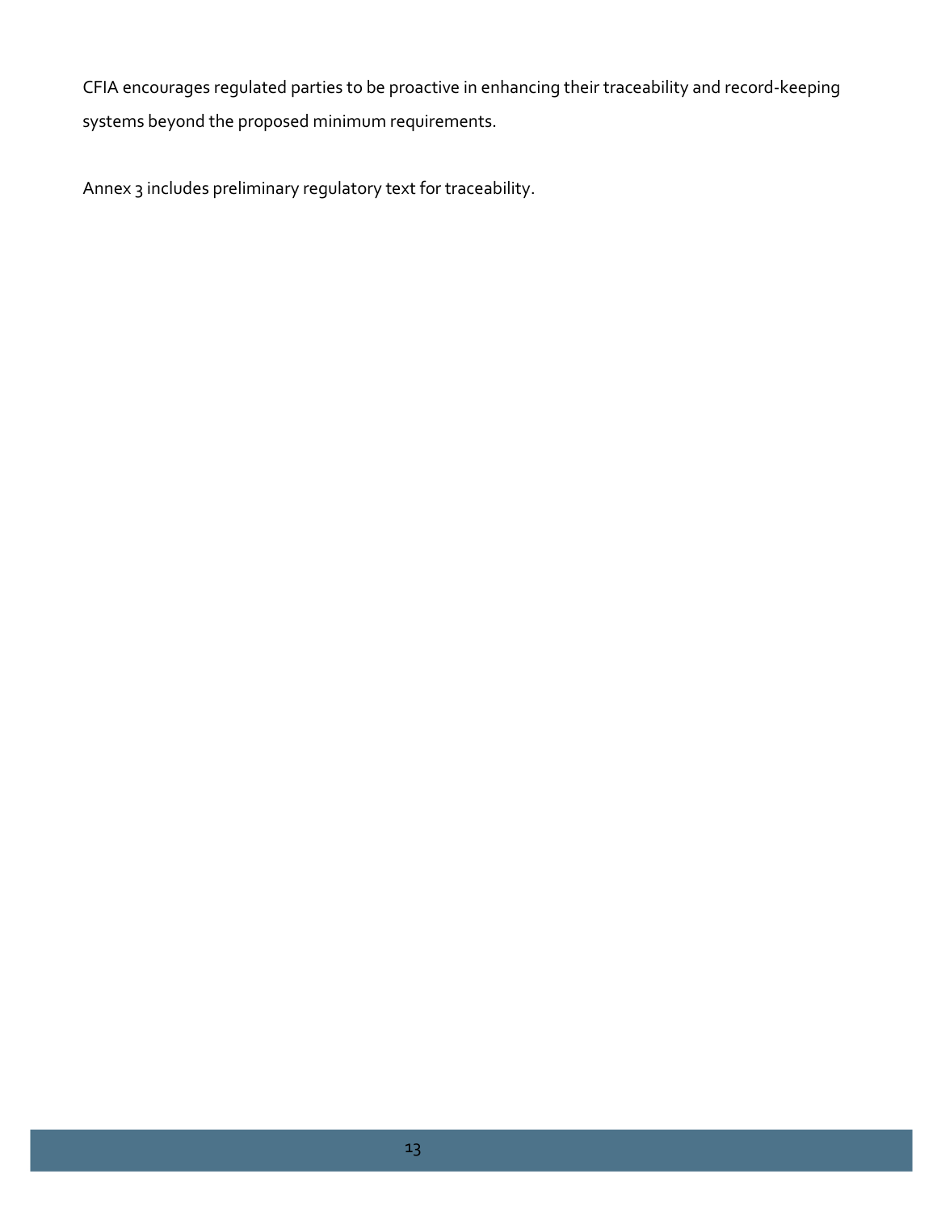CFIA encourages regulated parties to be proactive in enhancing their traceability and record-keeping systems beyond the proposed minimum requirements.

Annex 3 includes preliminary regulatory text for traceability.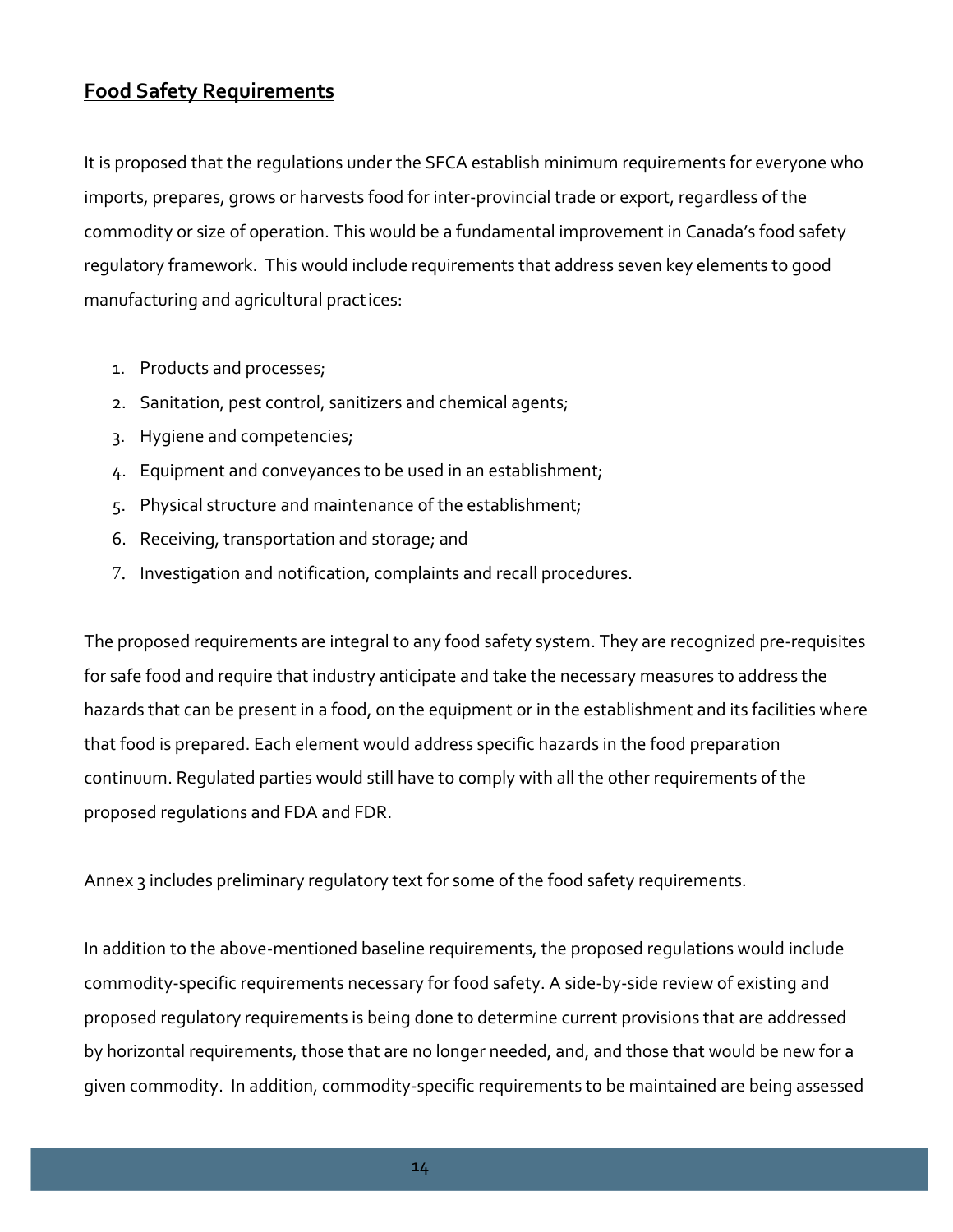## Food Safety Requirements

It is proposed that the regulations under the SFCA establish minimum requirements for everyone who imports, prepares, grows or harvests food for inter-provincial trade or export, regardless of the commodity or size of operation. This would be a fundamental improvement in Canada's food safety regulatory framework. This would include requirements that address seven key elements to good manufacturing and agricultural practices:

1. Products and processes;
2. Sanitation, pest control, sanitizers and chemical agents;
3. Hygiene and competencies;
4. Equipment and conveyances to be used in an establishment;
5. Physical structure and maintenance of the establishment;
6. Receiving, transportation and storage; and
7. Investigation and notification, complaints and recall procedures.

The proposed requirements are integral to any food safety system. They are recognized pre-requisites for safe food and require that industry anticipate and take the necessary measures to address the hazards that can be present in a food, on the equipment or in the establishment and its facilities where that food is prepared. Each element would address specific hazards in the food preparation continuum. Regulated parties would still have to comply with all the other requirements of the proposed regulations and FDA and FDR.

Annex 3 includes preliminary regulatory text for some of the food safety requirements.

In addition to the above-mentioned baseline requirements, the proposed regulations would include commodity-specific requirements necessary for food safety. A side-by-side review of existing and proposed regulatory requirements is being done to determine current provisions that are addressed by horizontal requirements, those that are no longer needed, and, and those that would be new for a given commodity. In addition, commodity-specific requirements to be maintained are being assessed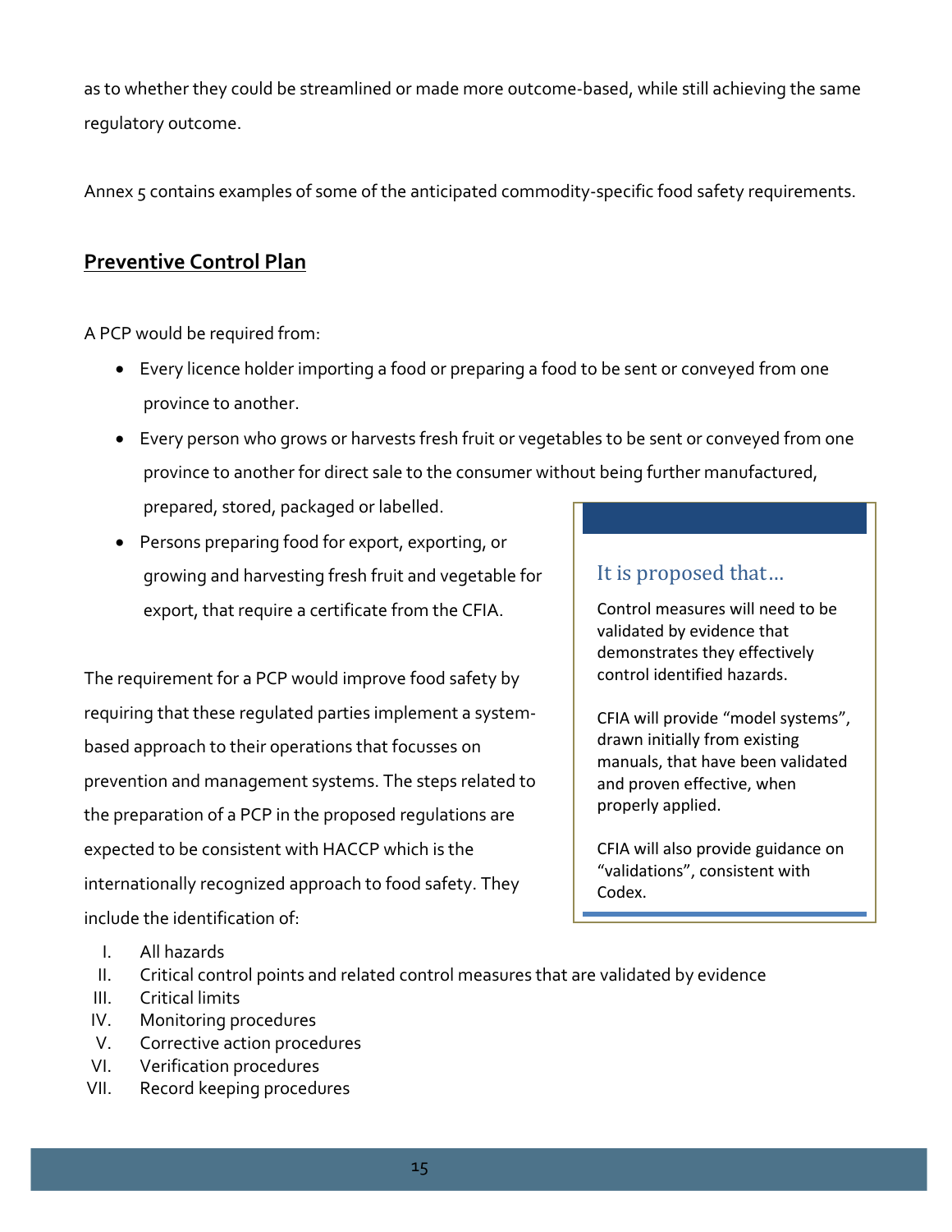as to whether they could be streamlined or made more outcome-based, while still achieving the same regulatory outcome.

Annex 5 contains examples of some of the anticipated commodity-specific food safety requirements.

## Preventive Control Plan

A PCP would be required from:

- Every licence holder importing a food or preparing a food to be sent or conveyed from one province to another.
- Every person who grows or harvests fresh fruit or vegetables to be sent or conveyed from one province to another for direct sale to the consumer without being further manufactured, prepared, stored, packaged or labelled.
- Persons preparing food for export, exporting, or growing and harvesting fresh fruit and vegetable for export, that require a certificate from the CFIA.

> ### It is proposed that…
>
> Control measures will need to be validated by evidence that demonstrates they effectively control identified hazards.
>
> CFIA will provide "model systems", drawn initially from existing manuals, that have been validated and proven effective, when properly applied.
>
> CFIA will also provide guidance on "validations", consistent with Codex.

The requirement for a PCP would improve food safety by requiring that these regulated parties implement a system-based approach to their operations that focusses on prevention and management systems. The steps related to the preparation of a PCP in the proposed regulations are expected to be consistent with HACCP which is the internationally recognized approach to food safety. They include the identification of:

I. All hazards
II. Critical control points and related control measures that are validated by evidence
III. Critical limits
IV. Monitoring procedures
V. Corrective action procedures
VI. Verification procedures
VII. Record keeping procedures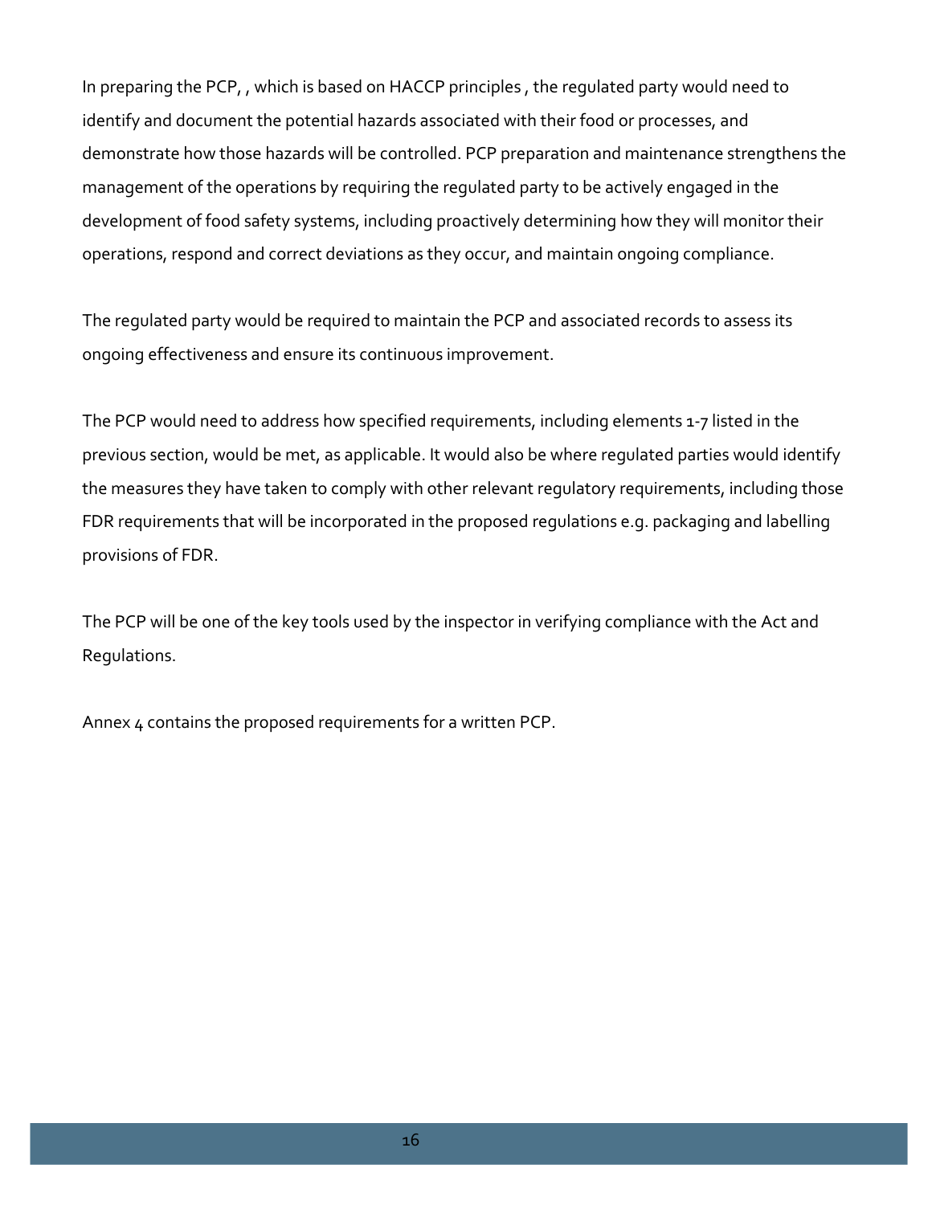In preparing the PCP, , which is based on HACCP principles , the regulated party would need to identify and document the potential hazards associated with their food or processes, and demonstrate how those hazards will be controlled. PCP preparation and maintenance strengthens the management of the operations by requiring the regulated party to be actively engaged in the development of food safety systems, including proactively determining how they will monitor their operations, respond and correct deviations as they occur, and maintain ongoing compliance.

The regulated party would be required to maintain the PCP and associated records to assess its ongoing effectiveness and ensure its continuous improvement.

The PCP would need to address how specified requirements, including elements 1-7 listed in the previous section, would be met, as applicable. It would also be where regulated parties would identify the measures they have taken to comply with other relevant regulatory requirements, including those FDR requirements that will be incorporated in the proposed regulations e.g. packaging and labelling provisions of FDR.

The PCP will be one of the key tools used by the inspector in verifying compliance with the Act and Regulations.

Annex 4 contains the proposed requirements for a written PCP.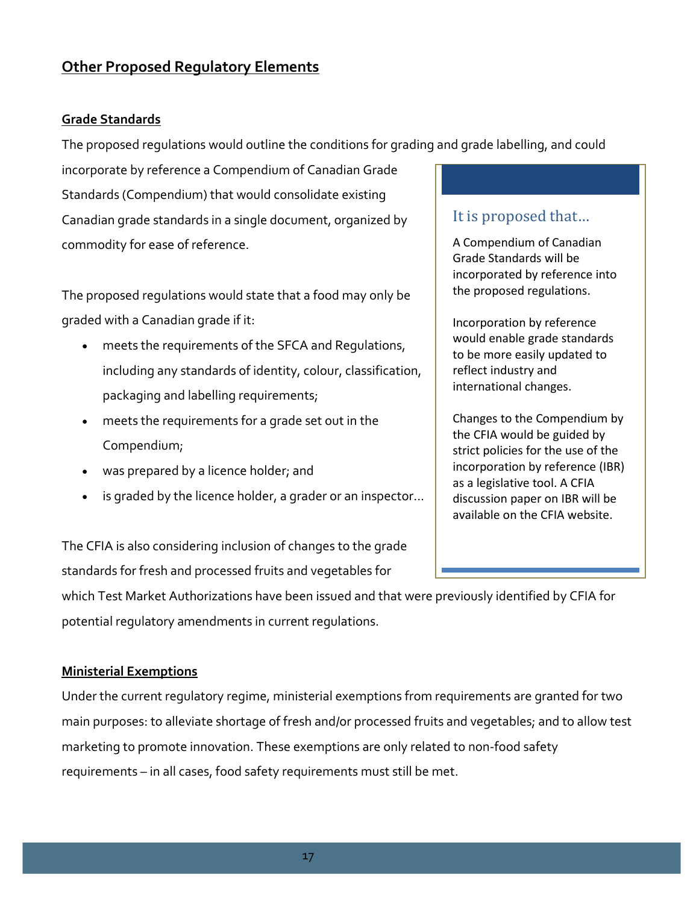## Other Proposed Regulatory Elements

### Grade Standards

The proposed regulations would outline the conditions for grading and grade labelling, and could incorporate by reference a Compendium of Canadian Grade Standards (Compendium) that would consolidate existing Canadian grade standards in a single document, organized by commodity for ease of reference.

The proposed regulations would state that a food may only be graded with a Canadian grade if it:

- meets the requirements of the SFCA and Regulations, including any standards of identity, colour, classification, packaging and labelling requirements;
- meets the requirements for a grade set out in the Compendium;
- was prepared by a licence holder; and
- is graded by the licence holder, a grader or an inspector…

The CFIA is also considering inclusion of changes to the grade standards for fresh and processed fruits and vegetables for which Test Market Authorizations have been issued and that were previously identified by CFIA for potential regulatory amendments in current regulations.

> **It is proposed that…**
>
> A Compendium of Canadian Grade Standards will be incorporated by reference into the proposed regulations.
>
> Incorporation by reference would enable grade standards to be more easily updated to reflect industry and international changes.
>
> Changes to the Compendium by the CFIA would be guided by strict policies for the use of the incorporation by reference (IBR) as a legislative tool. A CFIA discussion paper on IBR will be available on the CFIA website.

### Ministerial Exemptions

Under the current regulatory regime, ministerial exemptions from requirements are granted for two main purposes: to alleviate shortage of fresh and/or processed fruits and vegetables; and to allow test marketing to promote innovation. These exemptions are only related to non-food safety requirements – in all cases, food safety requirements must still be met.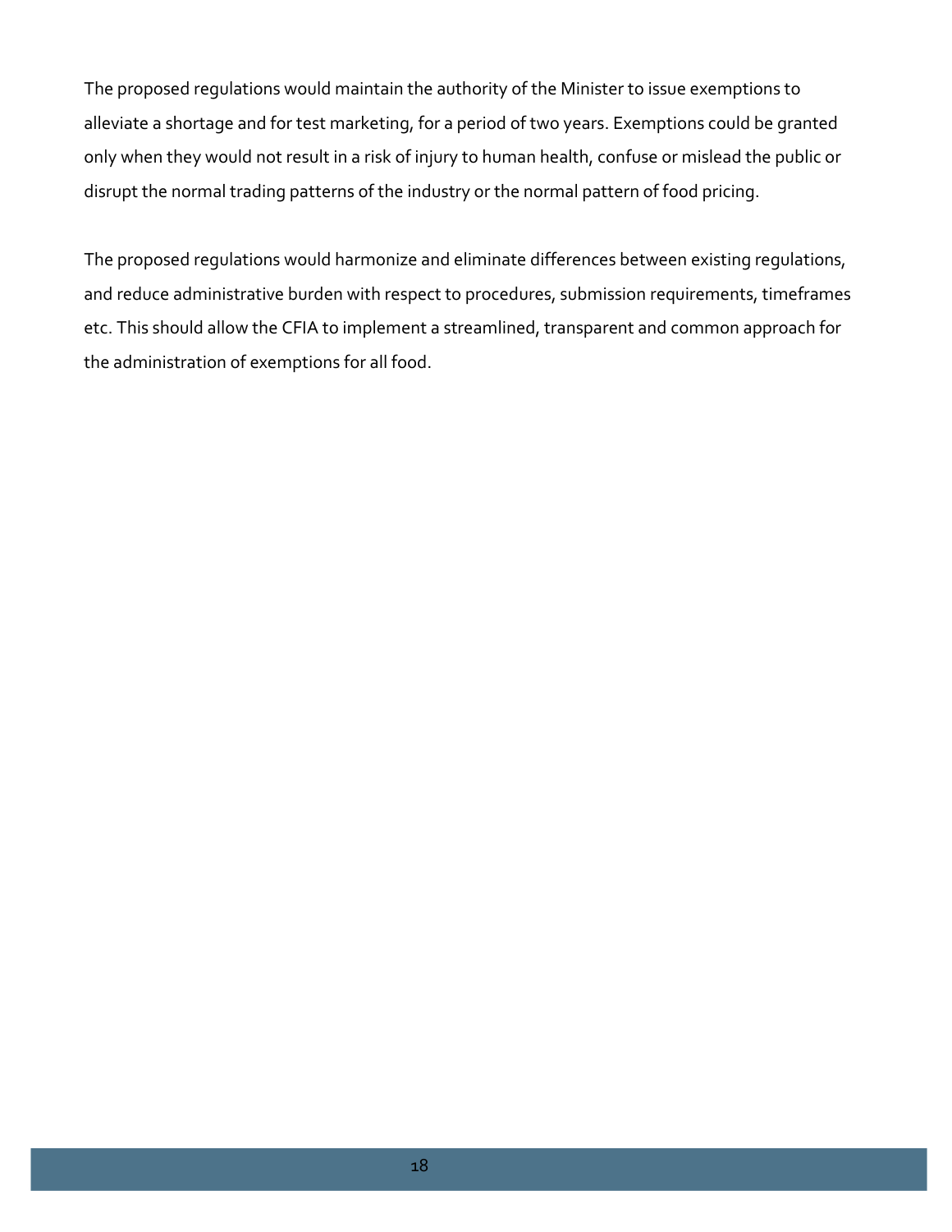The proposed regulations would maintain the authority of the Minister to issue exemptions to alleviate a shortage and for test marketing, for a period of two years. Exemptions could be granted only when they would not result in a risk of injury to human health, confuse or mislead the public or disrupt the normal trading patterns of the industry or the normal pattern of food pricing.

The proposed regulations would harmonize and eliminate differences between existing regulations, and reduce administrative burden with respect to procedures, submission requirements, timeframes etc. This should allow the CFIA to implement a streamlined, transparent and common approach for the administration of exemptions for all food.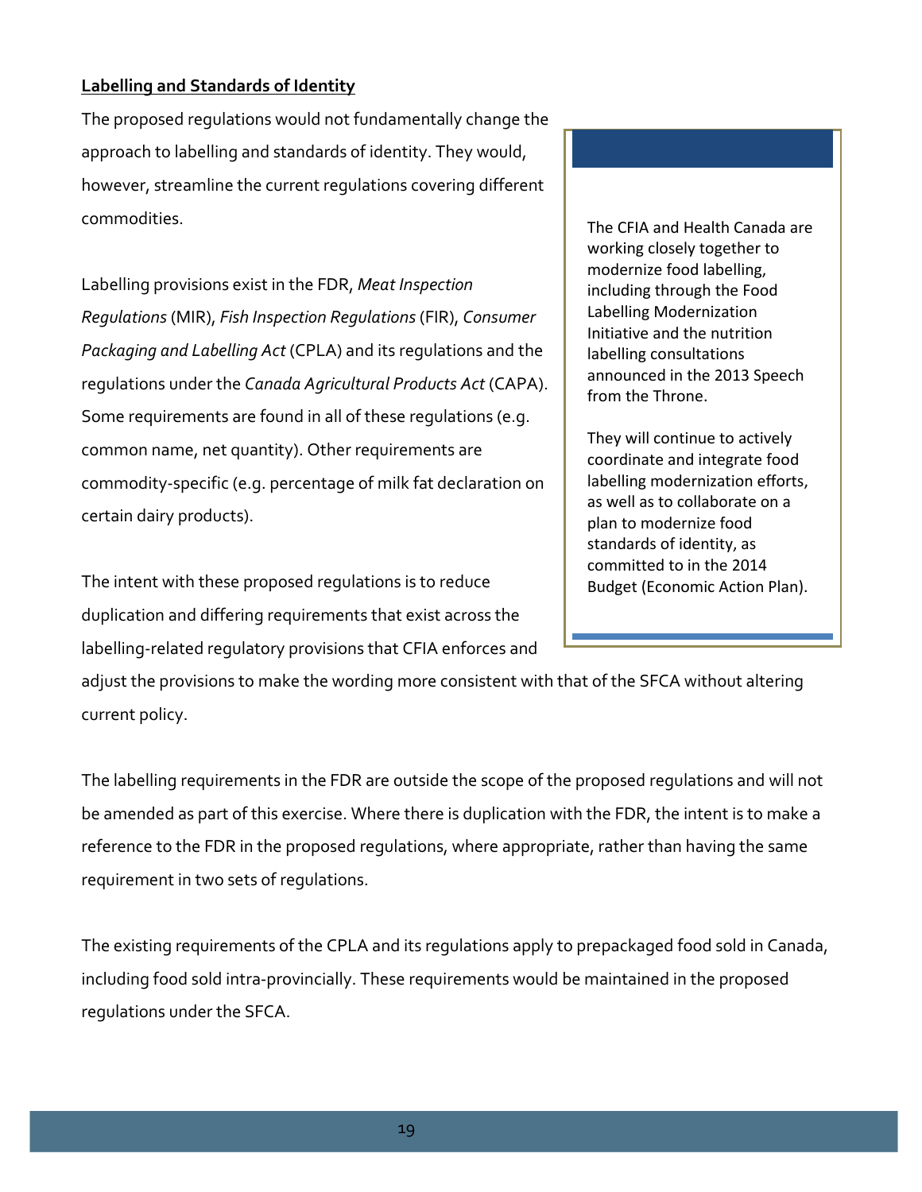## Labelling and Standards of Identity

The proposed regulations would not fundamentally change the approach to labelling and standards of identity. They would, however, streamline the current regulations covering different commodities.

Labelling provisions exist in the FDR, *Meat Inspection Regulations* (MIR), *Fish Inspection Regulations* (FIR), *Consumer Packaging and Labelling Act* (CPLA) and its regulations and the regulations under the *Canada Agricultural Products Act* (CAPA). Some requirements are found in all of these regulations (e.g. common name, net quantity). Other requirements are commodity-specific (e.g. percentage of milk fat declaration on certain dairy products).

The intent with these proposed regulations is to reduce duplication and differing requirements that exist across the labelling-related regulatory provisions that CFIA enforces and adjust the provisions to make the wording more consistent with that of the SFCA without altering current policy.

> The CFIA and Health Canada are working closely together to modernize food labelling, including through the Food Labelling Modernization Initiative and the nutrition labelling consultations announced in the 2013 Speech from the Throne.
>
> They will continue to actively coordinate and integrate food labelling modernization efforts, as well as to collaborate on a plan to modernize food standards of identity, as committed to in the 2014 Budget (Economic Action Plan).

The labelling requirements in the FDR are outside the scope of the proposed regulations and will not be amended as part of this exercise. Where there is duplication with the FDR, the intent is to make a reference to the FDR in the proposed regulations, where appropriate, rather than having the same requirement in two sets of regulations.

The existing requirements of the CPLA and its regulations apply to prepackaged food sold in Canada, including food sold intra-provincially. These requirements would be maintained in the proposed regulations under the SFCA.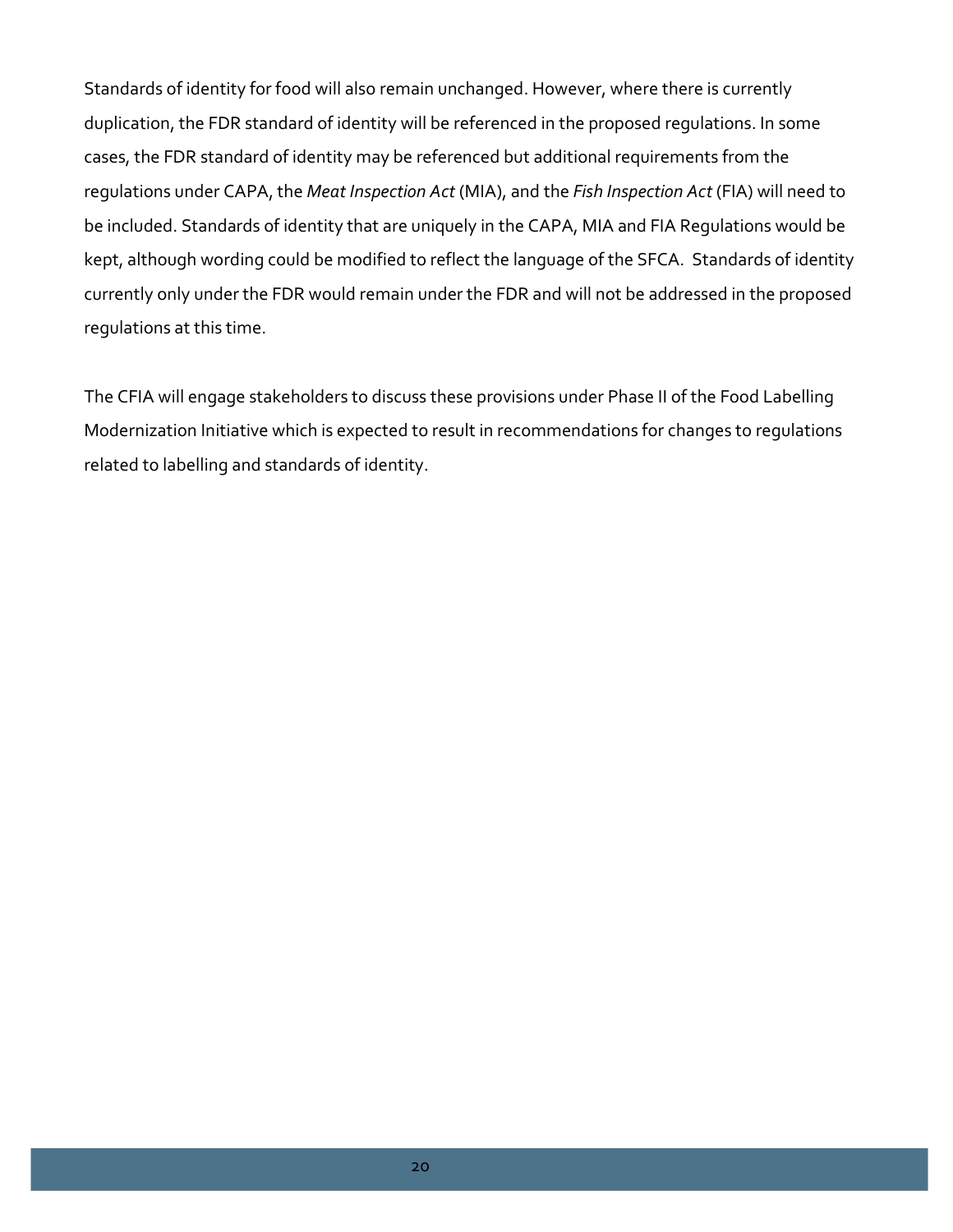Standards of identity for food will also remain unchanged. However, where there is currently duplication, the FDR standard of identity will be referenced in the proposed regulations. In some cases, the FDR standard of identity may be referenced but additional requirements from the regulations under CAPA, the *Meat Inspection Act* (MIA), and the *Fish Inspection Act* (FIA) will need to be included. Standards of identity that are uniquely in the CAPA, MIA and FIA Regulations would be kept, although wording could be modified to reflect the language of the SFCA. Standards of identity currently only under the FDR would remain under the FDR and will not be addressed in the proposed regulations at this time.

The CFIA will engage stakeholders to discuss these provisions under Phase II of the Food Labelling Modernization Initiative which is expected to result in recommendations for changes to regulations related to labelling and standards of identity.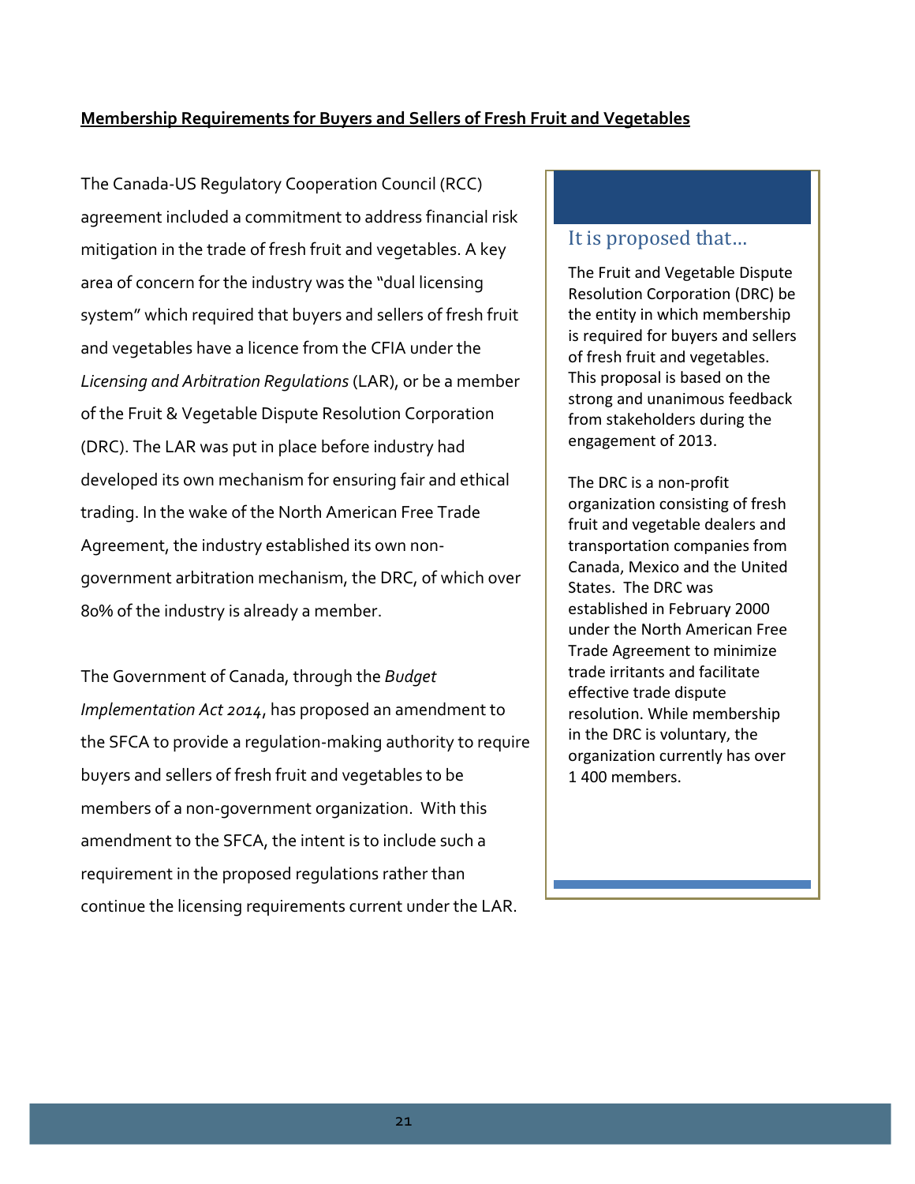**Membership Requirements for Buyers and Sellers of Fresh Fruit and Vegetables**

The Canada-US Regulatory Cooperation Council (RCC) agreement included a commitment to address financial risk mitigation in the trade of fresh fruit and vegetables. A key area of concern for the industry was the "dual licensing system" which required that buyers and sellers of fresh fruit and vegetables have a licence from the CFIA under the *Licensing and Arbitration Regulations* (LAR), or be a member of the Fruit & Vegetable Dispute Resolution Corporation (DRC). The LAR was put in place before industry had developed its own mechanism for ensuring fair and ethical trading. In the wake of the North American Free Trade Agreement, the industry established its own non-government arbitration mechanism, the DRC, of which over 80% of the industry is already a member.

The Government of Canada, through the *Budget Implementation Act 2014*, has proposed an amendment to the SFCA to provide a regulation-making authority to require buyers and sellers of fresh fruit and vegetables to be members of a non-government organization. With this amendment to the SFCA, the intent is to include such a requirement in the proposed regulations rather than continue the licensing requirements current under the LAR.

### It is proposed that…

The Fruit and Vegetable Dispute Resolution Corporation (DRC) be the entity in which membership is required for buyers and sellers of fresh fruit and vegetables. This proposal is based on the strong and unanimous feedback from stakeholders during the engagement of 2013.

The DRC is a non-profit organization consisting of fresh fruit and vegetable dealers and transportation companies from Canada, Mexico and the United States. The DRC was established in February 2000 under the North American Free Trade Agreement to minimize trade irritants and facilitate effective trade dispute resolution. While membership in the DRC is voluntary, the organization currently has over 1 400 members.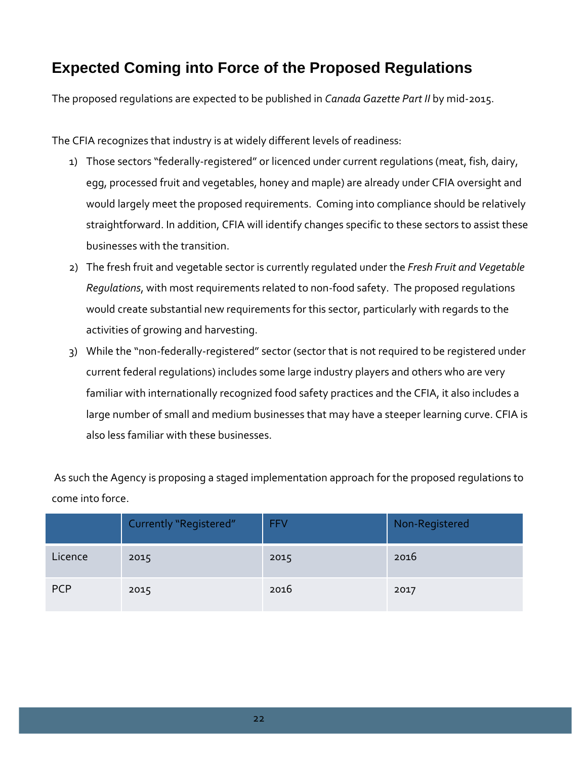## Expected Coming into Force of the Proposed Regulations

The proposed regulations are expected to be published in *Canada Gazette Part II* by mid-2015.

The CFIA recognizes that industry is at widely different levels of readiness:

1) Those sectors "federally-registered" or licenced under current regulations (meat, fish, dairy, egg, processed fruit and vegetables, honey and maple) are already under CFIA oversight and would largely meet the proposed requirements. Coming into compliance should be relatively straightforward. In addition, CFIA will identify changes specific to these sectors to assist these businesses with the transition.
2) The fresh fruit and vegetable sector is currently regulated under the *Fresh Fruit and Vegetable Regulations*, with most requirements related to non-food safety. The proposed regulations would create substantial new requirements for this sector, particularly with regards to the activities of growing and harvesting.
3) While the "non-federally-registered" sector (sector that is not required to be registered under current federal regulations) includes some large industry players and others who are very familiar with internationally recognized food safety practices and the CFIA, it also includes a large number of small and medium businesses that may have a steeper learning curve. CFIA is also less familiar with these businesses.

As such the Agency is proposing a staged implementation approach for the proposed regulations to come into force.

| | Currently "Registered" | FFV | Non-Registered |
|---|---|---|---|
| Licence | 2015 | 2015 | 2016 |
| PCP | 2015 | 2016 | 2017 |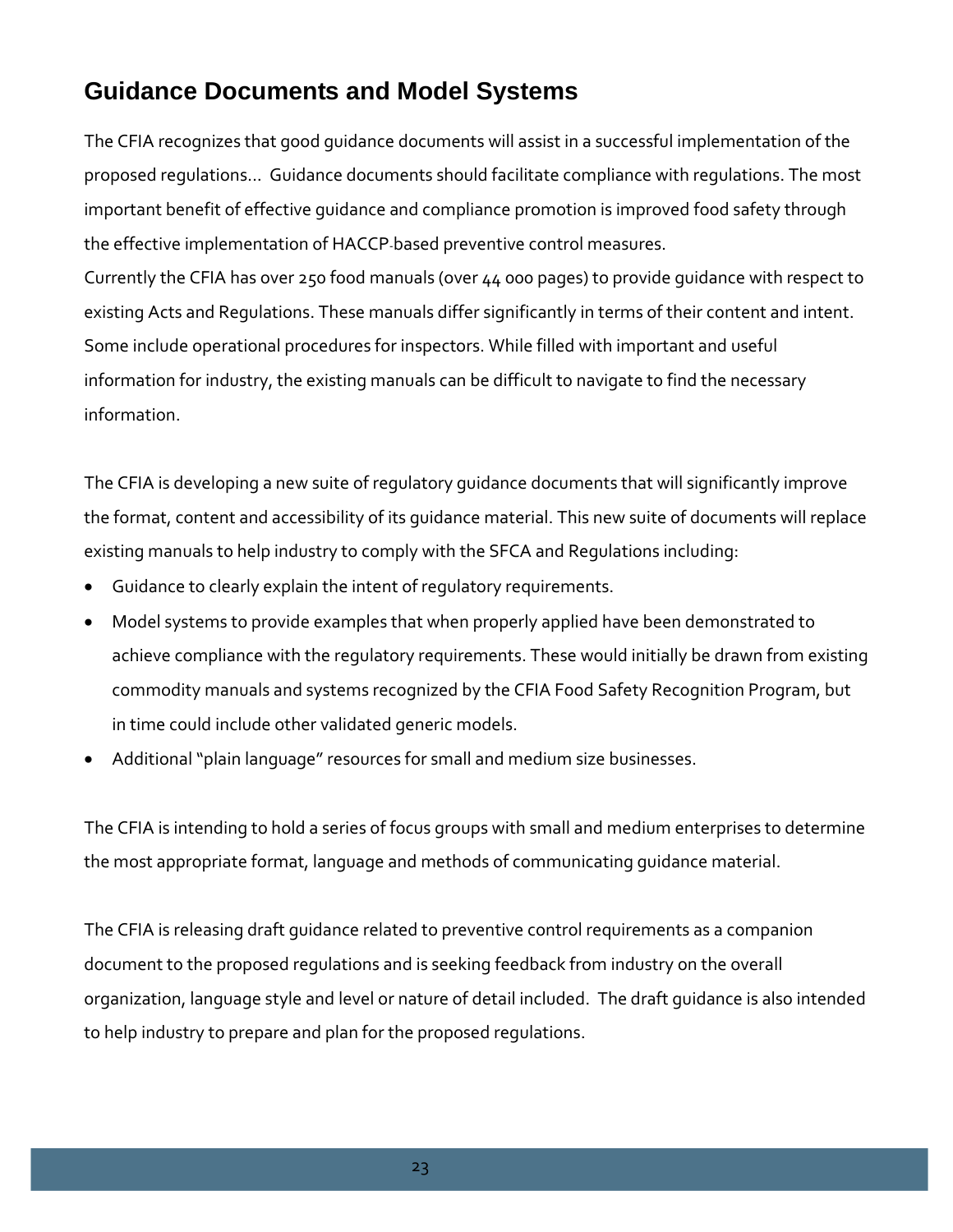## Guidance Documents and Model Systems

The CFIA recognizes that good guidance documents will assist in a successful implementation of the proposed regulations... Guidance documents should facilitate compliance with regulations. The most important benefit of effective guidance and compliance promotion is improved food safety through the effective implementation of HACCP-based preventive control measures.
Currently the CFIA has over 250 food manuals (over 44 000 pages) to provide guidance with respect to existing Acts and Regulations. These manuals differ significantly in terms of their content and intent. Some include operational procedures for inspectors. While filled with important and useful information for industry, the existing manuals can be difficult to navigate to find the necessary information.

The CFIA is developing a new suite of regulatory guidance documents that will significantly improve the format, content and accessibility of its guidance material. This new suite of documents will replace existing manuals to help industry to comply with the SFCA and Regulations including:

- Guidance to clearly explain the intent of regulatory requirements.
- Model systems to provide examples that when properly applied have been demonstrated to achieve compliance with the regulatory requirements. These would initially be drawn from existing commodity manuals and systems recognized by the CFIA Food Safety Recognition Program, but in time could include other validated generic models.
- Additional "plain language" resources for small and medium size businesses.

The CFIA is intending to hold a series of focus groups with small and medium enterprises to determine the most appropriate format, language and methods of communicating guidance material.

The CFIA is releasing draft guidance related to preventive control requirements as a companion document to the proposed regulations and is seeking feedback from industry on the overall organization, language style and level or nature of detail included. The draft guidance is also intended to help industry to prepare and plan for the proposed regulations.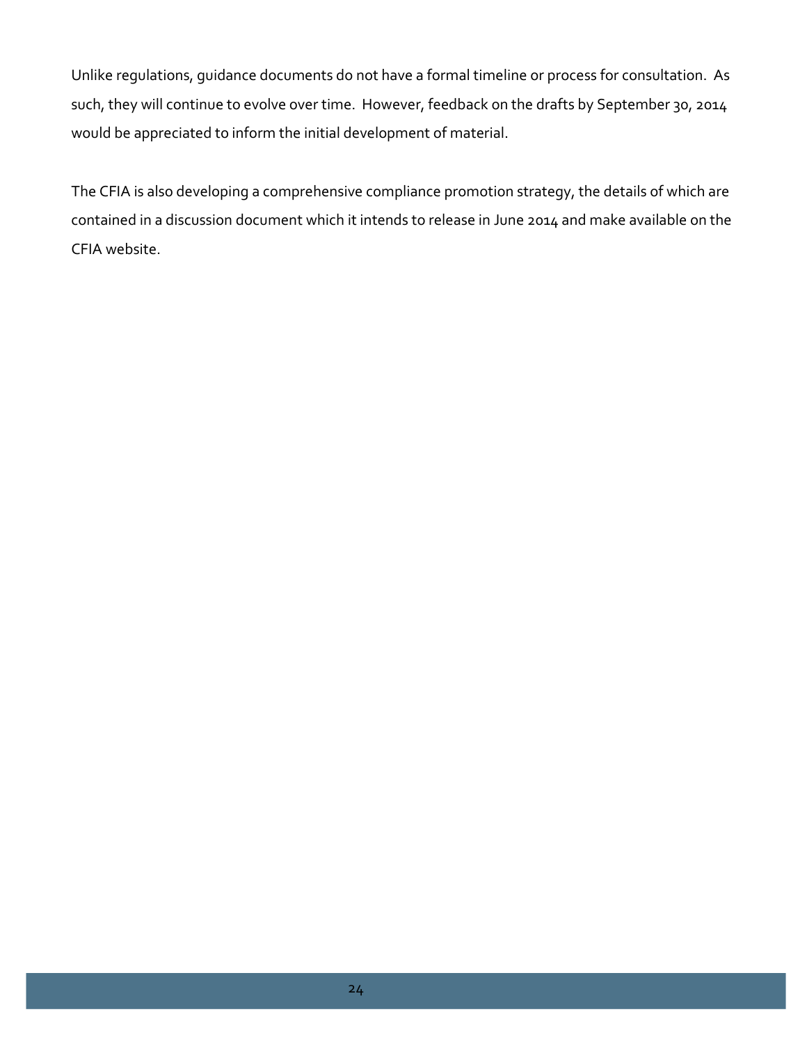Unlike regulations, guidance documents do not have a formal timeline or process for consultation. As such, they will continue to evolve over time. However, feedback on the drafts by September 30, 2014 would be appreciated to inform the initial development of material.

The CFIA is also developing a comprehensive compliance promotion strategy, the details of which are contained in a discussion document which it intends to release in June 2014 and make available on the CFIA website.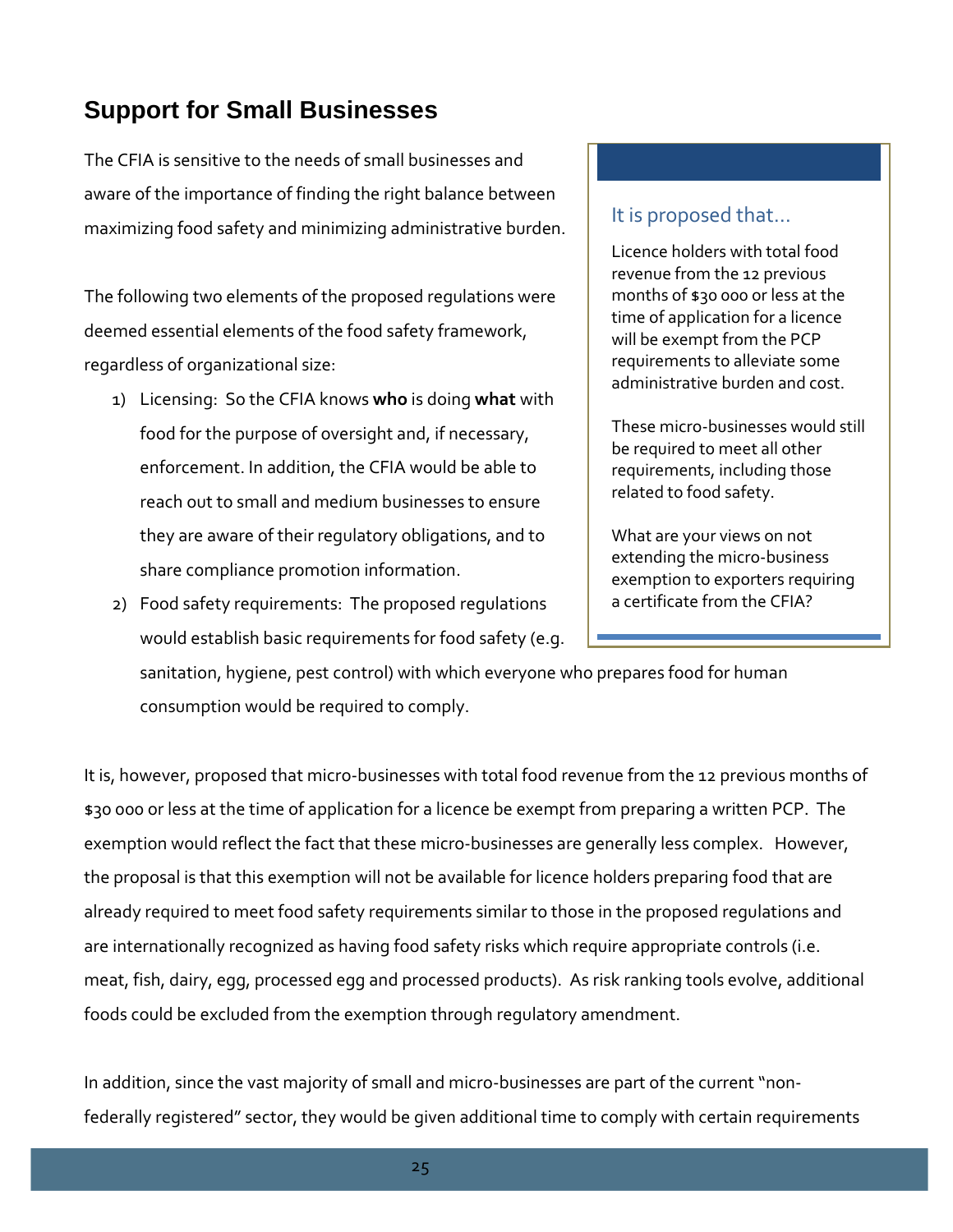## Support for Small Businesses

The CFIA is sensitive to the needs of small businesses and aware of the importance of finding the right balance between maximizing food safety and minimizing administrative burden.

The following two elements of the proposed regulations were deemed essential elements of the food safety framework, regardless of organizational size:

1) Licensing: So the CFIA knows **who** is doing **what** with food for the purpose of oversight and, if necessary, enforcement. In addition, the CFIA would be able to reach out to small and medium businesses to ensure they are aware of their regulatory obligations, and to share compliance promotion information.
2) Food safety requirements: The proposed regulations would establish basic requirements for food safety (e.g. sanitation, hygiene, pest control) with which everyone who prepares food for human consumption would be required to comply.

> **It is proposed that…**
>
> Licence holders with total food revenue from the 12 previous months of $30 000 or less at the time of application for a licence will be exempt from the PCP requirements to alleviate some administrative burden and cost.
>
> These micro-businesses would still be required to meet all other requirements, including those related to food safety.
>
> What are your views on not extending the micro-business exemption to exporters requiring a certificate from the CFIA?

It is, however, proposed that micro-businesses with total food revenue from the 12 previous months of $30 000 or less at the time of application for a licence be exempt from preparing a written PCP. The exemption would reflect the fact that these micro-businesses are generally less complex. However, the proposal is that this exemption will not be available for licence holders preparing food that are already required to meet food safety requirements similar to those in the proposed regulations and are internationally recognized as having food safety risks which require appropriate controls (i.e. meat, fish, dairy, egg, processed egg and processed products). As risk ranking tools evolve, additional foods could be excluded from the exemption through regulatory amendment.

In addition, since the vast majority of small and micro-businesses are part of the current "non-federally registered" sector, they would be given additional time to comply with certain requirements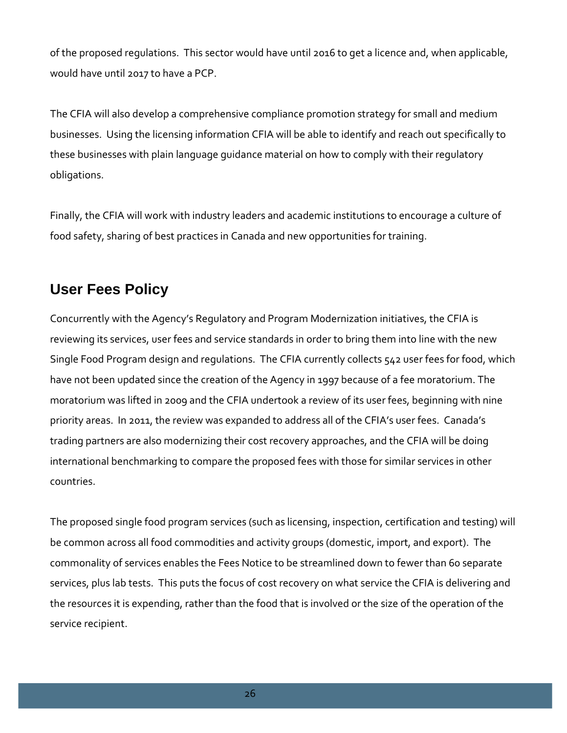of the proposed regulations. This sector would have until 2016 to get a licence and, when applicable, would have until 2017 to have a PCP.

The CFIA will also develop a comprehensive compliance promotion strategy for small and medium businesses. Using the licensing information CFIA will be able to identify and reach out specifically to these businesses with plain language guidance material on how to comply with their regulatory obligations.

Finally, the CFIA will work with industry leaders and academic institutions to encourage a culture of food safety, sharing of best practices in Canada and new opportunities for training.

## User Fees Policy

Concurrently with the Agency's Regulatory and Program Modernization initiatives, the CFIA is reviewing its services, user fees and service standards in order to bring them into line with the new Single Food Program design and regulations. The CFIA currently collects 542 user fees for food, which have not been updated since the creation of the Agency in 1997 because of a fee moratorium. The moratorium was lifted in 2009 and the CFIA undertook a review of its user fees, beginning with nine priority areas. In 2011, the review was expanded to address all of the CFIA's user fees. Canada's trading partners are also modernizing their cost recovery approaches, and the CFIA will be doing international benchmarking to compare the proposed fees with those for similar services in other countries.

The proposed single food program services (such as licensing, inspection, certification and testing) will be common across all food commodities and activity groups (domestic, import, and export). The commonality of services enables the Fees Notice to be streamlined down to fewer than 60 separate services, plus lab tests. This puts the focus of cost recovery on what service the CFIA is delivering and the resources it is expending, rather than the food that is involved or the size of the operation of the service recipient.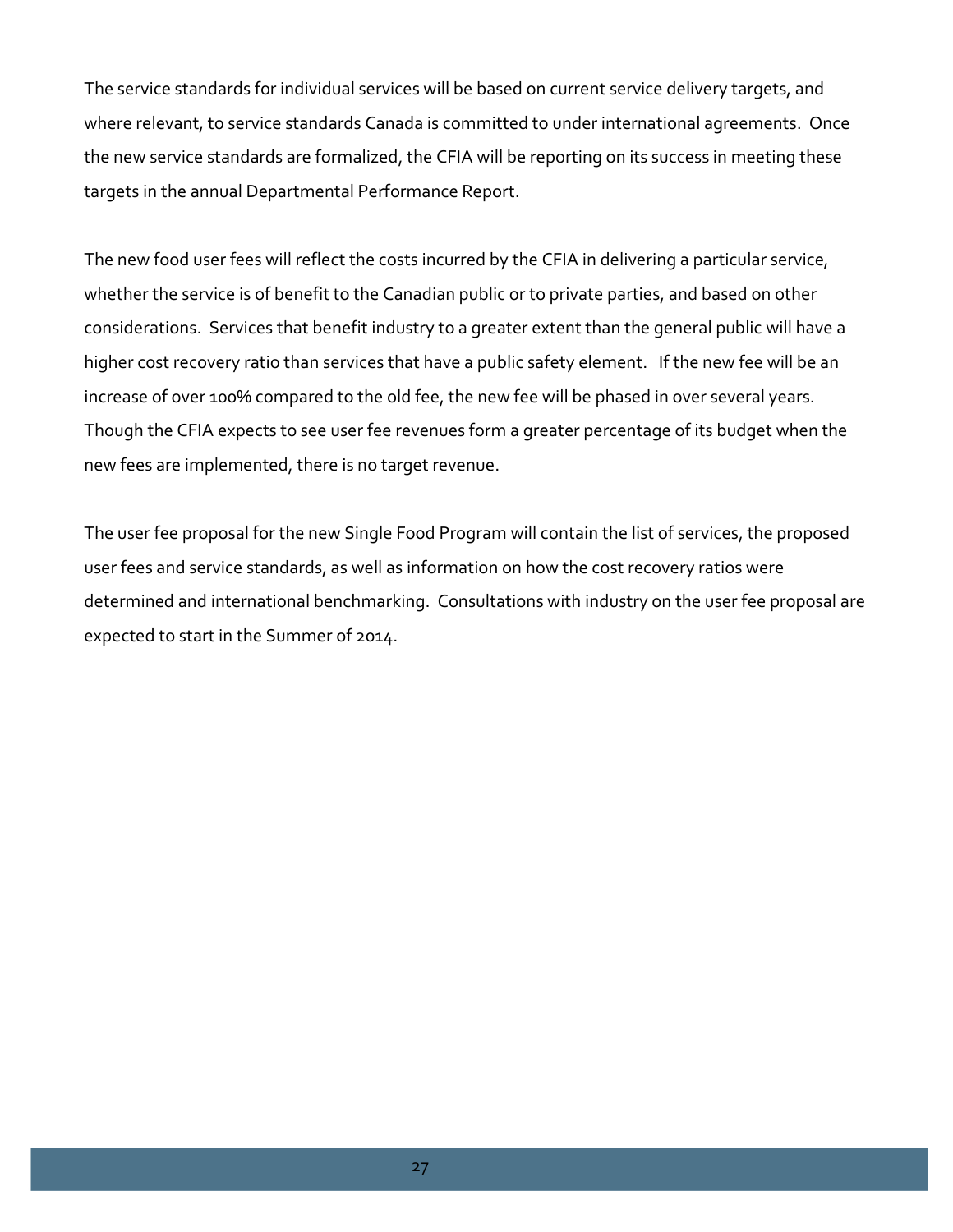The service standards for individual services will be based on current service delivery targets, and where relevant, to service standards Canada is committed to under international agreements. Once the new service standards are formalized, the CFIA will be reporting on its success in meeting these targets in the annual Departmental Performance Report.

The new food user fees will reflect the costs incurred by the CFIA in delivering a particular service, whether the service is of benefit to the Canadian public or to private parties, and based on other considerations. Services that benefit industry to a greater extent than the general public will have a higher cost recovery ratio than services that have a public safety element. If the new fee will be an increase of over 100% compared to the old fee, the new fee will be phased in over several years. Though the CFIA expects to see user fee revenues form a greater percentage of its budget when the new fees are implemented, there is no target revenue.

The user fee proposal for the new Single Food Program will contain the list of services, the proposed user fees and service standards, as well as information on how the cost recovery ratios were determined and international benchmarking. Consultations with industry on the user fee proposal are expected to start in the Summer of 2014.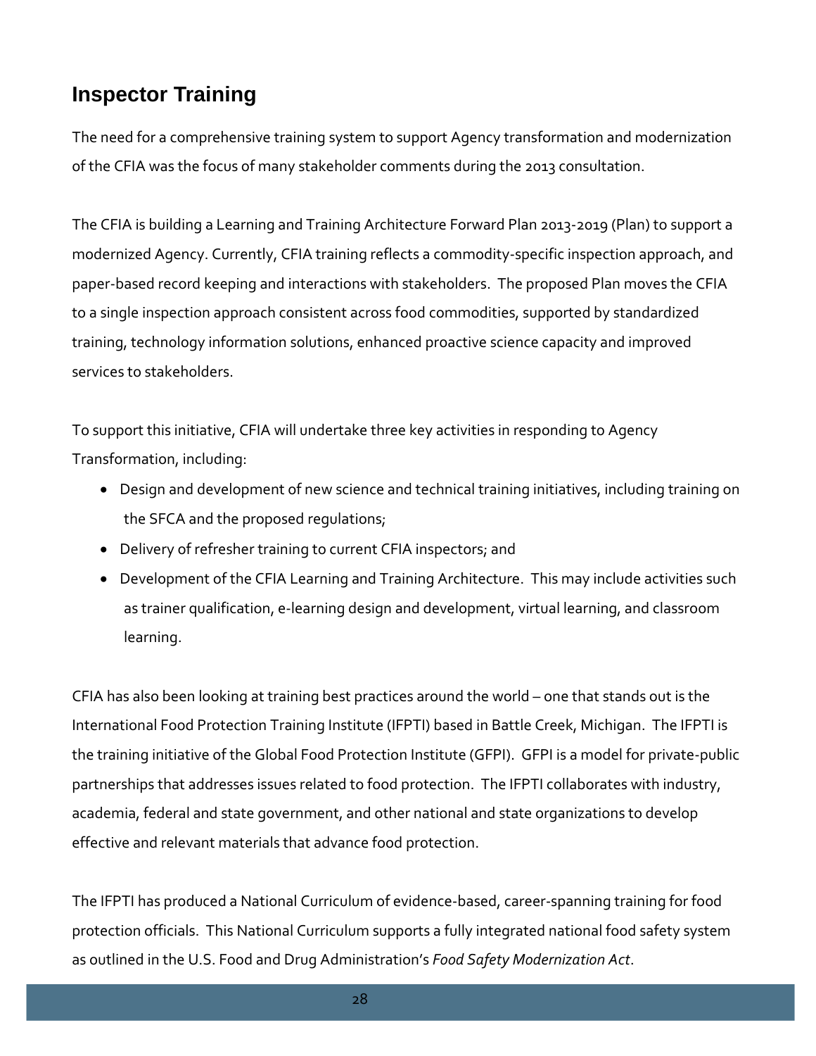## Inspector Training

The need for a comprehensive training system to support Agency transformation and modernization of the CFIA was the focus of many stakeholder comments during the 2013 consultation.

The CFIA is building a Learning and Training Architecture Forward Plan 2013-2019 (Plan) to support a modernized Agency. Currently, CFIA training reflects a commodity-specific inspection approach, and paper-based record keeping and interactions with stakeholders. The proposed Plan moves the CFIA to a single inspection approach consistent across food commodities, supported by standardized training, technology information solutions, enhanced proactive science capacity and improved services to stakeholders.

To support this initiative, CFIA will undertake three key activities in responding to Agency Transformation, including:

- Design and development of new science and technical training initiatives, including training on the SFCA and the proposed regulations;
- Delivery of refresher training to current CFIA inspectors; and
- Development of the CFIA Learning and Training Architecture. This may include activities such as trainer qualification, e-learning design and development, virtual learning, and classroom learning.

CFIA has also been looking at training best practices around the world – one that stands out is the International Food Protection Training Institute (IFPTI) based in Battle Creek, Michigan. The IFPTI is the training initiative of the Global Food Protection Institute (GFPI). GFPI is a model for private-public partnerships that addresses issues related to food protection. The IFPTI collaborates with industry, academia, federal and state government, and other national and state organizations to develop effective and relevant materials that advance food protection.

The IFPTI has produced a National Curriculum of evidence-based, career-spanning training for food protection officials. This National Curriculum supports a fully integrated national food safety system as outlined in the U.S. Food and Drug Administration's *Food Safety Modernization Act*.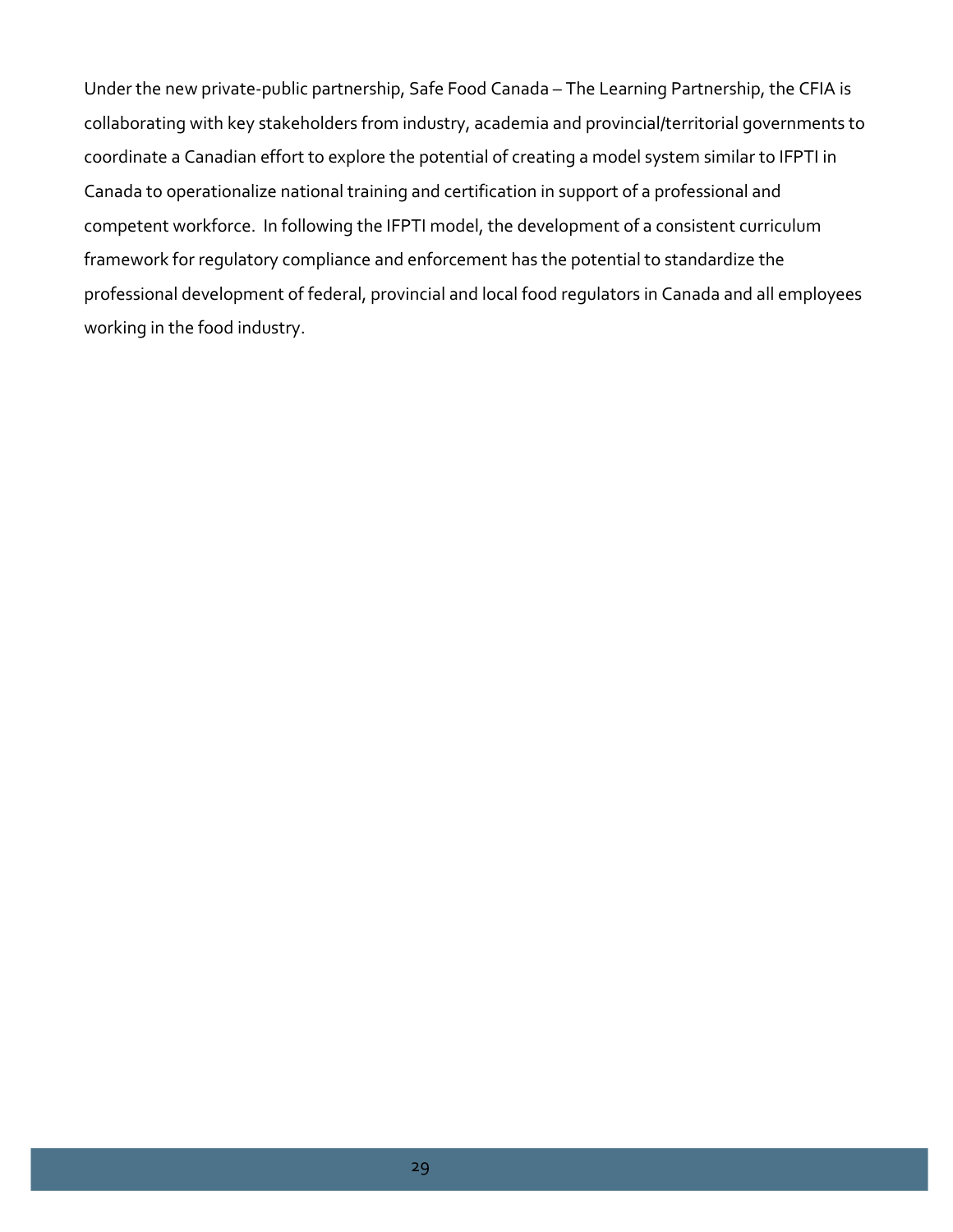Under the new private-public partnership, Safe Food Canada – The Learning Partnership, the CFIA is collaborating with key stakeholders from industry, academia and provincial/territorial governments to coordinate a Canadian effort to explore the potential of creating a model system similar to IFPTI in Canada to operationalize national training and certification in support of a professional and competent workforce. In following the IFPTI model, the development of a consistent curriculum framework for regulatory compliance and enforcement has the potential to standardize the professional development of federal, provincial and local food regulators in Canada and all employees working in the food industry.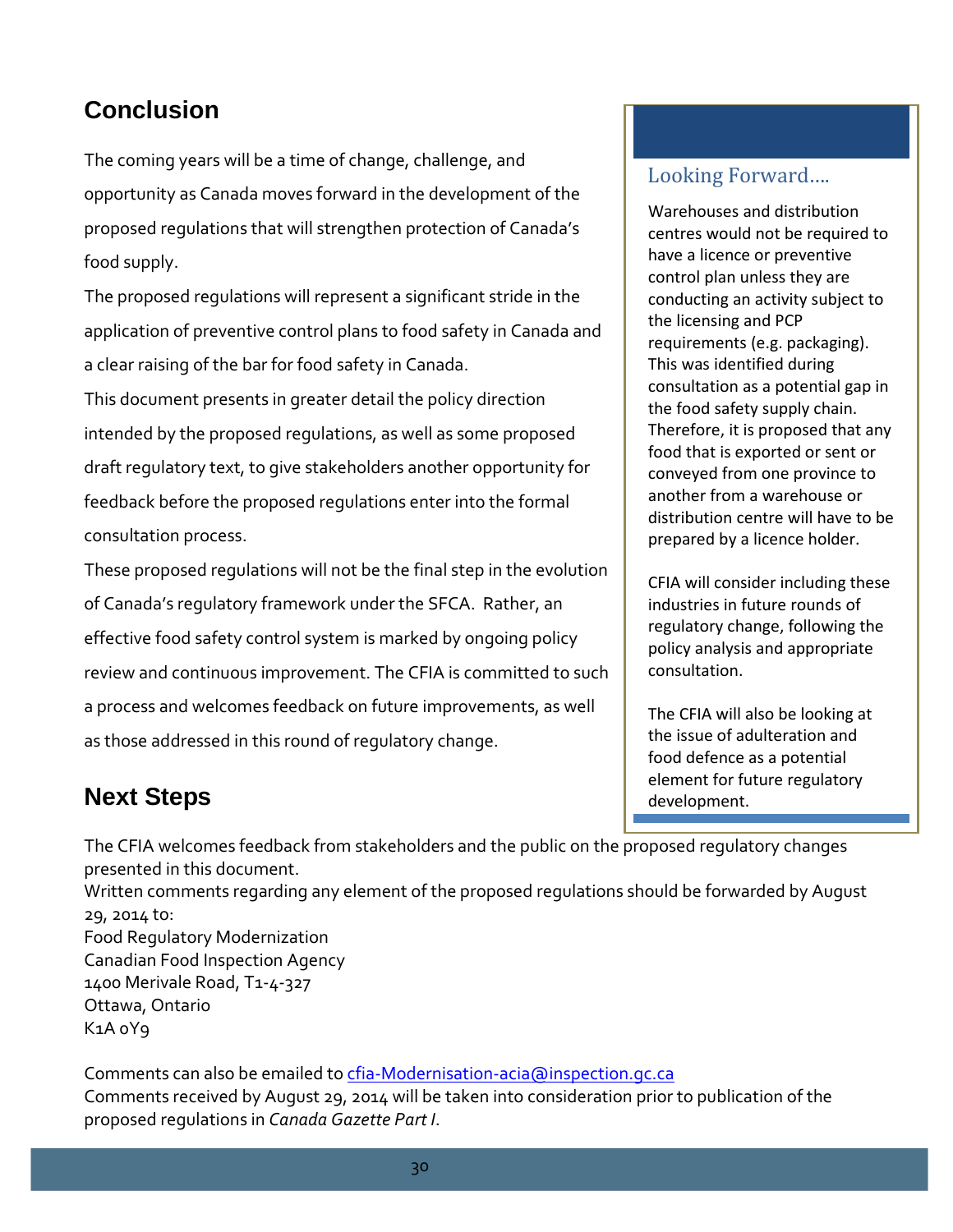## Conclusion

The coming years will be a time of change, challenge, and opportunity as Canada moves forward in the development of the proposed regulations that will strengthen protection of Canada's food supply.

The proposed regulations will represent a significant stride in the application of preventive control plans to food safety in Canada and a clear raising of the bar for food safety in Canada.

This document presents in greater detail the policy direction intended by the proposed regulations, as well as some proposed draft regulatory text, to give stakeholders another opportunity for feedback before the proposed regulations enter into the formal consultation process.

These proposed regulations will not be the final step in the evolution of Canada's regulatory framework under the SFCA. Rather, an effective food safety control system is marked by ongoing policy review and continuous improvement. The CFIA is committed to such a process and welcomes feedback on future improvements, as well as those addressed in this round of regulatory change.

### Looking Forward….

Warehouses and distribution centres would not be required to have a licence or preventive control plan unless they are conducting an activity subject to the licensing and PCP requirements (e.g. packaging). This was identified during consultation as a potential gap in the food safety supply chain. Therefore, it is proposed that any food that is exported or sent or conveyed from one province to another from a warehouse or distribution centre will have to be prepared by a licence holder.

CFIA will consider including these industries in future rounds of regulatory change, following the policy analysis and appropriate consultation.

The CFIA will also be looking at the issue of adulteration and food defence as a potential element for future regulatory development.

## Next Steps

The CFIA welcomes feedback from stakeholders and the public on the proposed regulatory changes presented in this document.

Written comments regarding any element of the proposed regulations should be forwarded by August 29, 2014 to:

Food Regulatory Modernization
Canadian Food Inspection Agency
1400 Merivale Road, T1-4-327
Ottawa, Ontario
K1A 0Y9

Comments can also be emailed to cfia-Modernisation-acia@inspection.gc.ca

Comments received by August 29, 2014 will be taken into consideration prior to publication of the proposed regulations in *Canada Gazette Part I*.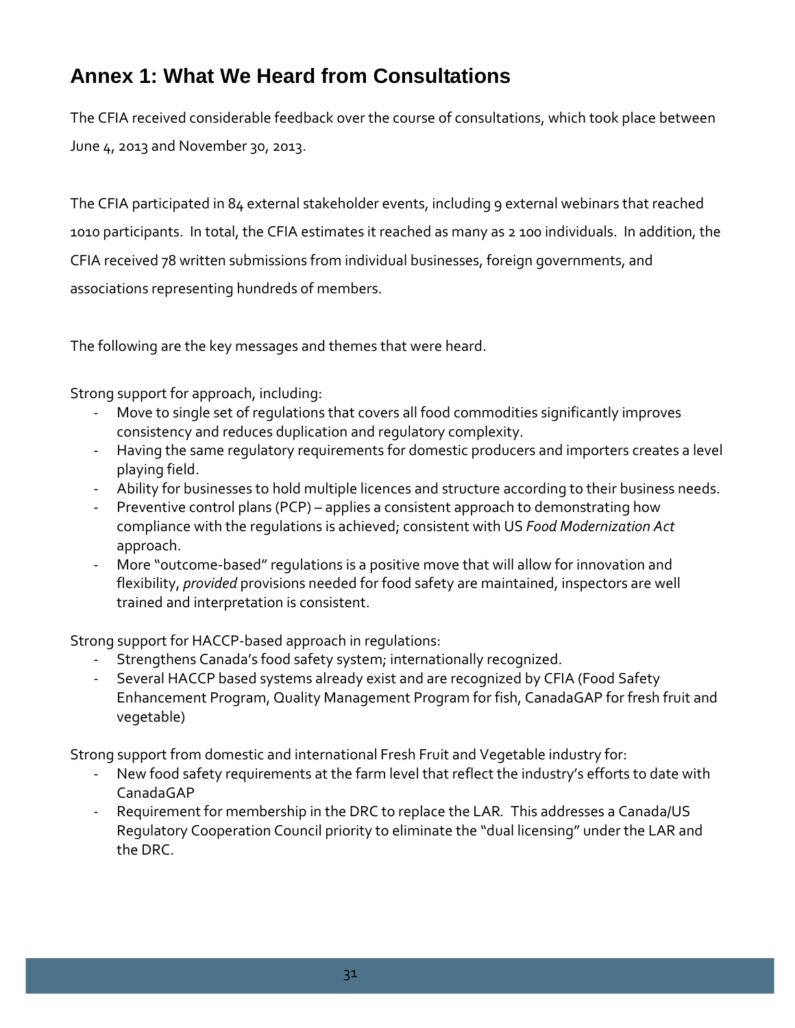## Annex 1: What We Heard from Consultations

The CFIA received considerable feedback over the course of consultations, which took place between June 4, 2013 and November 30, 2013.

The CFIA participated in 84 external stakeholder events, including 9 external webinars that reached 1010 participants. In total, the CFIA estimates it reached as many as 2 100 individuals. In addition, the CFIA received 78 written submissions from individual businesses, foreign governments, and associations representing hundreds of members.

The following are the key messages and themes that were heard.

Strong support for approach, including:

- Move to single set of regulations that covers all food commodities significantly improves consistency and reduces duplication and regulatory complexity.
- Having the same regulatory requirements for domestic producers and importers creates a level playing field.
- Ability for businesses to hold multiple licences and structure according to their business needs.
- Preventive control plans (PCP) – applies a consistent approach to demonstrating how compliance with the regulations is achieved; consistent with US *Food Modernization Act* approach.
- More "outcome-based" regulations is a positive move that will allow for innovation and flexibility, *provided* provisions needed for food safety are maintained, inspectors are well trained and interpretation is consistent.

Strong support for HACCP-based approach in regulations:

- Strengthens Canada's food safety system; internationally recognized.
- Several HACCP based systems already exist and are recognized by CFIA (Food Safety Enhancement Program, Quality Management Program for fish, CanadaGAP for fresh fruit and vegetable)

Strong support from domestic and international Fresh Fruit and Vegetable industry for:

- New food safety requirements at the farm level that reflect the industry's efforts to date with CanadaGAP
- Requirement for membership in the DRC to replace the LAR. This addresses a Canada/US Regulatory Cooperation Council priority to eliminate the "dual licensing" under the LAR and the DRC.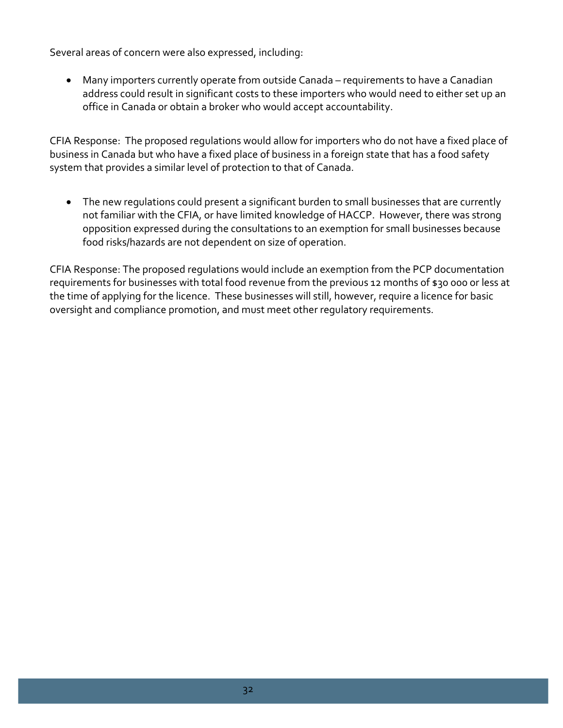Several areas of concern were also expressed, including:

- Many importers currently operate from outside Canada – requirements to have a Canadian address could result in significant costs to these importers who would need to either set up an office in Canada or obtain a broker who would accept accountability.

CFIA Response: The proposed regulations would allow for importers who do not have a fixed place of business in Canada but who have a fixed place of business in a foreign state that has a food safety system that provides a similar level of protection to that of Canada.

- The new regulations could present a significant burden to small businesses that are currently not familiar with the CFIA, or have limited knowledge of HACCP. However, there was strong opposition expressed during the consultations to an exemption for small businesses because food risks/hazards are not dependent on size of operation.

CFIA Response: The proposed regulations would include an exemption from the PCP documentation requirements for businesses with total food revenue from the previous 12 months of $30 000 or less at the time of applying for the licence. These businesses will still, however, require a licence for basic oversight and compliance promotion, and must meet other regulatory requirements.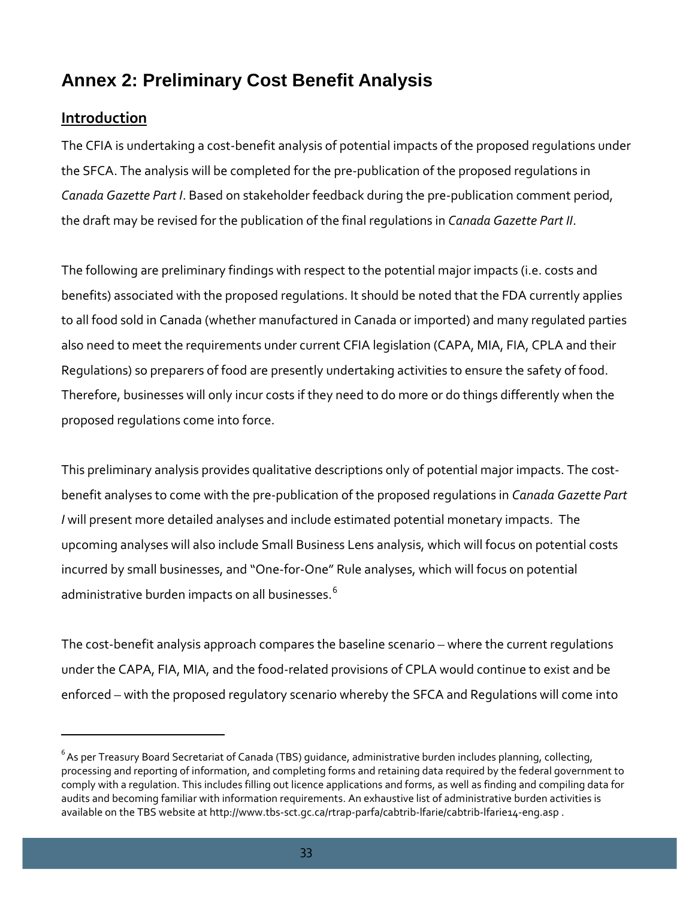# Annex 2: Preliminary Cost Benefit Analysis

## Introduction

The CFIA is undertaking a cost-benefit analysis of potential impacts of the proposed regulations under the SFCA. The analysis will be completed for the pre-publication of the proposed regulations in *Canada Gazette Part I*. Based on stakeholder feedback during the pre-publication comment period, the draft may be revised for the publication of the final regulations in *Canada Gazette Part II*.

The following are preliminary findings with respect to the potential major impacts (i.e. costs and benefits) associated with the proposed regulations. It should be noted that the FDA currently applies to all food sold in Canada (whether manufactured in Canada or imported) and many regulated parties also need to meet the requirements under current CFIA legislation (CAPA, MIA, FIA, CPLA and their Regulations) so preparers of food are presently undertaking activities to ensure the safety of food. Therefore, businesses will only incur costs if they need to do more or do things differently when the proposed regulations come into force.

This preliminary analysis provides qualitative descriptions only of potential major impacts. The cost-benefit analyses to come with the pre-publication of the proposed regulations in *Canada Gazette Part I* will present more detailed analyses and include estimated potential monetary impacts. The upcoming analyses will also include Small Business Lens analysis, which will focus on potential costs incurred by small businesses, and "One-for-One" Rule analyses, which will focus on potential administrative burden impacts on all businesses.[6]

The cost-benefit analysis approach compares the baseline scenario – where the current regulations under the CAPA, FIA, MIA, and the food-related provisions of CPLA would continue to exist and be enforced – with the proposed regulatory scenario whereby the SFCA and Regulations will come into

---

[6] As per Treasury Board Secretariat of Canada (TBS) guidance, administrative burden includes planning, collecting, processing and reporting of information, and completing forms and retaining data required by the federal government to comply with a regulation. This includes filling out licence applications and forms, as well as finding and compiling data for audits and becoming familiar with information requirements. An exhaustive list of administrative burden activities is available on the TBS website at http://www.tbs-sct.gc.ca/rtrap-parfa/cabtrib-lfarie/cabtrib-lfarie14-eng.asp .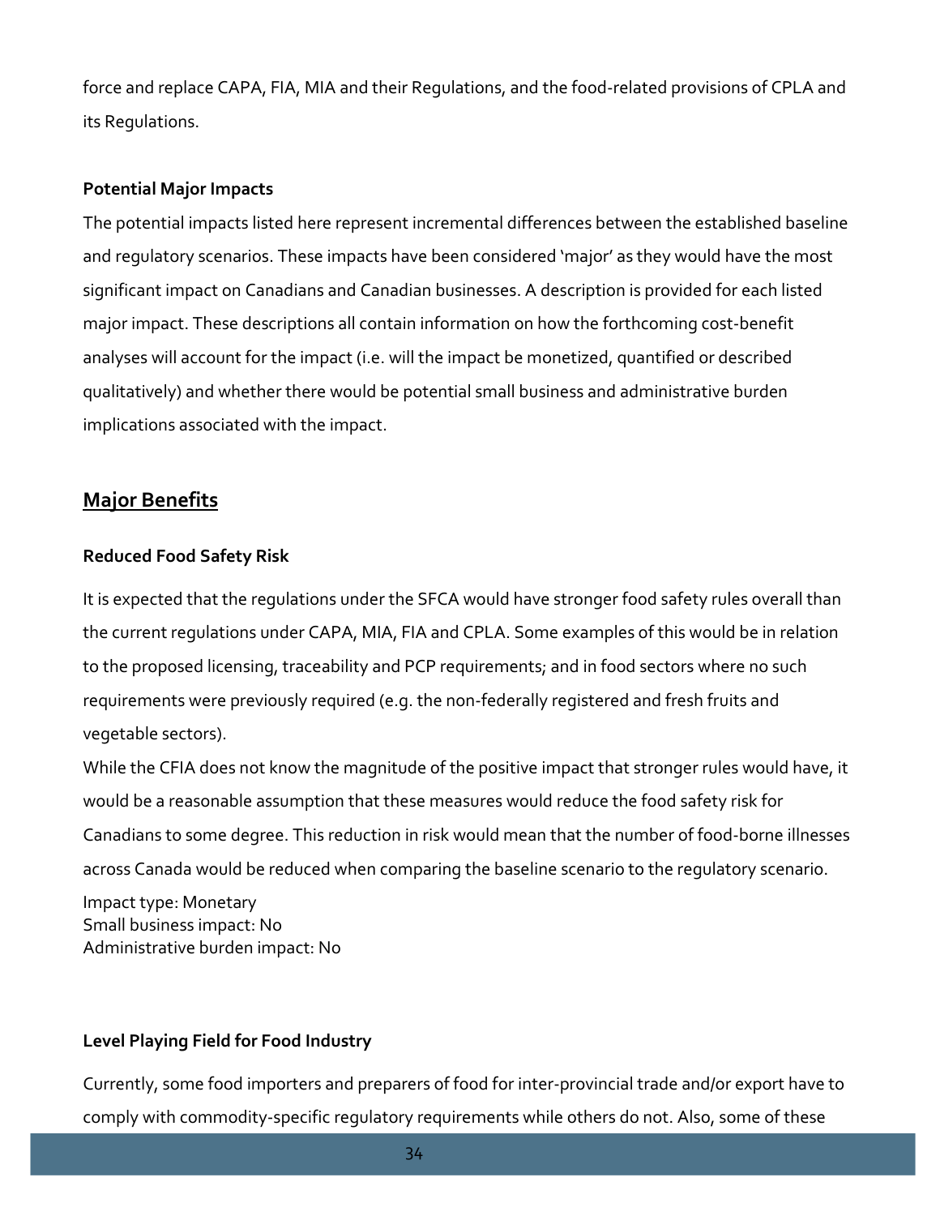force and replace CAPA, FIA, MIA and their Regulations, and the food-related provisions of CPLA and its Regulations.

### Potential Major Impacts

The potential impacts listed here represent incremental differences between the established baseline and regulatory scenarios. These impacts have been considered 'major' as they would have the most significant impact on Canadians and Canadian businesses. A description is provided for each listed major impact. These descriptions all contain information on how the forthcoming cost-benefit analyses will account for the impact (i.e. will the impact be monetized, quantified or described qualitatively) and whether there would be potential small business and administrative burden implications associated with the impact.

## Major Benefits

### Reduced Food Safety Risk

It is expected that the regulations under the SFCA would have stronger food safety rules overall than the current regulations under CAPA, MIA, FIA and CPLA. Some examples of this would be in relation to the proposed licensing, traceability and PCP requirements; and in food sectors where no such requirements were previously required (e.g. the non-federally registered and fresh fruits and vegetable sectors).

While the CFIA does not know the magnitude of the positive impact that stronger rules would have, it would be a reasonable assumption that these measures would reduce the food safety risk for Canadians to some degree. This reduction in risk would mean that the number of food-borne illnesses across Canada would be reduced when comparing the baseline scenario to the regulatory scenario.

Impact type: Monetary
Small business impact: No
Administrative burden impact: No

### Level Playing Field for Food Industry

Currently, some food importers and preparers of food for inter-provincial trade and/or export have to comply with commodity-specific regulatory requirements while others do not. Also, some of these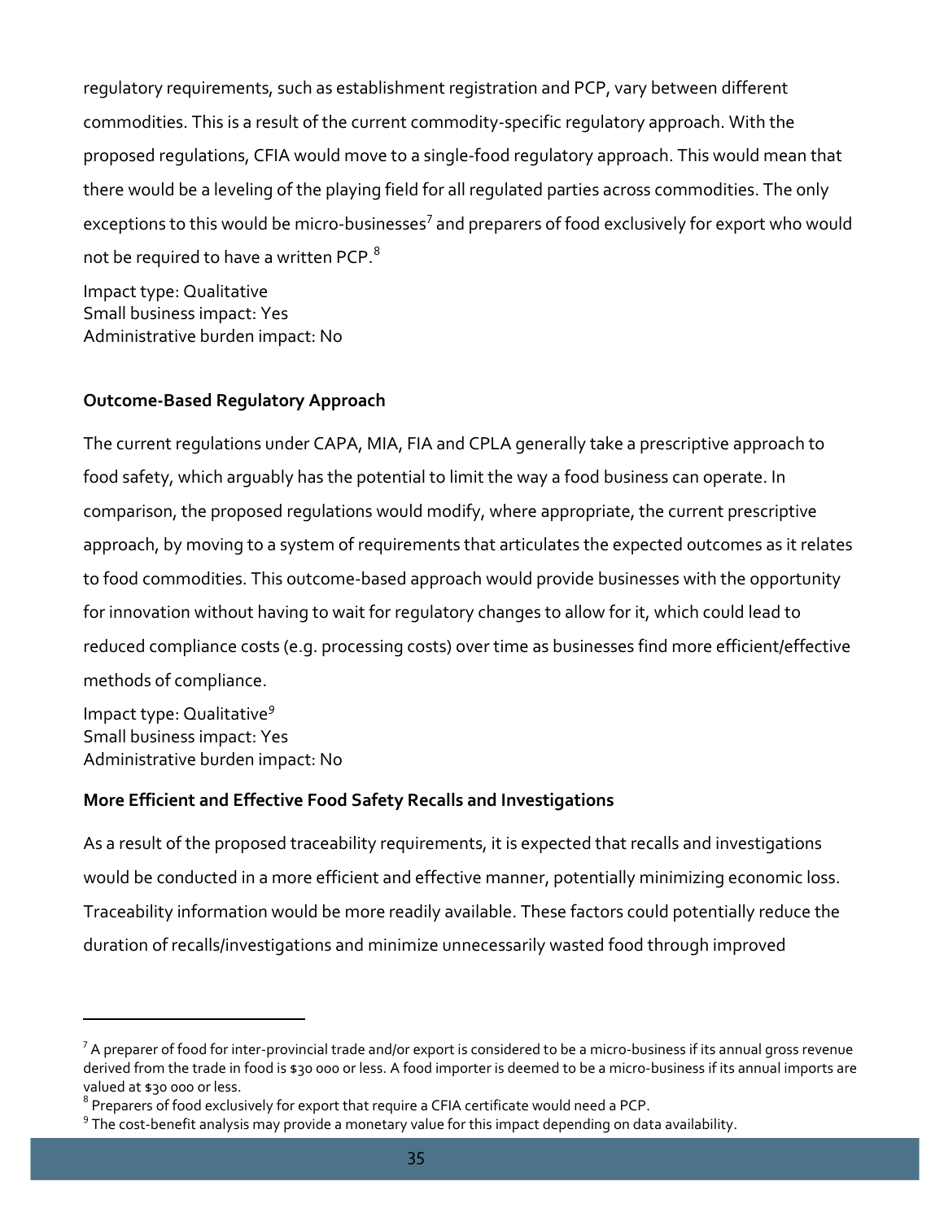regulatory requirements, such as establishment registration and PCP, vary between different commodities. This is a result of the current commodity-specific regulatory approach. With the proposed regulations, CFIA would move to a single-food regulatory approach. This would mean that there would be a leveling of the playing field for all regulated parties across commodities. The only exceptions to this would be micro-businesses[7] and preparers of food exclusively for export who would not be required to have a written PCP.[8]

Impact type: Qualitative
Small business impact: Yes
Administrative burden impact: No

**Outcome-Based Regulatory Approach**

The current regulations under CAPA, MIA, FIA and CPLA generally take a prescriptive approach to food safety, which arguably has the potential to limit the way a food business can operate. In comparison, the proposed regulations would modify, where appropriate, the current prescriptive approach, by moving to a system of requirements that articulates the expected outcomes as it relates to food commodities. This outcome-based approach would provide businesses with the opportunity for innovation without having to wait for regulatory changes to allow for it, which could lead to reduced compliance costs (e.g. processing costs) over time as businesses find more efficient/effective methods of compliance.

Impact type: Qualitative[9]
Small business impact: Yes
Administrative burden impact: No

**More Efficient and Effective Food Safety Recalls and Investigations**

As a result of the proposed traceability requirements, it is expected that recalls and investigations would be conducted in a more efficient and effective manner, potentially minimizing economic loss. Traceability information would be more readily available. These factors could potentially reduce the duration of recalls/investigations and minimize unnecessarily wasted food through improved

---

[7] A preparer of food for inter-provincial trade and/or export is considered to be a micro-business if its annual gross revenue derived from the trade in food is $30 000 or less. A food importer is deemed to be a micro-business if its annual imports are valued at $30 000 or less.

[8] Preparers of food exclusively for export that require a CFIA certificate would need a PCP.

[9] The cost-benefit analysis may provide a monetary value for this impact depending on data availability.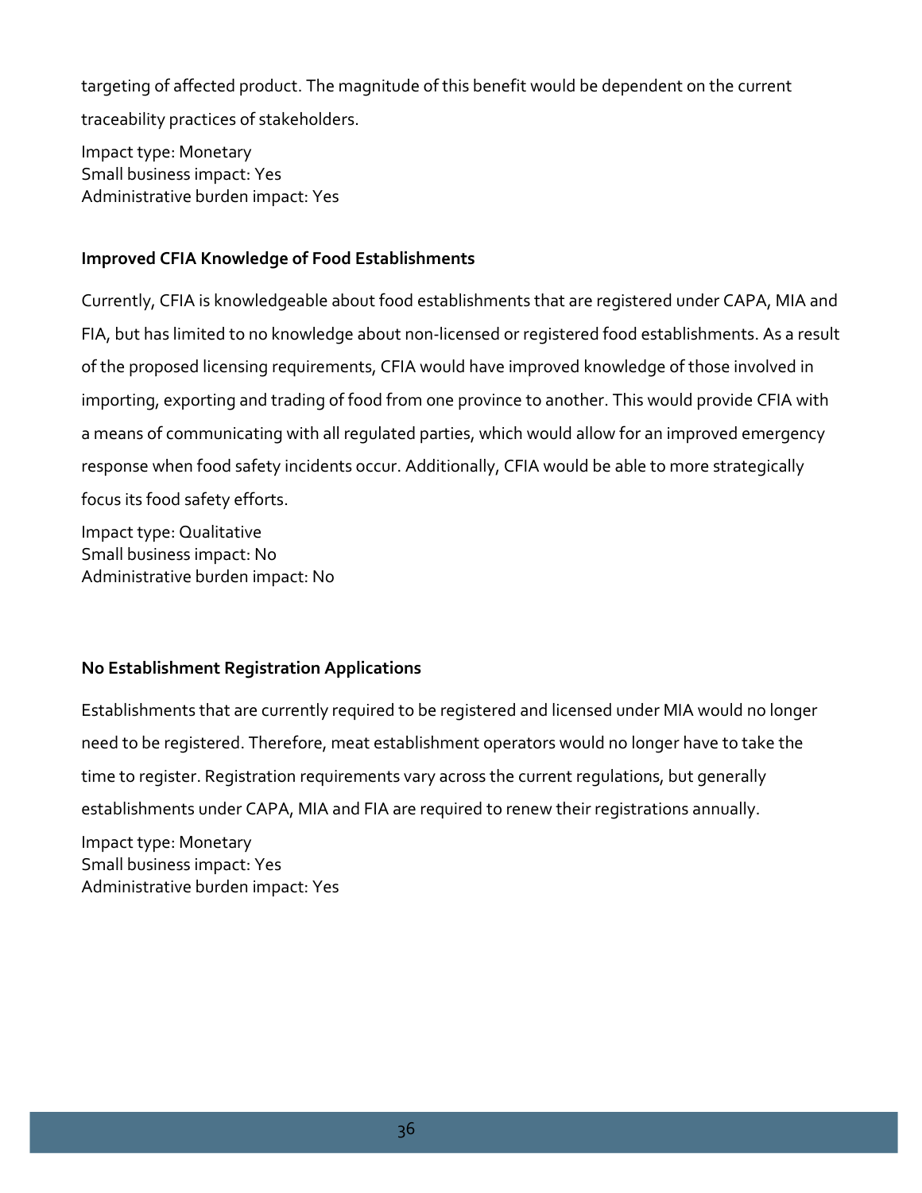targeting of affected product. The magnitude of this benefit would be dependent on the current traceability practices of stakeholders.

Impact type: Monetary
Small business impact: Yes
Administrative burden impact: Yes

**Improved CFIA Knowledge of Food Establishments**

Currently, CFIA is knowledgeable about food establishments that are registered under CAPA, MIA and FIA, but has limited to no knowledge about non-licensed or registered food establishments. As a result of the proposed licensing requirements, CFIA would have improved knowledge of those involved in importing, exporting and trading of food from one province to another. This would provide CFIA with a means of communicating with all regulated parties, which would allow for an improved emergency response when food safety incidents occur. Additionally, CFIA would be able to more strategically focus its food safety efforts.

Impact type: Qualitative
Small business impact: No
Administrative burden impact: No

**No Establishment Registration Applications**

Establishments that are currently required to be registered and licensed under MIA would no longer need to be registered. Therefore, meat establishment operators would no longer have to take the time to register. Registration requirements vary across the current regulations, but generally establishments under CAPA, MIA and FIA are required to renew their registrations annually.

Impact type: Monetary
Small business impact: Yes
Administrative burden impact: Yes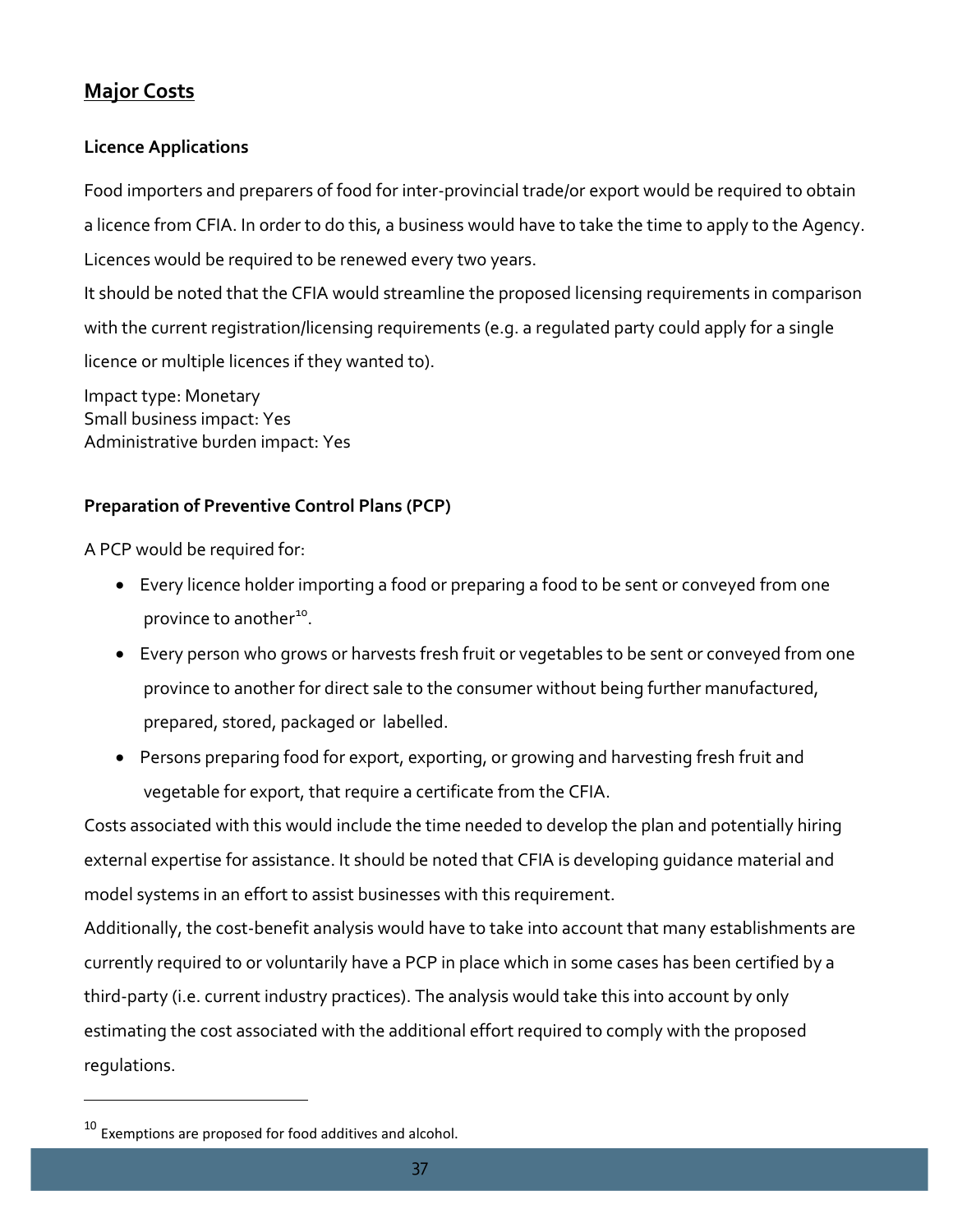## Major Costs

### Licence Applications

Food importers and preparers of food for inter-provincial trade/or export would be required to obtain a licence from CFIA. In order to do this, a business would have to take the time to apply to the Agency. Licences would be required to be renewed every two years.

It should be noted that the CFIA would streamline the proposed licensing requirements in comparison with the current registration/licensing requirements (e.g. a regulated party could apply for a single licence or multiple licences if they wanted to).

Impact type: Monetary
Small business impact: Yes
Administrative burden impact: Yes

### Preparation of Preventive Control Plans (PCP)

A PCP would be required for:

- Every licence holder importing a food or preparing a food to be sent or conveyed from one province to another[10].
- Every person who grows or harvests fresh fruit or vegetables to be sent or conveyed from one province to another for direct sale to the consumer without being further manufactured, prepared, stored, packaged or labelled.
- Persons preparing food for export, exporting, or growing and harvesting fresh fruit and vegetable for export, that require a certificate from the CFIA.

Costs associated with this would include the time needed to develop the plan and potentially hiring external expertise for assistance. It should be noted that CFIA is developing guidance material and model systems in an effort to assist businesses with this requirement.

Additionally, the cost-benefit analysis would have to take into account that many establishments are currently required to or voluntarily have a PCP in place which in some cases has been certified by a third-party (i.e. current industry practices). The analysis would take this into account by only estimating the cost associated with the additional effort required to comply with the proposed regulations.

---

[10] Exemptions are proposed for food additives and alcohol.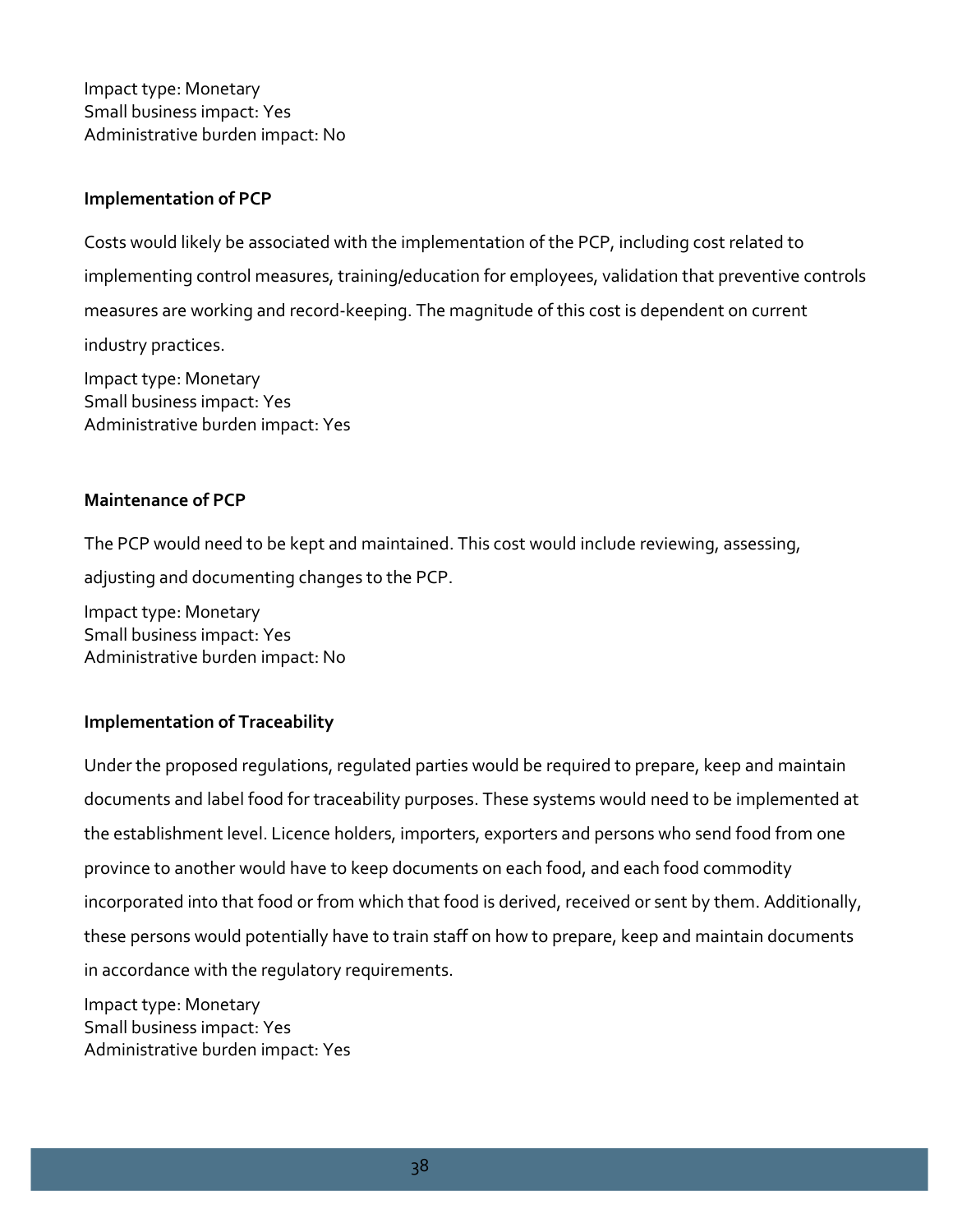Impact type: Monetary
Small business impact: Yes
Administrative burden impact: No

**Implementation of PCP**

Costs would likely be associated with the implementation of the PCP, including cost related to implementing control measures, training/education for employees, validation that preventive controls measures are working and record-keeping. The magnitude of this cost is dependent on current industry practices.

Impact type: Monetary
Small business impact: Yes
Administrative burden impact: Yes

**Maintenance of PCP**

The PCP would need to be kept and maintained. This cost would include reviewing, assessing, adjusting and documenting changes to the PCP.

Impact type: Monetary
Small business impact: Yes
Administrative burden impact: No

**Implementation of Traceability**

Under the proposed regulations, regulated parties would be required to prepare, keep and maintain documents and label food for traceability purposes. These systems would need to be implemented at the establishment level. Licence holders, importers, exporters and persons who send food from one province to another would have to keep documents on each food, and each food commodity incorporated into that food or from which that food is derived, received or sent by them. Additionally, these persons would potentially have to train staff on how to prepare, keep and maintain documents in accordance with the regulatory requirements.

Impact type: Monetary
Small business impact: Yes
Administrative burden impact: Yes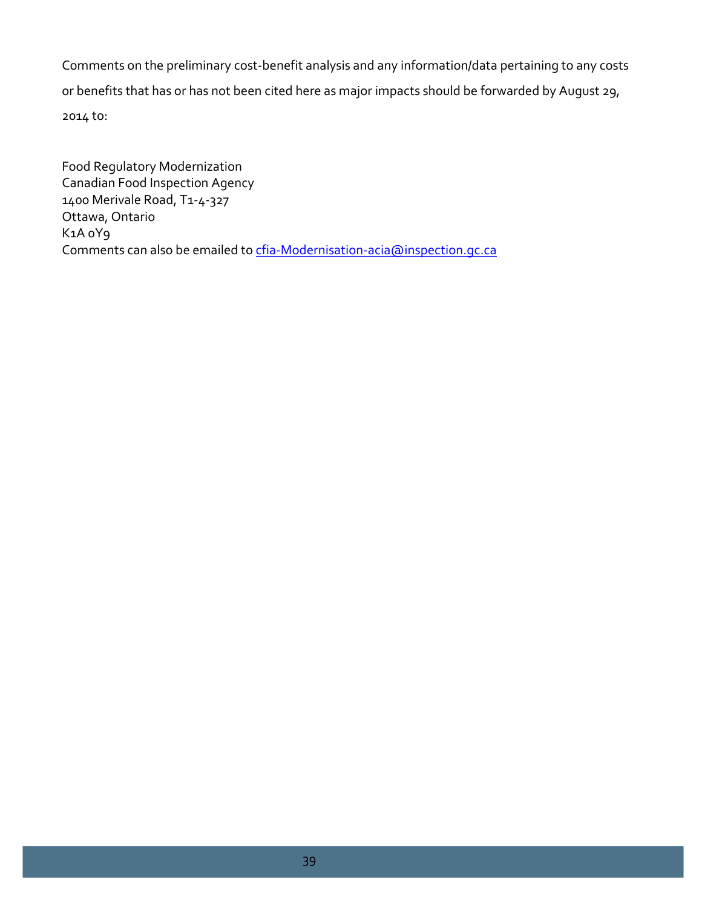Comments on the preliminary cost-benefit analysis and any information/data pertaining to any costs or benefits that has or has not been cited here as major impacts should be forwarded by August 29, 2014 to:

Food Regulatory Modernization  
Canadian Food Inspection Agency  
1400 Merivale Road, T1-4-327  
Ottawa, Ontario  
K1A 0Y9  
Comments can also be emailed to cfia-Modernisation-acia@inspection.gc.ca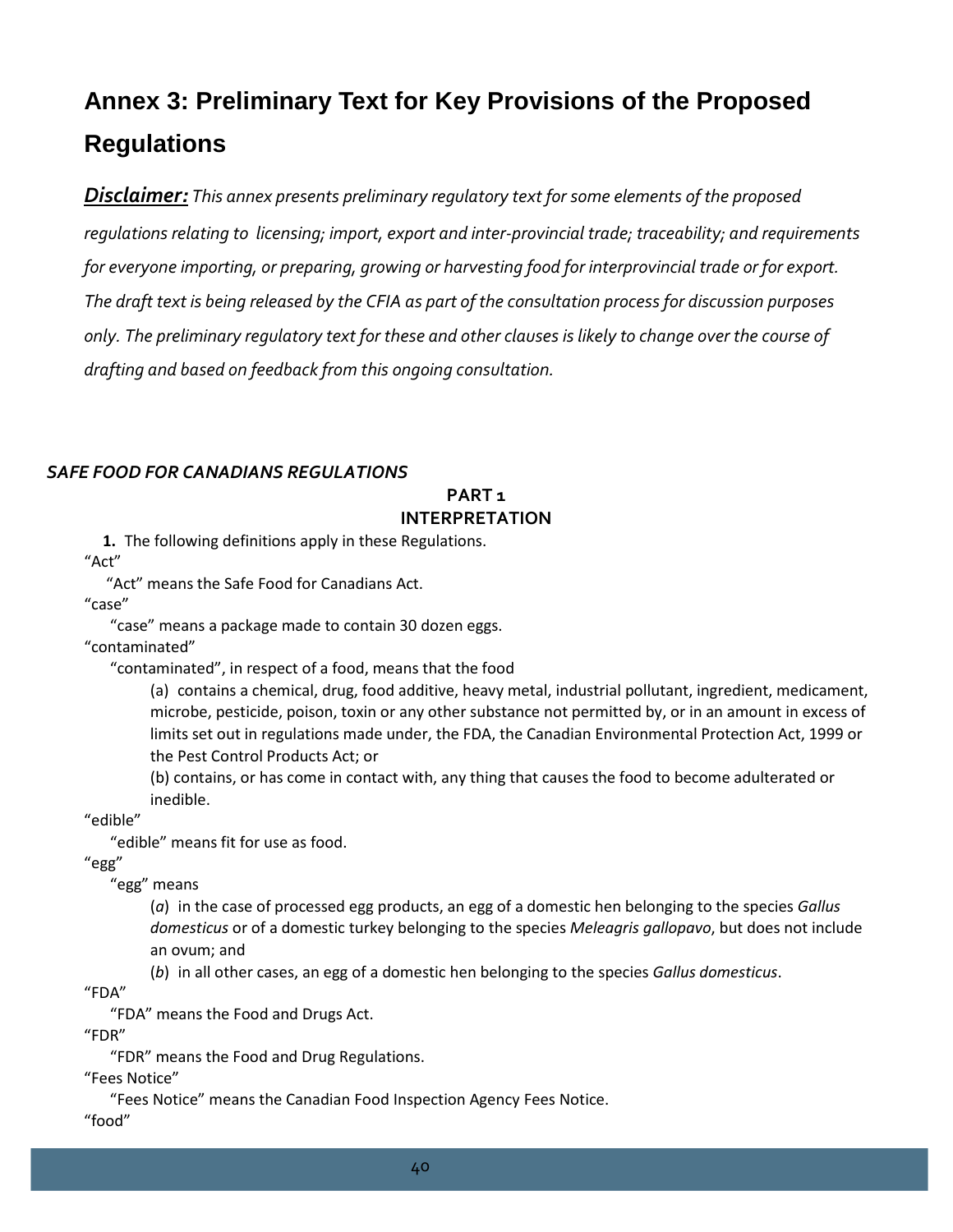# Annex 3: Preliminary Text for Key Provisions of the Proposed Regulations

***Disclaimer:*** *This annex presents preliminary regulatory text for some elements of the proposed regulations relating to licensing; import, export and inter-provincial trade; traceability; and requirements for everyone importing, or preparing, growing or harvesting food for interprovincial trade or for export. The draft text is being released by the CFIA as part of the consultation process for discussion purposes only. The preliminary regulatory text for these and other clauses is likely to change over the course of drafting and based on feedback from this ongoing consultation.*

***SAFE FOOD FOR CANADIANS REGULATIONS***

**PART 1**
**INTERPRETATION**

**1.** The following definitions apply in these Regulations.

"Act"

"Act" means the Safe Food for Canadians Act.

"case"

"case" means a package made to contain 30 dozen eggs.

"contaminated"

"contaminated", in respect of a food, means that the food

(a) contains a chemical, drug, food additive, heavy metal, industrial pollutant, ingredient, medicament, microbe, pesticide, poison, toxin or any other substance not permitted by, or in an amount in excess of limits set out in regulations made under, the FDA, the Canadian Environmental Protection Act, 1999 or the Pest Control Products Act; or

(b) contains, or has come in contact with, any thing that causes the food to become adulterated or inedible.

"edible"

"edible" means fit for use as food.

"egg"

"egg" means

(*a*) in the case of processed egg products, an egg of a domestic hen belonging to the species *Gallus domesticus* or of a domestic turkey belonging to the species *Meleagris gallopavo*, but does not include an ovum; and

(*b*) in all other cases, an egg of a domestic hen belonging to the species *Gallus domesticus*.

"FDA"

"FDA" means the Food and Drugs Act.

"FDR"

"FDR" means the Food and Drug Regulations.

"Fees Notice"

"Fees Notice" means the Canadian Food Inspection Agency Fees Notice.

"food"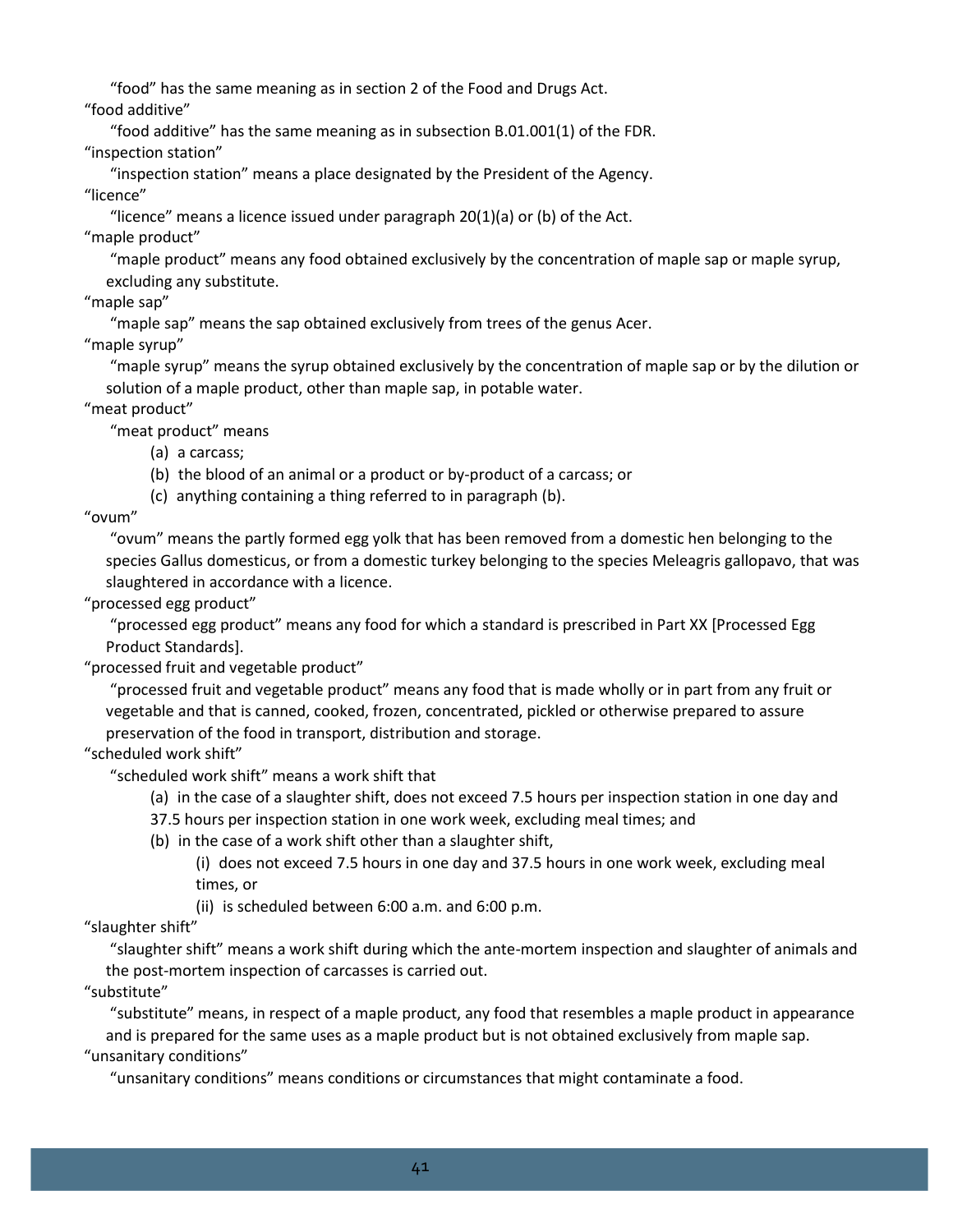"food" has the same meaning as in section 2 of the Food and Drugs Act.

"food additive"

"food additive" has the same meaning as in subsection B.01.001(1) of the FDR.

"inspection station"

"inspection station" means a place designated by the President of the Agency.

"licence"

"licence" means a licence issued under paragraph 20(1)(a) or (b) of the Act.

"maple product"

"maple product" means any food obtained exclusively by the concentration of maple sap or maple syrup, excluding any substitute.

"maple sap"

"maple sap" means the sap obtained exclusively from trees of the genus Acer.

"maple syrup"

"maple syrup" means the syrup obtained exclusively by the concentration of maple sap or by the dilution or solution of a maple product, other than maple sap, in potable water.

"meat product"

"meat product" means

(a) a carcass;

(b) the blood of an animal or a product or by-product of a carcass; or

(c) anything containing a thing referred to in paragraph (b).

"ovum"

"ovum" means the partly formed egg yolk that has been removed from a domestic hen belonging to the species Gallus domesticus, or from a domestic turkey belonging to the species Meleagris gallopavo, that was slaughtered in accordance with a licence.

"processed egg product"

"processed egg product" means any food for which a standard is prescribed in Part XX [Processed Egg Product Standards].

"processed fruit and vegetable product"

"processed fruit and vegetable product" means any food that is made wholly or in part from any fruit or vegetable and that is canned, cooked, frozen, concentrated, pickled or otherwise prepared to assure preservation of the food in transport, distribution and storage.

"scheduled work shift"

"scheduled work shift" means a work shift that

(a) in the case of a slaughter shift, does not exceed 7.5 hours per inspection station in one day and 37.5 hours per inspection station in one work week, excluding meal times; and

(b) in the case of a work shift other than a slaughter shift,

(i) does not exceed 7.5 hours in one day and 37.5 hours in one work week, excluding meal times, or

(ii) is scheduled between 6:00 a.m. and 6:00 p.m.

"slaughter shift"

"slaughter shift" means a work shift during which the ante-mortem inspection and slaughter of animals and the post-mortem inspection of carcasses is carried out.

"substitute"

"substitute" means, in respect of a maple product, any food that resembles a maple product in appearance and is prepared for the same uses as a maple product but is not obtained exclusively from maple sap.

"unsanitary conditions"

"unsanitary conditions" means conditions or circumstances that might contaminate a food.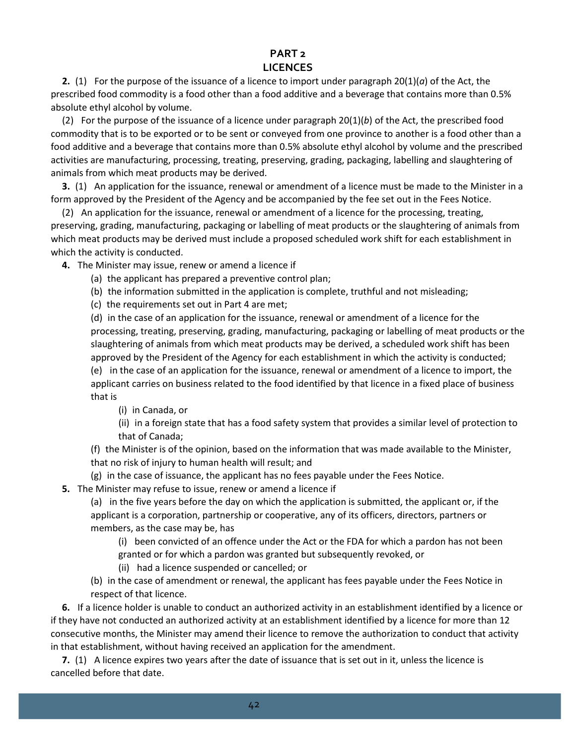# PART 2
# LICENCES

**2.** (1) For the purpose of the issuance of a licence to import under paragraph 20(1)(*a*) of the Act, the prescribed food commodity is a food other than a food additive and a beverage that contains more than 0.5% absolute ethyl alcohol by volume.

(2) For the purpose of the issuance of a licence under paragraph 20(1)(*b*) of the Act, the prescribed food commodity that is to be exported or to be sent or conveyed from one province to another is a food other than a food additive and a beverage that contains more than 0.5% absolute ethyl alcohol by volume and the prescribed activities are manufacturing, processing, treating, preserving, grading, packaging, labelling and slaughtering of animals from which meat products may be derived.

**3.** (1) An application for the issuance, renewal or amendment of a licence must be made to the Minister in a form approved by the President of the Agency and be accompanied by the fee set out in the Fees Notice.

(2) An application for the issuance, renewal or amendment of a licence for the processing, treating, preserving, grading, manufacturing, packaging or labelling of meat products or the slaughtering of animals from which meat products may be derived must include a proposed scheduled work shift for each establishment in which the activity is conducted.

**4.** The Minister may issue, renew or amend a licence if

(a) the applicant has prepared a preventive control plan;

(b) the information submitted in the application is complete, truthful and not misleading;

(c) the requirements set out in Part 4 are met;

(d) in the case of an application for the issuance, renewal or amendment of a licence for the processing, treating, preserving, grading, manufacturing, packaging or labelling of meat products or the slaughtering of animals from which meat products may be derived, a scheduled work shift has been approved by the President of the Agency for each establishment in which the activity is conducted;

(e) in the case of an application for the issuance, renewal or amendment of a licence to import, the applicant carries on business related to the food identified by that licence in a fixed place of business that is

(i) in Canada, or

(ii) in a foreign state that has a food safety system that provides a similar level of protection to that of Canada;

(f) the Minister is of the opinion, based on the information that was made available to the Minister, that no risk of injury to human health will result; and

(g) in the case of issuance, the applicant has no fees payable under the Fees Notice.

**5.** The Minister may refuse to issue, renew or amend a licence if

(a) in the five years before the day on which the application is submitted, the applicant or, if the applicant is a corporation, partnership or cooperative, any of its officers, directors, partners or members, as the case may be, has

(i) been convicted of an offence under the Act or the FDA for which a pardon has not been granted or for which a pardon was granted but subsequently revoked, or

(ii) had a licence suspended or cancelled; or

(b) in the case of amendment or renewal, the applicant has fees payable under the Fees Notice in respect of that licence.

**6.** If a licence holder is unable to conduct an authorized activity in an establishment identified by a licence or if they have not conducted an authorized activity at an establishment identified by a licence for more than 12 consecutive months, the Minister may amend their licence to remove the authorization to conduct that activity in that establishment, without having received an application for the amendment.

**7.** (1) A licence expires two years after the date of issuance that is set out in it, unless the licence is cancelled before that date.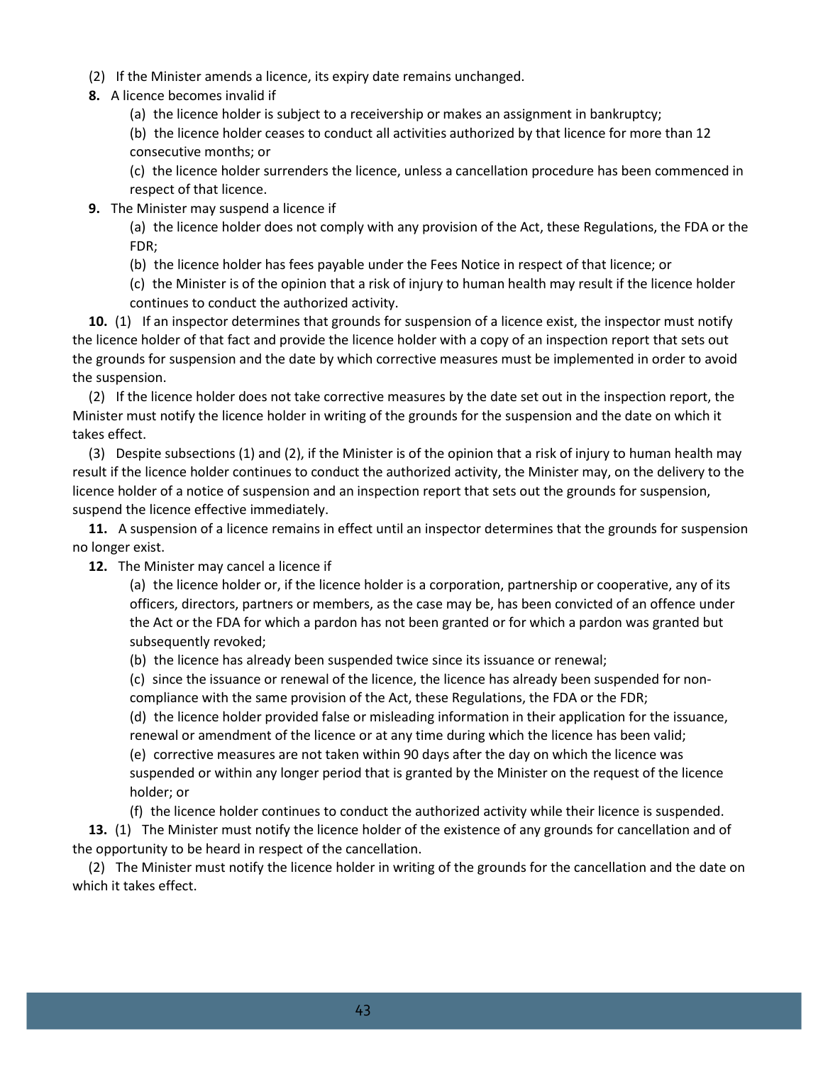(2) If the Minister amends a licence, its expiry date remains unchanged.

**8.** A licence becomes invalid if

(a) the licence holder is subject to a receivership or makes an assignment in bankruptcy;

(b) the licence holder ceases to conduct all activities authorized by that licence for more than 12 consecutive months; or

(c) the licence holder surrenders the licence, unless a cancellation procedure has been commenced in respect of that licence.

**9.** The Minister may suspend a licence if

(a) the licence holder does not comply with any provision of the Act, these Regulations, the FDA or the FDR;

(b) the licence holder has fees payable under the Fees Notice in respect of that licence; or

(c) the Minister is of the opinion that a risk of injury to human health may result if the licence holder continues to conduct the authorized activity.

**10.** (1) If an inspector determines that grounds for suspension of a licence exist, the inspector must notify the licence holder of that fact and provide the licence holder with a copy of an inspection report that sets out the grounds for suspension and the date by which corrective measures must be implemented in order to avoid the suspension.

(2) If the licence holder does not take corrective measures by the date set out in the inspection report, the Minister must notify the licence holder in writing of the grounds for the suspension and the date on which it takes effect.

(3) Despite subsections (1) and (2), if the Minister is of the opinion that a risk of injury to human health may result if the licence holder continues to conduct the authorized activity, the Minister may, on the delivery to the licence holder of a notice of suspension and an inspection report that sets out the grounds for suspension, suspend the licence effective immediately.

**11.** A suspension of a licence remains in effect until an inspector determines that the grounds for suspension no longer exist.

**12.** The Minister may cancel a licence if

(a) the licence holder or, if the licence holder is a corporation, partnership or cooperative, any of its officers, directors, partners or members, as the case may be, has been convicted of an offence under the Act or the FDA for which a pardon has not been granted or for which a pardon was granted but subsequently revoked;

(b) the licence has already been suspended twice since its issuance or renewal;

(c) since the issuance or renewal of the licence, the licence has already been suspended for non-compliance with the same provision of the Act, these Regulations, the FDA or the FDR;

(d) the licence holder provided false or misleading information in their application for the issuance, renewal or amendment of the licence or at any time during which the licence has been valid;

(e) corrective measures are not taken within 90 days after the day on which the licence was suspended or within any longer period that is granted by the Minister on the request of the licence holder; or

(f) the licence holder continues to conduct the authorized activity while their licence is suspended.

**13.** (1) The Minister must notify the licence holder of the existence of any grounds for cancellation and of the opportunity to be heard in respect of the cancellation.

(2) The Minister must notify the licence holder in writing of the grounds for the cancellation and the date on which it takes effect.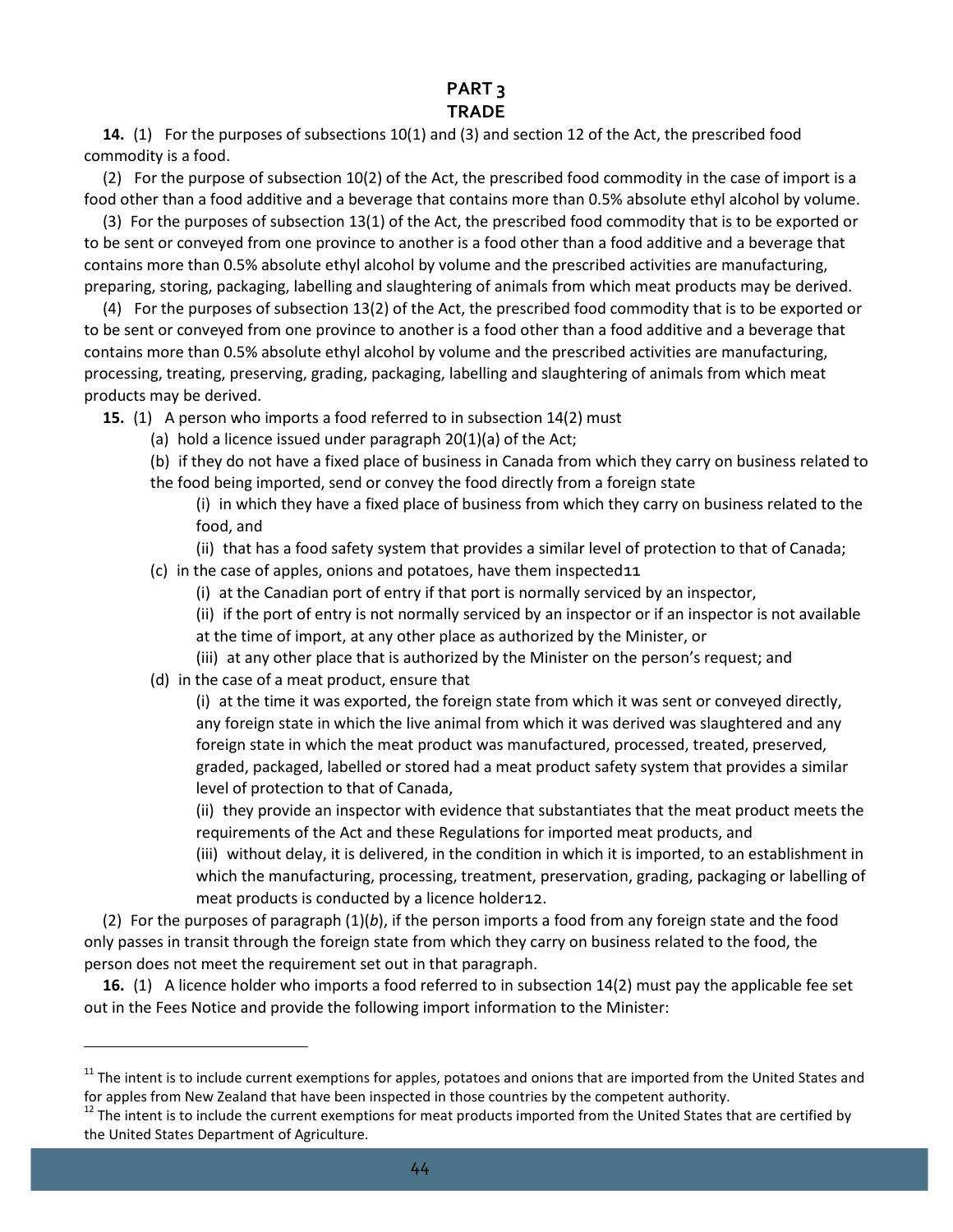## PART 3
## TRADE

**14.** (1) For the purposes of subsections 10(1) and (3) and section 12 of the Act, the prescribed food commodity is a food.

(2) For the purpose of subsection 10(2) of the Act, the prescribed food commodity in the case of import is a food other than a food additive and a beverage that contains more than 0.5% absolute ethyl alcohol by volume.

(3) For the purposes of subsection 13(1) of the Act, the prescribed food commodity that is to be exported or to be sent or conveyed from one province to another is a food other than a food additive and a beverage that contains more than 0.5% absolute ethyl alcohol by volume and the prescribed activities are manufacturing, preparing, storing, packaging, labelling and slaughtering of animals from which meat products may be derived.

(4) For the purposes of subsection 13(2) of the Act, the prescribed food commodity that is to be exported or to be sent or conveyed from one province to another is a food other than a food additive and a beverage that contains more than 0.5% absolute ethyl alcohol by volume and the prescribed activities are manufacturing, processing, treating, preserving, grading, packaging, labelling and slaughtering of animals from which meat products may be derived.

**15.** (1) A person who imports a food referred to in subsection 14(2) must

- (a) hold a licence issued under paragraph 20(1)(a) of the Act;
- (b) if they do not have a fixed place of business in Canada from which they carry on business related to the food being imported, send or convey the food directly from a foreign state
  - (i) in which they have a fixed place of business from which they carry on business related to the food, and
  - (ii) that has a food safety system that provides a similar level of protection to that of Canada;
- (c) in the case of apples, onions and potatoes, have them inspected[11]
  - (i) at the Canadian port of entry if that port is normally serviced by an inspector,
  - (ii) if the port of entry is not normally serviced by an inspector or if an inspector is not available at the time of import, at any other place as authorized by the Minister, or
  - (iii) at any other place that is authorized by the Minister on the person's request; and
- (d) in the case of a meat product, ensure that
  - (i) at the time it was exported, the foreign state from which it was sent or conveyed directly, any foreign state in which the live animal from which it was derived was slaughtered and any foreign state in which the meat product was manufactured, processed, treated, preserved, graded, packaged, labelled or stored had a meat product safety system that provides a similar level of protection to that of Canada,
  - (ii) they provide an inspector with evidence that substantiates that the meat product meets the requirements of the Act and these Regulations for imported meat products, and
  - (iii) without delay, it is delivered, in the condition in which it is imported, to an establishment in which the manufacturing, processing, treatment, preservation, grading, packaging or labelling of meat products is conducted by a licence holder[12].

(2) For the purposes of paragraph (1)(*b*), if the person imports a food from any foreign state and the food only passes in transit through the foreign state from which they carry on business related to the food, the person does not meet the requirement set out in that paragraph.

**16.** (1) A licence holder who imports a food referred to in subsection 14(2) must pay the applicable fee set out in the Fees Notice and provide the following import information to the Minister:

---

[11] The intent is to include current exemptions for apples, potatoes and onions that are imported from the United States and for apples from New Zealand that have been inspected in those countries by the competent authority.

[12] The intent is to include the current exemptions for meat products imported from the United States that are certified by the United States Department of Agriculture.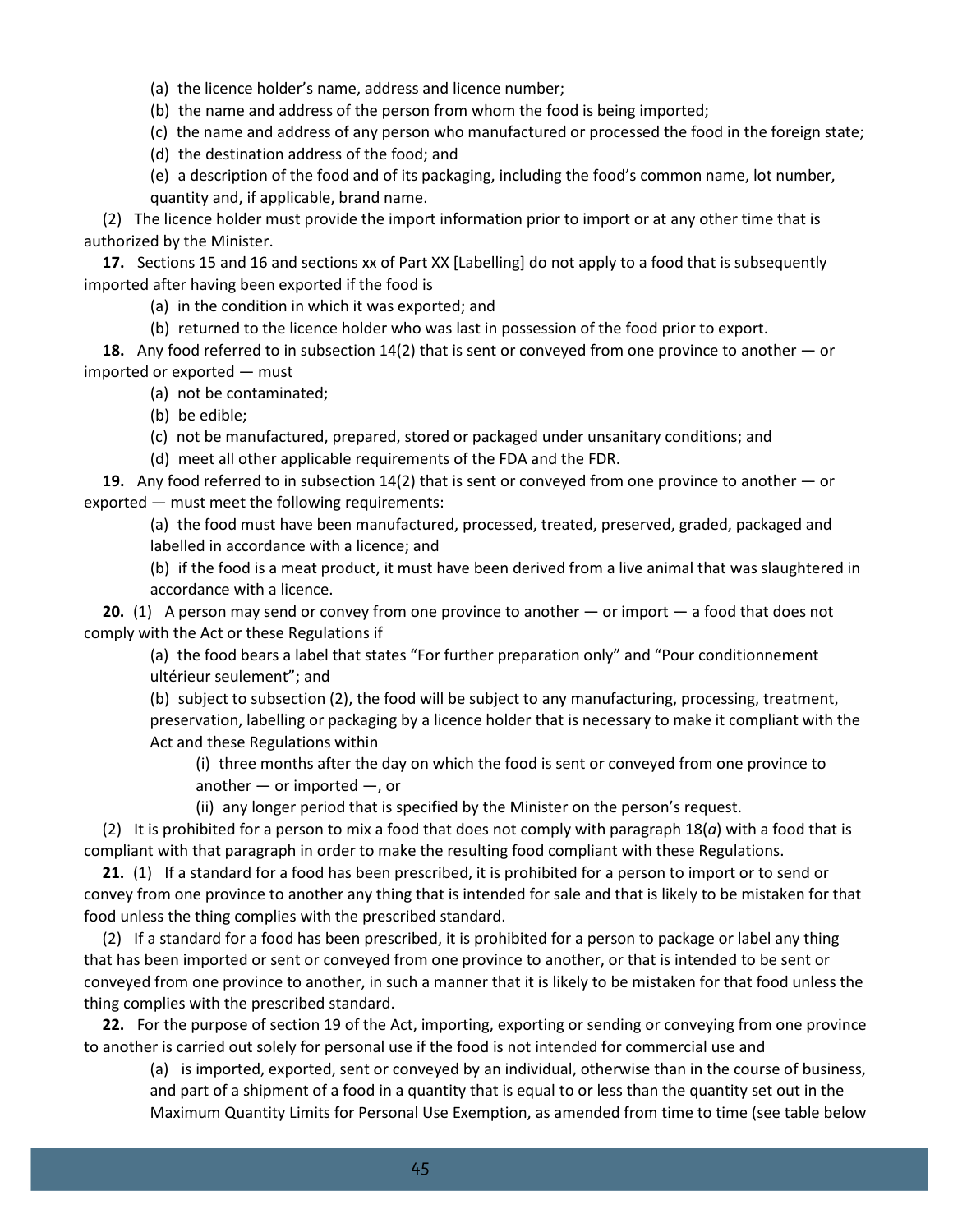(a) the licence holder's name, address and licence number;

(b) the name and address of the person from whom the food is being imported;

(c) the name and address of any person who manufactured or processed the food in the foreign state;

(d) the destination address of the food; and

(e) a description of the food and of its packaging, including the food's common name, lot number, quantity and, if applicable, brand name.

(2) The licence holder must provide the import information prior to import or at any other time that is authorized by the Minister.

**17.** Sections 15 and 16 and sections xx of Part XX [Labelling] do not apply to a food that is subsequently imported after having been exported if the food is

(a) in the condition in which it was exported; and

(b) returned to the licence holder who was last in possession of the food prior to export.

**18.** Any food referred to in subsection 14(2) that is sent or conveyed from one province to another — or imported or exported — must

(a) not be contaminated;

(b) be edible;

(c) not be manufactured, prepared, stored or packaged under unsanitary conditions; and

(d) meet all other applicable requirements of the FDA and the FDR.

**19.** Any food referred to in subsection 14(2) that is sent or conveyed from one province to another — or exported — must meet the following requirements:

(a) the food must have been manufactured, processed, treated, preserved, graded, packaged and labelled in accordance with a licence; and

(b) if the food is a meat product, it must have been derived from a live animal that was slaughtered in accordance with a licence.

**20.** (1) A person may send or convey from one province to another — or import — a food that does not comply with the Act or these Regulations if

(a) the food bears a label that states "For further preparation only" and "Pour conditionnement ultérieur seulement"; and

(b) subject to subsection (2), the food will be subject to any manufacturing, processing, treatment, preservation, labelling or packaging by a licence holder that is necessary to make it compliant with the Act and these Regulations within

(i) three months after the day on which the food is sent or conveyed from one province to another — or imported —, or

(ii) any longer period that is specified by the Minister on the person's request.

(2) It is prohibited for a person to mix a food that does not comply with paragraph 18(*a*) with a food that is compliant with that paragraph in order to make the resulting food compliant with these Regulations.

**21.** (1) If a standard for a food has been prescribed, it is prohibited for a person to import or to send or convey from one province to another any thing that is intended for sale and that is likely to be mistaken for that food unless the thing complies with the prescribed standard.

(2) If a standard for a food has been prescribed, it is prohibited for a person to package or label any thing that has been imported or sent or conveyed from one province to another, or that is intended to be sent or conveyed from one province to another, in such a manner that it is likely to be mistaken for that food unless the thing complies with the prescribed standard.

**22.** For the purpose of section 19 of the Act, importing, exporting or sending or conveying from one province to another is carried out solely for personal use if the food is not intended for commercial use and

(a) is imported, exported, sent or conveyed by an individual, otherwise than in the course of business, and part of a shipment of a food in a quantity that is equal to or less than the quantity set out in the Maximum Quantity Limits for Personal Use Exemption, as amended from time to time (see table below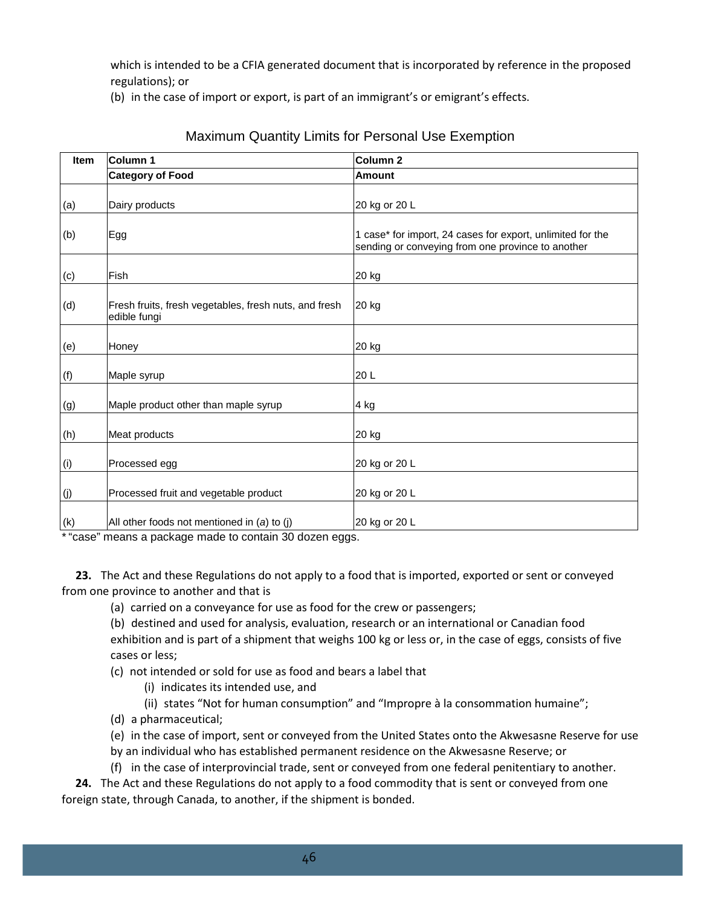which is intended to be a CFIA generated document that is incorporated by reference in the proposed regulations); or

(b) in the case of import or export, is part of an immigrant's or emigrant's effects.

## Maximum Quantity Limits for Personal Use Exemption

| Item | Column 1 | Column 2 |
|---|---|---|
| | **Category of Food** | **Amount** |
| (a) | Dairy products | 20 kg or 20 L |
| (b) | Egg | 1 case* for import, 24 cases for export, unlimited for the sending or conveying from one province to another |
| (c) | Fish | 20 kg |
| (d) | Fresh fruits, fresh vegetables, fresh nuts, and fresh edible fungi | 20 kg |
| (e) | Honey | 20 kg |
| (f) | Maple syrup | 20 L |
| (g) | Maple product other than maple syrup | 4 kg |
| (h) | Meat products | 20 kg |
| (i) | Processed egg | 20 kg or 20 L |
| (j) | Processed fruit and vegetable product | 20 kg or 20 L |
| (k) | All other foods not mentioned in (*a*) to (j) | 20 kg or 20 L |

* "case" means a package made to contain 30 dozen eggs.

**23.** The Act and these Regulations do not apply to a food that is imported, exported or sent or conveyed from one province to another and that is

(a) carried on a conveyance for use as food for the crew or passengers;

(b) destined and used for analysis, evaluation, research or an international or Canadian food exhibition and is part of a shipment that weighs 100 kg or less or, in the case of eggs, consists of five cases or less;

(c) not intended or sold for use as food and bears a label that

(i) indicates its intended use, and

(ii) states "Not for human consumption" and "Impropre à la consommation humaine";

(d) a pharmaceutical;

(e) in the case of import, sent or conveyed from the United States onto the Akwesasne Reserve for use by an individual who has established permanent residence on the Akwesasne Reserve; or

(f) in the case of interprovincial trade, sent or conveyed from one federal penitentiary to another.

**24.** The Act and these Regulations do not apply to a food commodity that is sent or conveyed from one foreign state, through Canada, to another, if the shipment is bonded.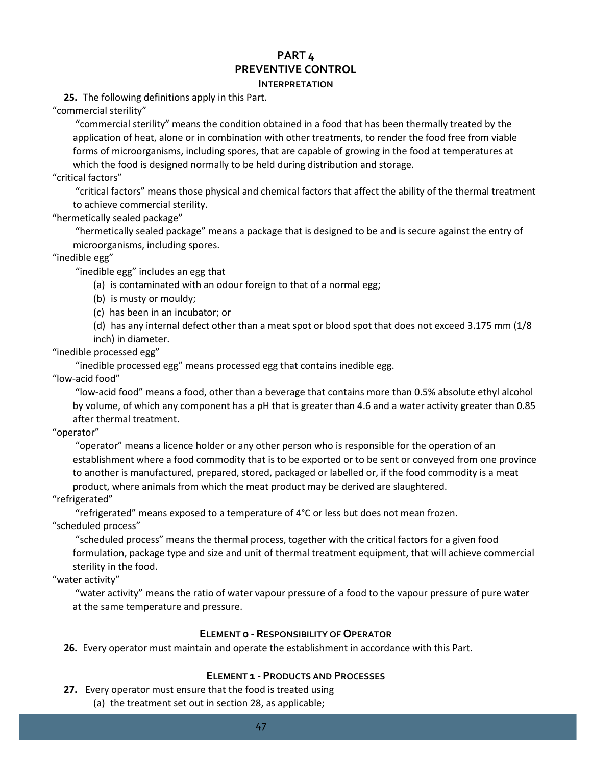# PART 4
# PREVENTIVE CONTROL

### INTERPRETATION

**25.** The following definitions apply in this Part.

"commercial sterility"

"commercial sterility" means the condition obtained in a food that has been thermally treated by the application of heat, alone or in combination with other treatments, to render the food free from viable forms of microorganisms, including spores, that are capable of growing in the food at temperatures at which the food is designed normally to be held during distribution and storage.

"critical factors"

"critical factors" means those physical and chemical factors that affect the ability of the thermal treatment to achieve commercial sterility.

"hermetically sealed package"

"hermetically sealed package" means a package that is designed to be and is secure against the entry of microorganisms, including spores.

"inedible egg"

"inedible egg" includes an egg that

(a) is contaminated with an odour foreign to that of a normal egg;

(b) is musty or mouldy;

(c) has been in an incubator; or

(d) has any internal defect other than a meat spot or blood spot that does not exceed 3.175 mm (1/8 inch) in diameter.

"inedible processed egg"

"inedible processed egg" means processed egg that contains inedible egg.

"low-acid food"

"low-acid food" means a food, other than a beverage that contains more than 0.5% absolute ethyl alcohol by volume, of which any component has a pH that is greater than 4.6 and a water activity greater than 0.85 after thermal treatment.

"operator"

"operator" means a licence holder or any other person who is responsible for the operation of an establishment where a food commodity that is to be exported or to be sent or conveyed from one province to another is manufactured, prepared, stored, packaged or labelled or, if the food commodity is a meat product, where animals from which the meat product may be derived are slaughtered.

"refrigerated"

"refrigerated" means exposed to a temperature of 4°C or less but does not mean frozen.

"scheduled process"

"scheduled process" means the thermal process, together with the critical factors for a given food formulation, package type and size and unit of thermal treatment equipment, that will achieve commercial sterility in the food.

"water activity"

"water activity" means the ratio of water vapour pressure of a food to the vapour pressure of pure water at the same temperature and pressure.

### ELEMENT 0 - RESPONSIBILITY OF OPERATOR

**26.** Every operator must maintain and operate the establishment in accordance with this Part.

### ELEMENT 1 - PRODUCTS AND PROCESSES

**27.** Every operator must ensure that the food is treated using

(a) the treatment set out in section 28, as applicable;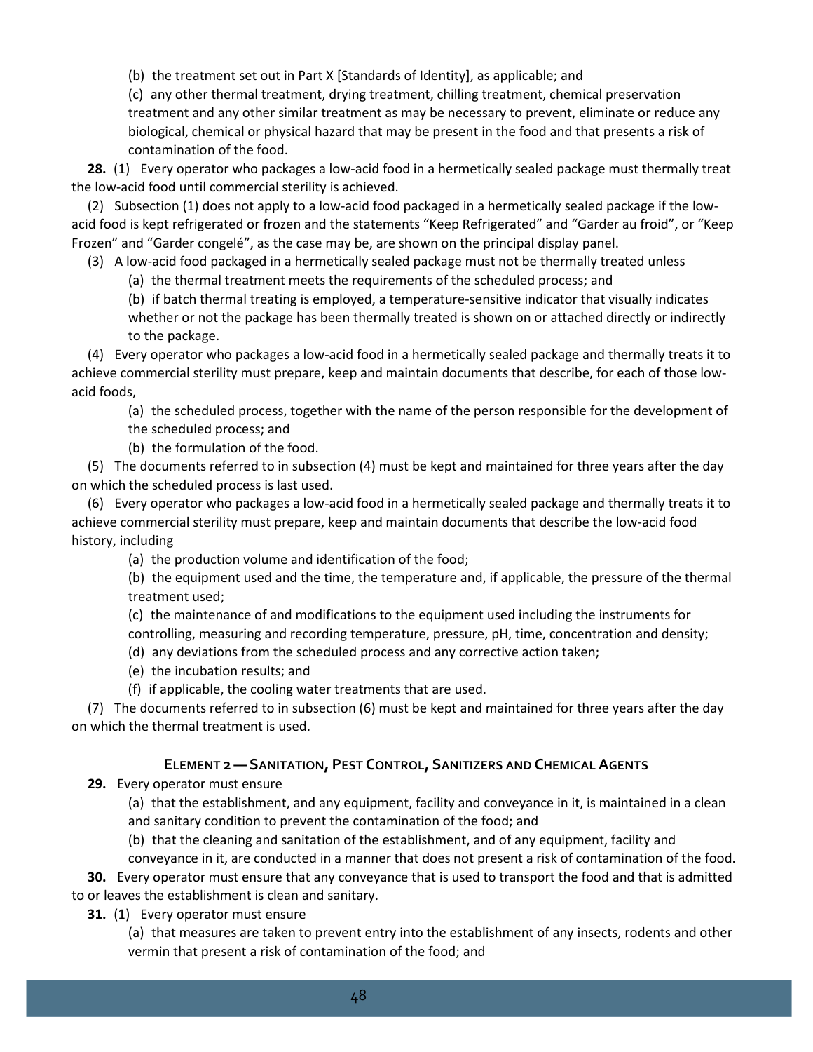(b) the treatment set out in Part X [Standards of Identity], as applicable; and

(c) any other thermal treatment, drying treatment, chilling treatment, chemical preservation treatment and any other similar treatment as may be necessary to prevent, eliminate or reduce any biological, chemical or physical hazard that may be present in the food and that presents a risk of contamination of the food.

**28.** (1) Every operator who packages a low-acid food in a hermetically sealed package must thermally treat the low-acid food until commercial sterility is achieved.

(2) Subsection (1) does not apply to a low-acid food packaged in a hermetically sealed package if the low-acid food is kept refrigerated or frozen and the statements “Keep Refrigerated” and “Garder au froid”, or “Keep Frozen” and “Garder congelé”, as the case may be, are shown on the principal display panel.

(3) A low-acid food packaged in a hermetically sealed package must not be thermally treated unless

(a) the thermal treatment meets the requirements of the scheduled process; and

(b) if batch thermal treating is employed, a temperature-sensitive indicator that visually indicates whether or not the package has been thermally treated is shown on or attached directly or indirectly to the package.

(4) Every operator who packages a low-acid food in a hermetically sealed package and thermally treats it to achieve commercial sterility must prepare, keep and maintain documents that describe, for each of those low-acid foods,

(a) the scheduled process, together with the name of the person responsible for the development of the scheduled process; and

(b) the formulation of the food.

(5) The documents referred to in subsection (4) must be kept and maintained for three years after the day on which the scheduled process is last used.

(6) Every operator who packages a low-acid food in a hermetically sealed package and thermally treats it to achieve commercial sterility must prepare, keep and maintain documents that describe the low-acid food history, including

(a) the production volume and identification of the food;

(b) the equipment used and the time, the temperature and, if applicable, the pressure of the thermal treatment used;

(c) the maintenance of and modifications to the equipment used including the instruments for controlling, measuring and recording temperature, pressure, pH, time, concentration and density;

(d) any deviations from the scheduled process and any corrective action taken;

(e) the incubation results; and

(f) if applicable, the cooling water treatments that are used.

(7) The documents referred to in subsection (6) must be kept and maintained for three years after the day on which the thermal treatment is used.

### Element 2 — Sanitation, Pest Control, Sanitizers and Chemical Agents

**29.** Every operator must ensure

(a) that the establishment, and any equipment, facility and conveyance in it, is maintained in a clean and sanitary condition to prevent the contamination of the food; and

(b) that the cleaning and sanitation of the establishment, and of any equipment, facility and conveyance in it, are conducted in a manner that does not present a risk of contamination of the food.

**30.** Every operator must ensure that any conveyance that is used to transport the food and that is admitted to or leaves the establishment is clean and sanitary.

**31.** (1) Every operator must ensure

(a) that measures are taken to prevent entry into the establishment of any insects, rodents and other vermin that present a risk of contamination of the food; and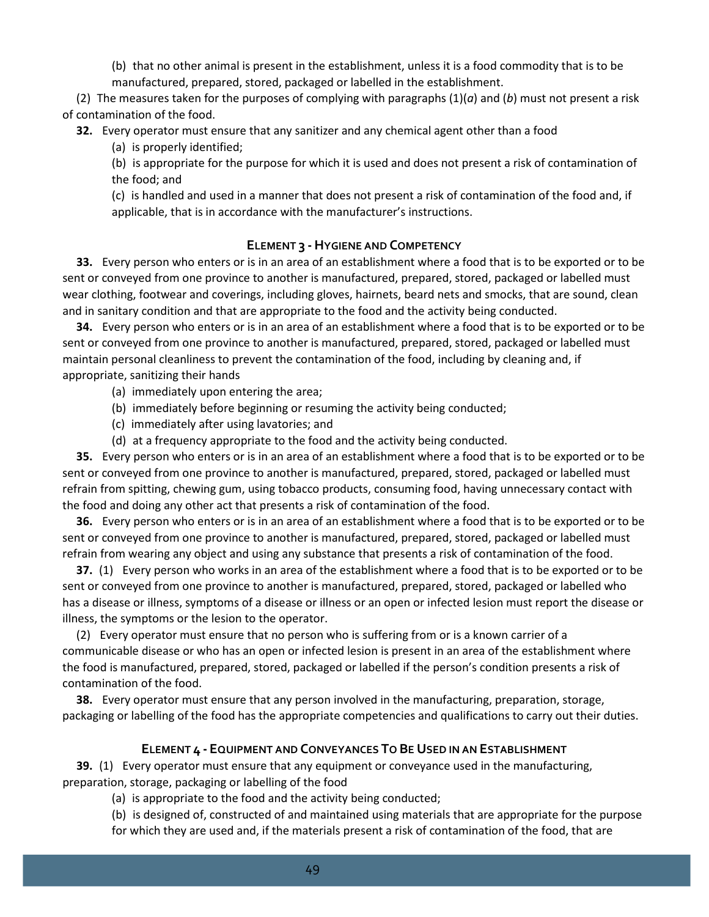(b) that no other animal is present in the establishment, unless it is a food commodity that is to be manufactured, prepared, stored, packaged or labelled in the establishment.

(2) The measures taken for the purposes of complying with paragraphs (1)(*a*) and (*b*) must not present a risk of contamination of the food.

**32.** Every operator must ensure that any sanitizer and any chemical agent other than a food

(a) is properly identified;

(b) is appropriate for the purpose for which it is used and does not present a risk of contamination of the food; and

(c) is handled and used in a manner that does not present a risk of contamination of the food and, if applicable, that is in accordance with the manufacturer's instructions.

### Element 3 - Hygiene and Competency

**33.** Every person who enters or is in an area of an establishment where a food that is to be exported or to be sent or conveyed from one province to another is manufactured, prepared, stored, packaged or labelled must wear clothing, footwear and coverings, including gloves, hairnets, beard nets and smocks, that are sound, clean and in sanitary condition and that are appropriate to the food and the activity being conducted.

**34.** Every person who enters or is in an area of an establishment where a food that is to be exported or to be sent or conveyed from one province to another is manufactured, prepared, stored, packaged or labelled must maintain personal cleanliness to prevent the contamination of the food, including by cleaning and, if appropriate, sanitizing their hands

(a) immediately upon entering the area;

(b) immediately before beginning or resuming the activity being conducted;

(c) immediately after using lavatories; and

(d) at a frequency appropriate to the food and the activity being conducted.

**35.** Every person who enters or is in an area of an establishment where a food that is to be exported or to be sent or conveyed from one province to another is manufactured, prepared, stored, packaged or labelled must refrain from spitting, chewing gum, using tobacco products, consuming food, having unnecessary contact with the food and doing any other act that presents a risk of contamination of the food.

**36.** Every person who enters or is in an area of an establishment where a food that is to be exported or to be sent or conveyed from one province to another is manufactured, prepared, stored, packaged or labelled must refrain from wearing any object and using any substance that presents a risk of contamination of the food.

**37.** (1) Every person who works in an area of the establishment where a food that is to be exported or to be sent or conveyed from one province to another is manufactured, prepared, stored, packaged or labelled who has a disease or illness, symptoms of a disease or illness or an open or infected lesion must report the disease or illness, the symptoms or the lesion to the operator.

(2) Every operator must ensure that no person who is suffering from or is a known carrier of a communicable disease or who has an open or infected lesion is present in an area of the establishment where the food is manufactured, prepared, stored, packaged or labelled if the person's condition presents a risk of contamination of the food.

**38.** Every operator must ensure that any person involved in the manufacturing, preparation, storage, packaging or labelling of the food has the appropriate competencies and qualifications to carry out their duties.

### Element 4 - Equipment and Conveyances To Be Used in an Establishment

**39.** (1) Every operator must ensure that any equipment or conveyance used in the manufacturing, preparation, storage, packaging or labelling of the food

(a) is appropriate to the food and the activity being conducted;

(b) is designed of, constructed of and maintained using materials that are appropriate for the purpose for which they are used and, if the materials present a risk of contamination of the food, that are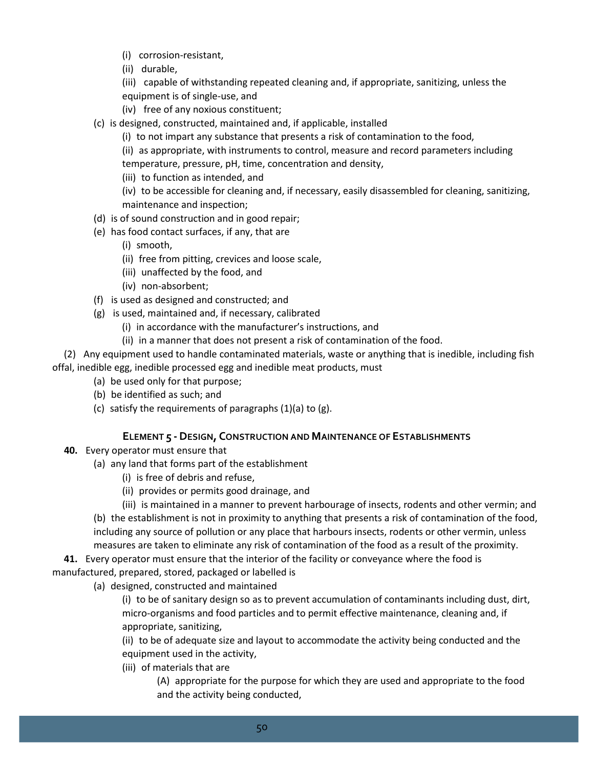(i) corrosion-resistant,

(ii) durable,

(iii) capable of withstanding repeated cleaning and, if appropriate, sanitizing, unless the equipment is of single-use, and

(iv) free of any noxious constituent;

(c) is designed, constructed, maintained and, if applicable, installed

(i) to not impart any substance that presents a risk of contamination to the food,

(ii) as appropriate, with instruments to control, measure and record parameters including temperature, pressure, pH, time, concentration and density,

(iii) to function as intended, and

(iv) to be accessible for cleaning and, if necessary, easily disassembled for cleaning, sanitizing, maintenance and inspection;

(d) is of sound construction and in good repair;

(e) has food contact surfaces, if any, that are

(i) smooth,

(ii) free from pitting, crevices and loose scale,

(iii) unaffected by the food, and

(iv) non-absorbent;

(f) is used as designed and constructed; and

(g) is used, maintained and, if necessary, calibrated

(i) in accordance with the manufacturer's instructions, and

(ii) in a manner that does not present a risk of contamination of the food.

(2) Any equipment used to handle contaminated materials, waste or anything that is inedible, including fish offal, inedible egg, inedible processed egg and inedible meat products, must

(a) be used only for that purpose;

(b) be identified as such; and

(c) satisfy the requirements of paragraphs (1)(a) to (g).

### Element 5 - Design, Construction and Maintenance of Establishments

**40.** Every operator must ensure that

(a) any land that forms part of the establishment

(i) is free of debris and refuse,

(ii) provides or permits good drainage, and

(iii) is maintained in a manner to prevent harbourage of insects, rodents and other vermin; and

(b) the establishment is not in proximity to anything that presents a risk of contamination of the food, including any source of pollution or any place that harbours insects, rodents or other vermin, unless measures are taken to eliminate any risk of contamination of the food as a result of the proximity.

**41.** Every operator must ensure that the interior of the facility or conveyance where the food is manufactured, prepared, stored, packaged or labelled is

(a) designed, constructed and maintained

(i) to be of sanitary design so as to prevent accumulation of contaminants including dust, dirt, micro-organisms and food particles and to permit effective maintenance, cleaning and, if appropriate, sanitizing,

(ii) to be of adequate size and layout to accommodate the activity being conducted and the equipment used in the activity,

(iii) of materials that are

(A) appropriate for the purpose for which they are used and appropriate to the food and the activity being conducted,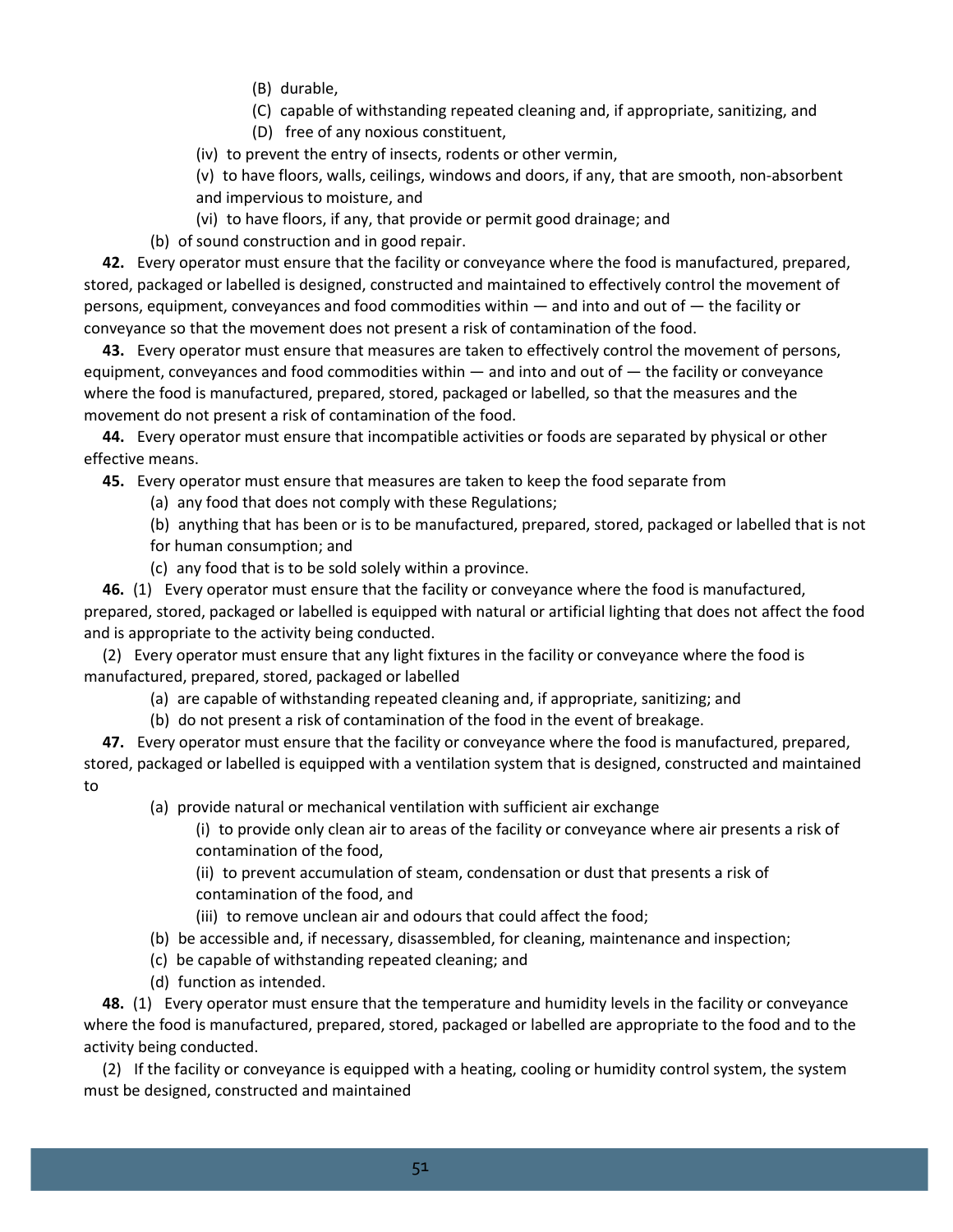(B) durable,

(C) capable of withstanding repeated cleaning and, if appropriate, sanitizing, and

(D) free of any noxious constituent,

(iv) to prevent the entry of insects, rodents or other vermin,

(v) to have floors, walls, ceilings, windows and doors, if any, that are smooth, non-absorbent and impervious to moisture, and

(vi) to have floors, if any, that provide or permit good drainage; and

(b) of sound construction and in good repair.

**42.** Every operator must ensure that the facility or conveyance where the food is manufactured, prepared, stored, packaged or labelled is designed, constructed and maintained to effectively control the movement of persons, equipment, conveyances and food commodities within — and into and out of — the facility or conveyance so that the movement does not present a risk of contamination of the food.

**43.** Every operator must ensure that measures are taken to effectively control the movement of persons, equipment, conveyances and food commodities within — and into and out of — the facility or conveyance where the food is manufactured, prepared, stored, packaged or labelled, so that the measures and the movement do not present a risk of contamination of the food.

**44.** Every operator must ensure that incompatible activities or foods are separated by physical or other effective means.

**45.** Every operator must ensure that measures are taken to keep the food separate from

(a) any food that does not comply with these Regulations;

(b) anything that has been or is to be manufactured, prepared, stored, packaged or labelled that is not for human consumption; and

(c) any food that is to be sold solely within a province.

**46.** (1) Every operator must ensure that the facility or conveyance where the food is manufactured, prepared, stored, packaged or labelled is equipped with natural or artificial lighting that does not affect the food and is appropriate to the activity being conducted.

(2) Every operator must ensure that any light fixtures in the facility or conveyance where the food is manufactured, prepared, stored, packaged or labelled

(a) are capable of withstanding repeated cleaning and, if appropriate, sanitizing; and

(b) do not present a risk of contamination of the food in the event of breakage.

**47.** Every operator must ensure that the facility or conveyance where the food is manufactured, prepared, stored, packaged or labelled is equipped with a ventilation system that is designed, constructed and maintained to

(a) provide natural or mechanical ventilation with sufficient air exchange

(i) to provide only clean air to areas of the facility or conveyance where air presents a risk of contamination of the food,

(ii) to prevent accumulation of steam, condensation or dust that presents a risk of contamination of the food, and

(iii) to remove unclean air and odours that could affect the food;

(b) be accessible and, if necessary, disassembled, for cleaning, maintenance and inspection;

(c) be capable of withstanding repeated cleaning; and

(d) function as intended.

**48.** (1) Every operator must ensure that the temperature and humidity levels in the facility or conveyance where the food is manufactured, prepared, stored, packaged or labelled are appropriate to the food and to the activity being conducted.

(2) If the facility or conveyance is equipped with a heating, cooling or humidity control system, the system must be designed, constructed and maintained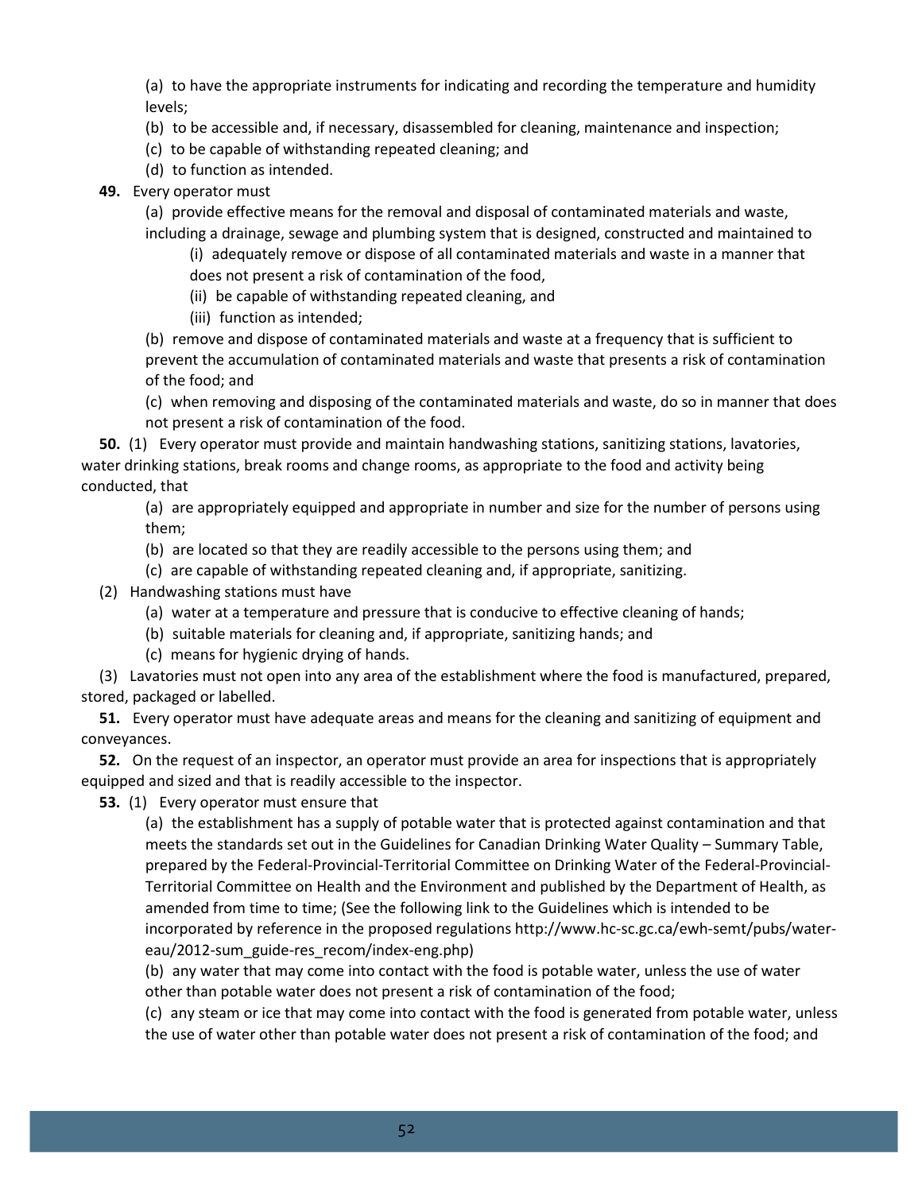(a) to have the appropriate instruments for indicating and recording the temperature and humidity levels;

(b) to be accessible and, if necessary, disassembled for cleaning, maintenance and inspection;

(c) to be capable of withstanding repeated cleaning; and

(d) to function as intended.

**49.** Every operator must

(a) provide effective means for the removal and disposal of contaminated materials and waste, including a drainage, sewage and plumbing system that is designed, constructed and maintained to

(i) adequately remove or dispose of all contaminated materials and waste in a manner that does not present a risk of contamination of the food,

(ii) be capable of withstanding repeated cleaning, and

(iii) function as intended;

(b) remove and dispose of contaminated materials and waste at a frequency that is sufficient to prevent the accumulation of contaminated materials and waste that presents a risk of contamination of the food; and

(c) when removing and disposing of the contaminated materials and waste, do so in manner that does not present a risk of contamination of the food.

**50.** (1) Every operator must provide and maintain handwashing stations, sanitizing stations, lavatories, water drinking stations, break rooms and change rooms, as appropriate to the food and activity being conducted, that

(a) are appropriately equipped and appropriate in number and size for the number of persons using them;

(b) are located so that they are readily accessible to the persons using them; and

(c) are capable of withstanding repeated cleaning and, if appropriate, sanitizing.

(2) Handwashing stations must have

(a) water at a temperature and pressure that is conducive to effective cleaning of hands;

(b) suitable materials for cleaning and, if appropriate, sanitizing hands; and

(c) means for hygienic drying of hands.

(3) Lavatories must not open into any area of the establishment where the food is manufactured, prepared, stored, packaged or labelled.

**51.** Every operator must have adequate areas and means for the cleaning and sanitizing of equipment and conveyances.

**52.** On the request of an inspector, an operator must provide an area for inspections that is appropriately equipped and sized and that is readily accessible to the inspector.

**53.** (1) Every operator must ensure that

(a) the establishment has a supply of potable water that is protected against contamination and that meets the standards set out in the Guidelines for Canadian Drinking Water Quality – Summary Table, prepared by the Federal-Provincial-Territorial Committee on Drinking Water of the Federal-Provincial-Territorial Committee on Health and the Environment and published by the Department of Health, as amended from time to time; (See the following link to the Guidelines which is intended to be incorporated by reference in the proposed regulations http://www.hc-sc.gc.ca/ewh-semt/pubs/water-eau/2012-sum_guide-res_recom/index-eng.php)

(b) any water that may come into contact with the food is potable water, unless the use of water other than potable water does not present a risk of contamination of the food;

(c) any steam or ice that may come into contact with the food is generated from potable water, unless the use of water other than potable water does not present a risk of contamination of the food; and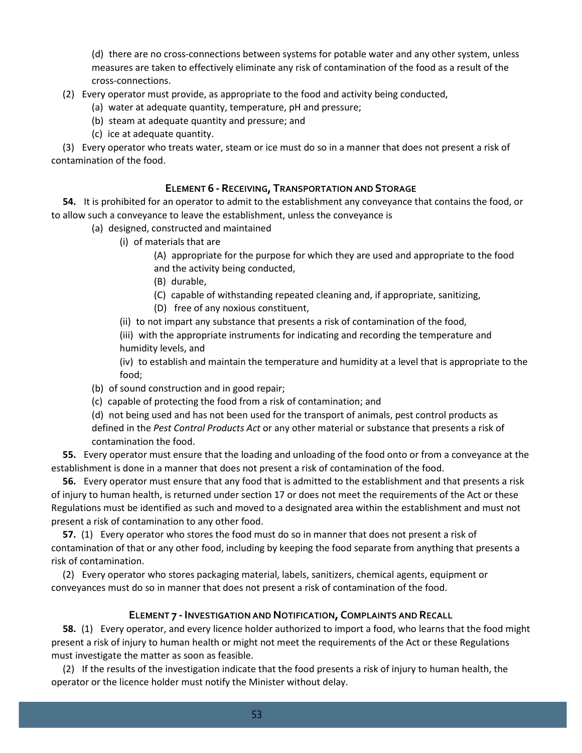(d) there are no cross-connections between systems for potable water and any other system, unless measures are taken to effectively eliminate any risk of contamination of the food as a result of the cross-connections.

(2) Every operator must provide, as appropriate to the food and activity being conducted,

(a) water at adequate quantity, temperature, pH and pressure;

(b) steam at adequate quantity and pressure; and

(c) ice at adequate quantity.

(3) Every operator who treats water, steam or ice must do so in a manner that does not present a risk of contamination of the food.

### Element 6 - Receiving, Transportation and Storage

**54.** It is prohibited for an operator to admit to the establishment any conveyance that contains the food, or to allow such a conveyance to leave the establishment, unless the conveyance is

(a) designed, constructed and maintained

(i) of materials that are

(A) appropriate for the purpose for which they are used and appropriate to the food and the activity being conducted,

(B) durable,

(C) capable of withstanding repeated cleaning and, if appropriate, sanitizing,

(D) free of any noxious constituent,

(ii) to not impart any substance that presents a risk of contamination of the food,

(iii) with the appropriate instruments for indicating and recording the temperature and humidity levels, and

(iv) to establish and maintain the temperature and humidity at a level that is appropriate to the food;

(b) of sound construction and in good repair;

(c) capable of protecting the food from a risk of contamination; and

(d) not being used and has not been used for the transport of animals, pest control products as defined in the *Pest Control Products Act* or any other material or substance that presents a risk of contamination the food.

**55.** Every operator must ensure that the loading and unloading of the food onto or from a conveyance at the establishment is done in a manner that does not present a risk of contamination of the food.

**56.** Every operator must ensure that any food that is admitted to the establishment and that presents a risk of injury to human health, is returned under section 17 or does not meet the requirements of the Act or these Regulations must be identified as such and moved to a designated area within the establishment and must not present a risk of contamination to any other food.

**57.** (1) Every operator who stores the food must do so in manner that does not present a risk of contamination of that or any other food, including by keeping the food separate from anything that presents a risk of contamination.

(2) Every operator who stores packaging material, labels, sanitizers, chemical agents, equipment or conveyances must do so in manner that does not present a risk of contamination of the food.

### Element 7 - Investigation and Notification, Complaints and Recall

**58.** (1) Every operator, and every licence holder authorized to import a food, who learns that the food might present a risk of injury to human health or might not meet the requirements of the Act or these Regulations must investigate the matter as soon as feasible.

(2) If the results of the investigation indicate that the food presents a risk of injury to human health, the operator or the licence holder must notify the Minister without delay.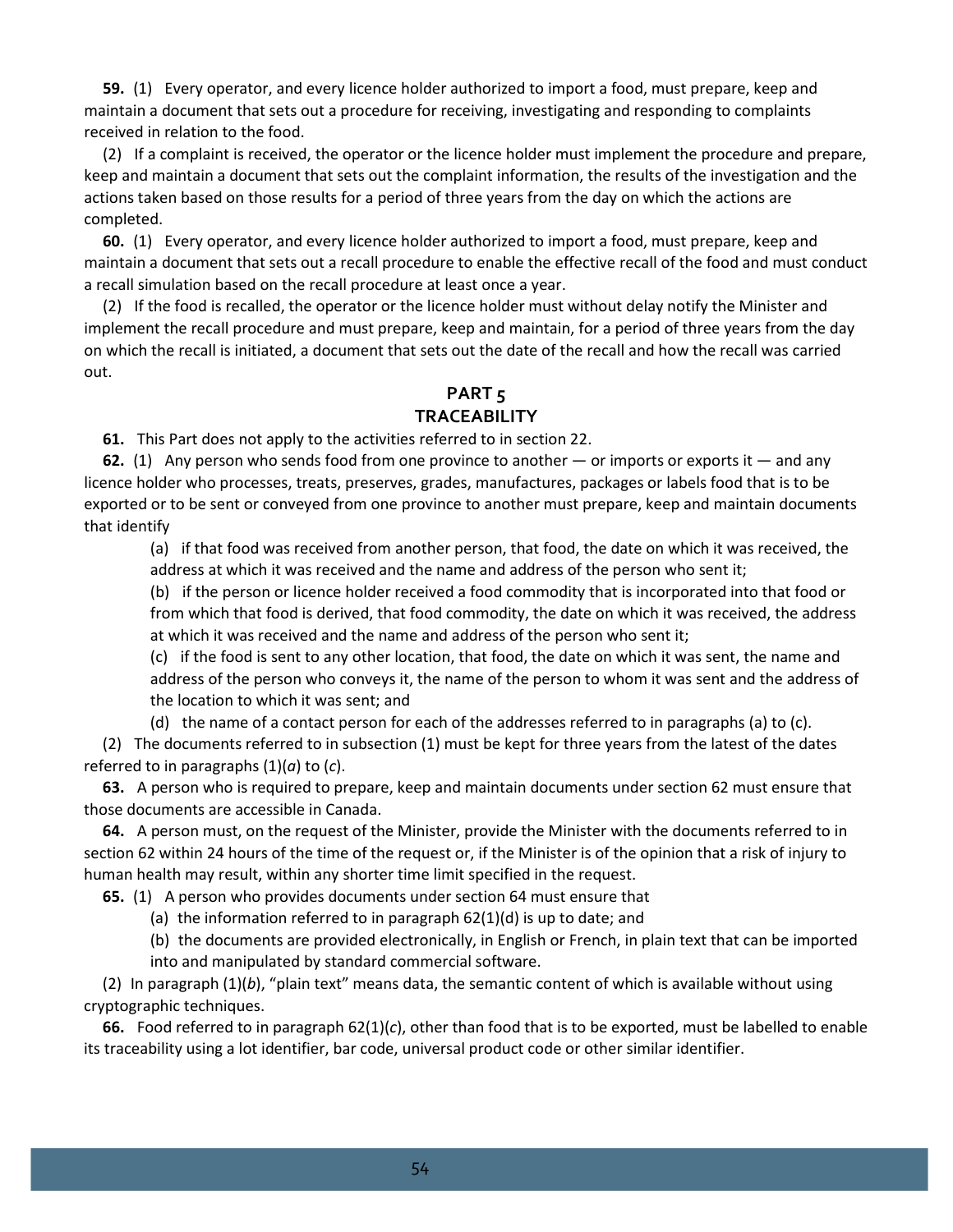**59.** (1) Every operator, and every licence holder authorized to import a food, must prepare, keep and maintain a document that sets out a procedure for receiving, investigating and responding to complaints received in relation to the food.

(2) If a complaint is received, the operator or the licence holder must implement the procedure and prepare, keep and maintain a document that sets out the complaint information, the results of the investigation and the actions taken based on those results for a period of three years from the day on which the actions are completed.

**60.** (1) Every operator, and every licence holder authorized to import a food, must prepare, keep and maintain a document that sets out a recall procedure to enable the effective recall of the food and must conduct a recall simulation based on the recall procedure at least once a year.

(2) If the food is recalled, the operator or the licence holder must without delay notify the Minister and implement the recall procedure and must prepare, keep and maintain, for a period of three years from the day on which the recall is initiated, a document that sets out the date of the recall and how the recall was carried out.

## PART 5
## TRACEABILITY

**61.** This Part does not apply to the activities referred to in section 22.

**62.** (1) Any person who sends food from one province to another — or imports or exports it — and any licence holder who processes, treats, preserves, grades, manufactures, packages or labels food that is to be exported or to be sent or conveyed from one province to another must prepare, keep and maintain documents that identify

> (a) if that food was received from another person, that food, the date on which it was received, the address at which it was received and the name and address of the person who sent it;
>
> (b) if the person or licence holder received a food commodity that is incorporated into that food or from which that food is derived, that food commodity, the date on which it was received, the address at which it was received and the name and address of the person who sent it;
>
> (c) if the food is sent to any other location, that food, the date on which it was sent, the name and address of the person who conveys it, the name of the person to whom it was sent and the address of the location to which it was sent; and
>
> (d) the name of a contact person for each of the addresses referred to in paragraphs (a) to (c).

(2) The documents referred to in subsection (1) must be kept for three years from the latest of the dates referred to in paragraphs (1)(*a*) to (*c*).

**63.** A person who is required to prepare, keep and maintain documents under section 62 must ensure that those documents are accessible in Canada.

**64.** A person must, on the request of the Minister, provide the Minister with the documents referred to in section 62 within 24 hours of the time of the request or, if the Minister is of the opinion that a risk of injury to human health may result, within any shorter time limit specified in the request.

**65.** (1) A person who provides documents under section 64 must ensure that

> (a) the information referred to in paragraph 62(1)(d) is up to date; and
>
> (b) the documents are provided electronically, in English or French, in plain text that can be imported into and manipulated by standard commercial software.

(2) In paragraph (1)(*b*), "plain text" means data, the semantic content of which is available without using cryptographic techniques.

**66.** Food referred to in paragraph 62(1)(*c*), other than food that is to be exported, must be labelled to enable its traceability using a lot identifier, bar code, universal product code or other similar identifier.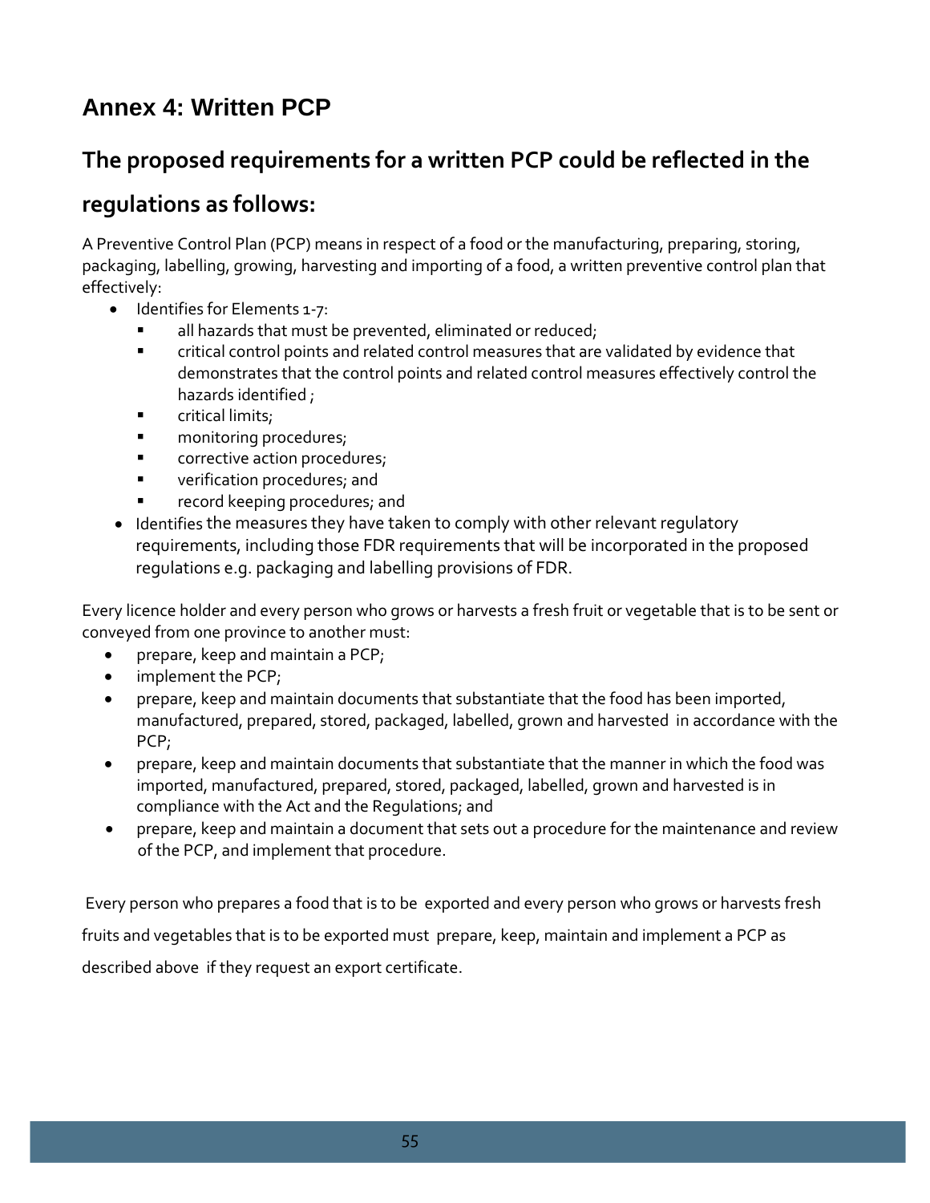## Annex 4: Written PCP

### The proposed requirements for a written PCP could be reflected in the regulations as follows:

A Preventive Control Plan (PCP) means in respect of a food or the manufacturing, preparing, storing, packaging, labelling, growing, harvesting and importing of a food, a written preventive control plan that effectively:

- Identifies for Elements 1-7:
  - all hazards that must be prevented, eliminated or reduced;
  - critical control points and related control measures that are validated by evidence that demonstrates that the control points and related control measures effectively control the hazards identified ;
  - critical limits;
  - monitoring procedures;
  - corrective action procedures;
  - verification procedures; and
  - record keeping procedures; and
- Identifies the measures they have taken to comply with other relevant regulatory requirements, including those FDR requirements that will be incorporated in the proposed regulations e.g. packaging and labelling provisions of FDR.

Every licence holder and every person who grows or harvests a fresh fruit or vegetable that is to be sent or conveyed from one province to another must:

- prepare, keep and maintain a PCP;
- implement the PCP;
- prepare, keep and maintain documents that substantiate that the food has been imported, manufactured, prepared, stored, packaged, labelled, grown and harvested in accordance with the PCP;
- prepare, keep and maintain documents that substantiate that the manner in which the food was imported, manufactured, prepared, stored, packaged, labelled, grown and harvested is in compliance with the Act and the Regulations; and
- prepare, keep and maintain a document that sets out a procedure for the maintenance and review of the PCP, and implement that procedure.

Every person who prepares a food that is to be exported and every person who grows or harvests fresh fruits and vegetables that is to be exported must prepare, keep, maintain and implement a PCP as described above if they request an export certificate.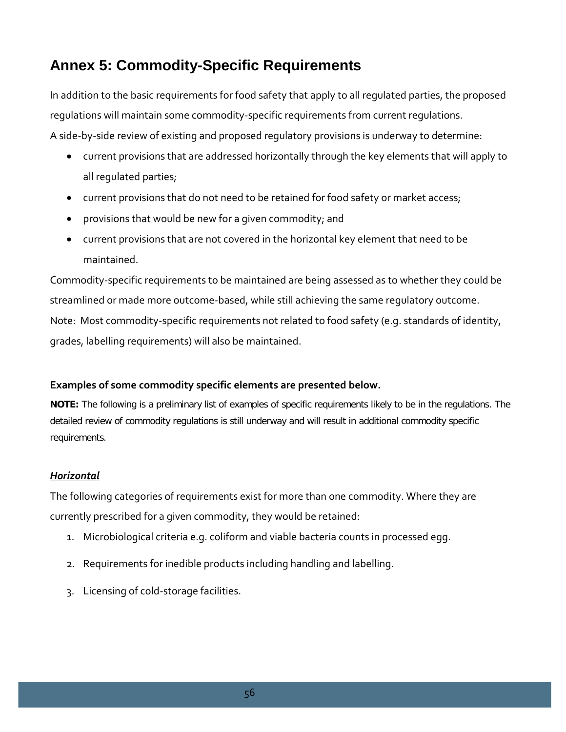## Annex 5: Commodity-Specific Requirements

In addition to the basic requirements for food safety that apply to all regulated parties, the proposed regulations will maintain some commodity-specific requirements from current regulations.

A side-by-side review of existing and proposed regulatory provisions is underway to determine:

- current provisions that are addressed horizontally through the key elements that will apply to all regulated parties;
- current provisions that do not need to be retained for food safety or market access;
- provisions that would be new for a given commodity; and
- current provisions that are not covered in the horizontal key element that need to be maintained.

Commodity-specific requirements to be maintained are being assessed as to whether they could be streamlined or made more outcome-based, while still achieving the same regulatory outcome.

Note: Most commodity-specific requirements not related to food safety (e.g. standards of identity, grades, labelling requirements) will also be maintained.

**Examples of some commodity specific elements are presented below.**

**NOTE:** The following is a preliminary list of examples of specific requirements likely to be in the regulations. The detailed review of commodity regulations is still underway and will result in additional commodity specific requirements.

***Horizontal***

The following categories of requirements exist for more than one commodity. Where they are currently prescribed for a given commodity, they would be retained:

1. Microbiological criteria e.g. coliform and viable bacteria counts in processed egg.
2. Requirements for inedible products including handling and labelling.
3. Licensing of cold-storage facilities.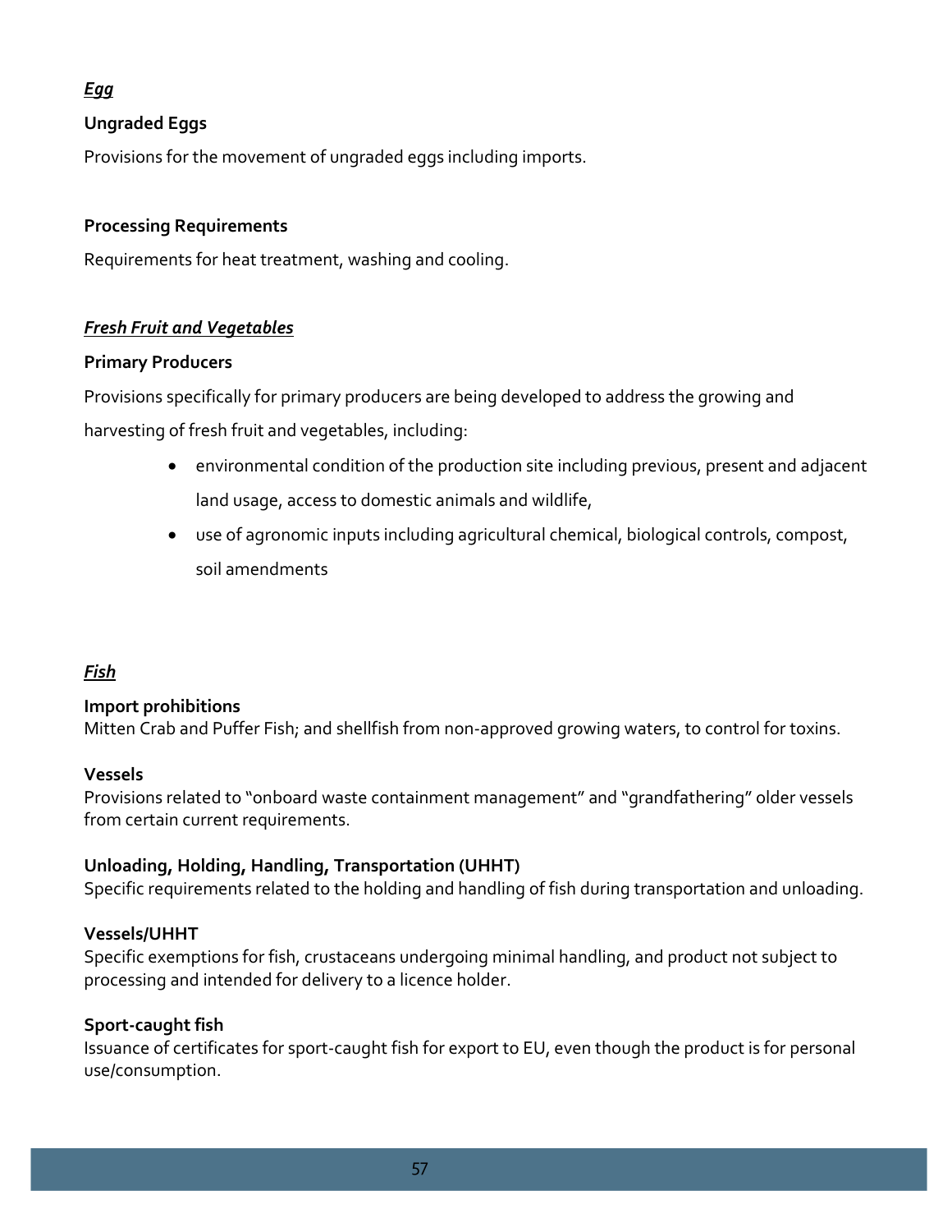***Egg***

**Ungraded Eggs**

Provisions for the movement of ungraded eggs including imports.

**Processing Requirements**

Requirements for heat treatment, washing and cooling.

***Fresh Fruit and Vegetables***

**Primary Producers**

Provisions specifically for primary producers are being developed to address the growing and harvesting of fresh fruit and vegetables, including:

- environmental condition of the production site including previous, present and adjacent land usage, access to domestic animals and wildlife,
- use of agronomic inputs including agricultural chemical, biological controls, compost, soil amendments

***Fish***

**Import prohibitions**
Mitten Crab and Puffer Fish; and shellfish from non-approved growing waters, to control for toxins.

**Vessels**
Provisions related to "onboard waste containment management" and "grandfathering" older vessels from certain current requirements.

**Unloading, Holding, Handling, Transportation (UHHT)**
Specific requirements related to the holding and handling of fish during transportation and unloading.

**Vessels/UHHT**
Specific exemptions for fish, crustaceans undergoing minimal handling, and product not subject to processing and intended for delivery to a licence holder.

**Sport-caught fish**
Issuance of certificates for sport-caught fish for export to EU, even though the product is for personal use/consumption.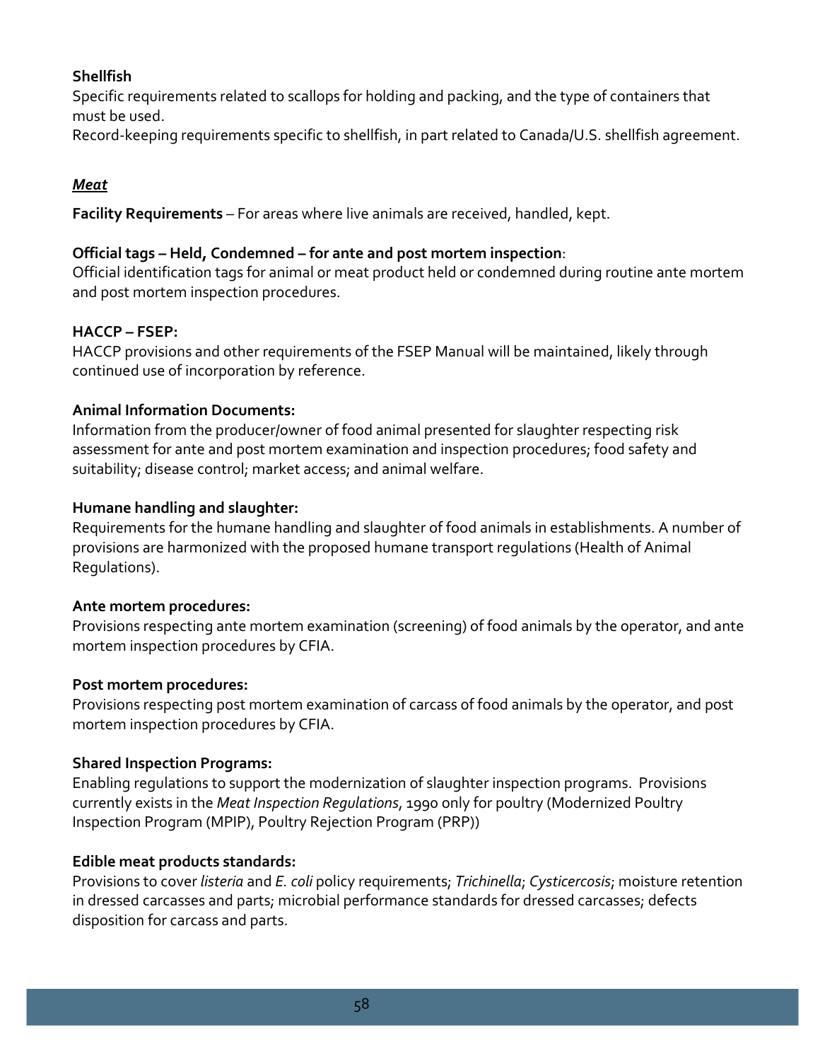**Shellfish**
Specific requirements related to scallops for holding and packing, and the type of containers that must be used.
Record-keeping requirements specific to shellfish, in part related to Canada/U.S. shellfish agreement.

***<u>Meat</u>***

**Facility Requirements** – For areas where live animals are received, handled, kept.

**Official tags – Held, Condemned – for ante and post mortem inspection**:
Official identification tags for animal or meat product held or condemned during routine ante mortem and post mortem inspection procedures.

**HACCP – FSEP:**
HACCP provisions and other requirements of the FSEP Manual will be maintained, likely through continued use of incorporation by reference.

**Animal Information Documents:**
Information from the producer/owner of food animal presented for slaughter respecting risk assessment for ante and post mortem examination and inspection procedures; food safety and suitability; disease control; market access; and animal welfare.

**Humane handling and slaughter:**
Requirements for the humane handling and slaughter of food animals in establishments. A number of provisions are harmonized with the proposed humane transport regulations (Health of Animal Regulations).

**Ante mortem procedures:**
Provisions respecting ante mortem examination (screening) of food animals by the operator, and ante mortem inspection procedures by CFIA.

**Post mortem procedures:**
Provisions respecting post mortem examination of carcass of food animals by the operator, and post mortem inspection procedures by CFIA.

**Shared Inspection Programs:**
Enabling regulations to support the modernization of slaughter inspection programs. Provisions currently exists in the *Meat Inspection Regulations*, 1990 only for poultry (Modernized Poultry Inspection Program (MPIP), Poultry Rejection Program (PRP))

**Edible meat products standards:**
Provisions to cover *listeria* and *E. coli* policy requirements; *Trichinella*; *Cysticercosis*; moisture retention in dressed carcasses and parts; microbial performance standards for dressed carcasses; defects disposition for carcass and parts.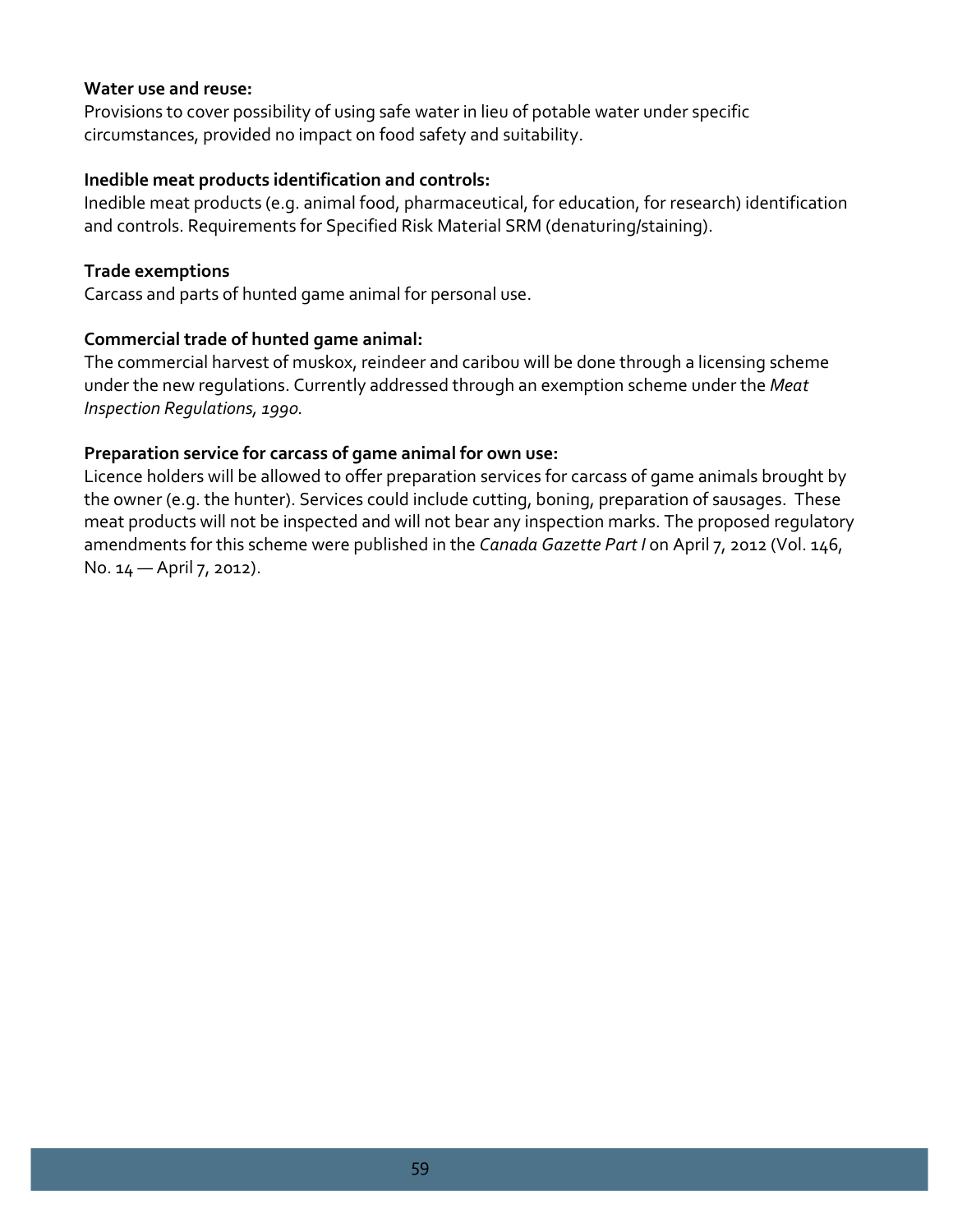**Water use and reuse:**
Provisions to cover possibility of using safe water in lieu of potable water under specific circumstances, provided no impact on food safety and suitability.

**Inedible meat products identification and controls:**
Inedible meat products (e.g. animal food, pharmaceutical, for education, for research) identification and controls. Requirements for Specified Risk Material SRM (denaturing/staining).

**Trade exemptions**
Carcass and parts of hunted game animal for personal use.

**Commercial trade of hunted game animal:**
The commercial harvest of muskox, reindeer and caribou will be done through a licensing scheme under the new regulations. Currently addressed through an exemption scheme under the *Meat Inspection Regulations, 1990.*

**Preparation service for carcass of game animal for own use:**
Licence holders will be allowed to offer preparation services for carcass of game animals brought by the owner (e.g. the hunter). Services could include cutting, boning, preparation of sausages. These meat products will not be inspected and will not bear any inspection marks. The proposed regulatory amendments for this scheme were published in the *Canada Gazette Part I* on April 7, 2012 (Vol. 146, No. 14 — April 7, 2012).